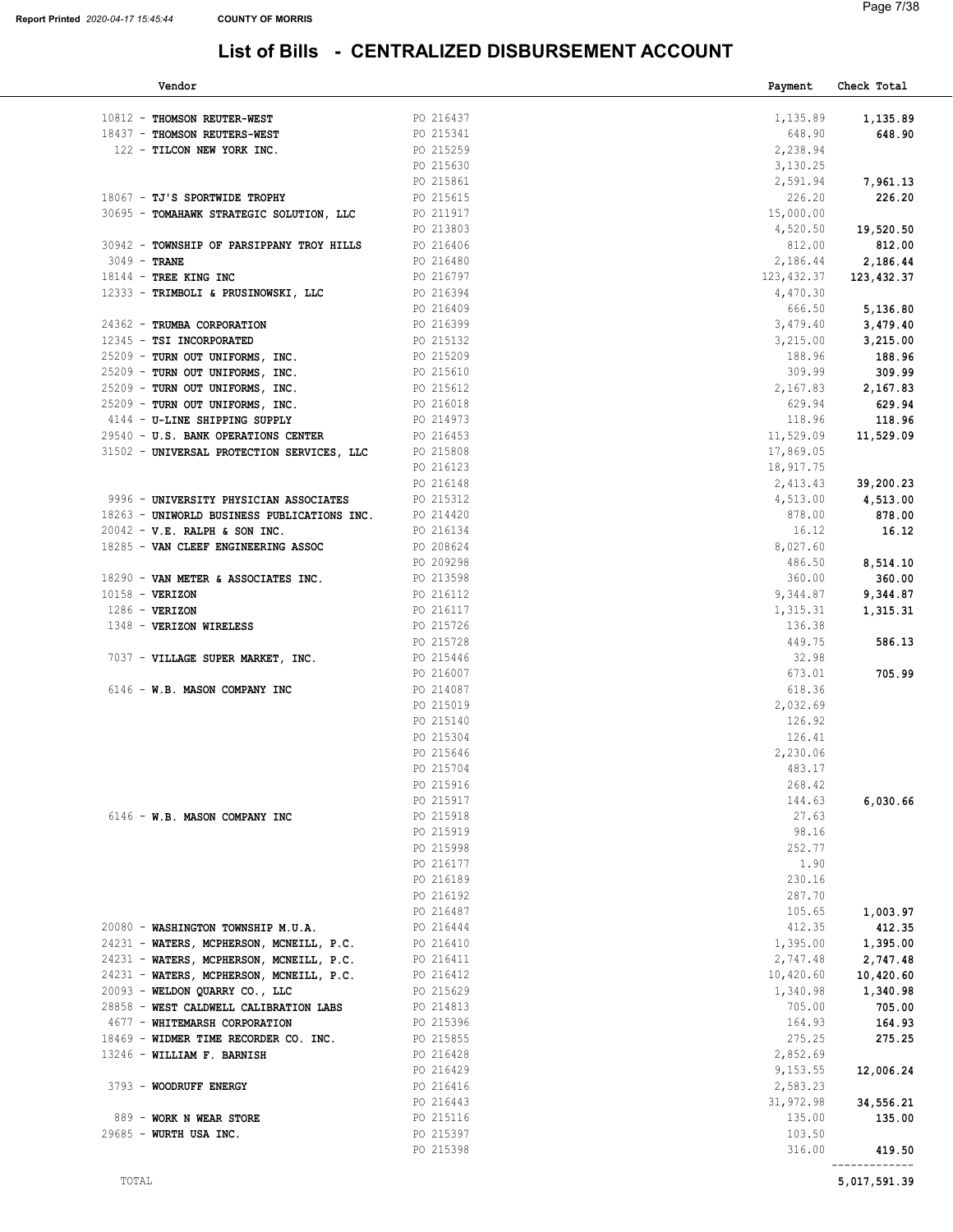Report Printed *2020-04-17 15:45:44* **COUNTY OF MORRIS**

# List of Bills - CENTRALIZED DISBURSEMENT ACCOUNT

| Vendor | | Payment | Check Total |
|---|---|---|---|
| 10812 - **THOMSON REUTER-WEST** | PO 216437 | 1,135.89 | **1,135.89** |
| 18437 - **THOMSON REUTERS-WEST** | PO 215341 | 648.90 | **648.90** |
| 122 - **TILCON NEW YORK INC.** | PO 215259 | 2,238.94 | |
| | PO 215630 | 3,130.25 | |
| | PO 215861 | 2,591.94 | **7,961.13** |
| 18067 - **TJ'S SPORTWIDE TROPHY** | PO 215615 | 226.20 | **226.20** |
| 30695 - **TOMAHAWK STRATEGIC SOLUTION, LLC** | PO 211917 | 15,000.00 | |
| | PO 213803 | 4,520.50 | **19,520.50** |
| 30942 - **TOWNSHIP OF PARSIPPANY TROY HILLS** | PO 216406 | 812.00 | **812.00** |
| 3049 - **TRANE** | PO 216480 | 2,186.44 | **2,186.44** |
| 18144 - **TREE KING INC** | PO 216797 | 123,432.37 | **123,432.37** |
| 12333 - **TRIMBOLI & PRUSINOWSKI, LLC** | PO 216394 | 4,470.30 | |
| | PO 216409 | 666.50 | **5,136.80** |
| 24362 - **TRUMBA CORPORATION** | PO 216399 | 3,479.40 | **3,479.40** |
| 12345 - **TSI INCORPORATED** | PO 215132 | 3,215.00 | **3,215.00** |
| 25209 - **TURN OUT UNIFORMS, INC.** | PO 215209 | 188.96 | **188.96** |
| 25209 - **TURN OUT UNIFORMS, INC.** | PO 215610 | 309.99 | **309.99** |
| 25209 - **TURN OUT UNIFORMS, INC.** | PO 215612 | 2,167.83 | **2,167.83** |
| 25209 - **TURN OUT UNIFORMS, INC.** | PO 216018 | 629.94 | **629.94** |
| 4144 - **U-LINE SHIPPING SUPPLY** | PO 214973 | 118.96 | **118.96** |
| 29540 - **U.S. BANK OPERATIONS CENTER** | PO 216453 | 11,529.09 | **11,529.09** |
| 31502 - **UNIVERSAL PROTECTION SERVICES, LLC** | PO 215808 | 17,869.05 | |
| | PO 216123 | 18,917.75 | |
| | PO 216148 | 2,413.43 | **39,200.23** |
| 9996 - **UNIVERSITY PHYSICIAN ASSOCIATES** | PO 215312 | 4,513.00 | **4,513.00** |
| 18263 - **UNIWORLD BUSINESS PUBLICATIONS INC.** | PO 214420 | 878.00 | **878.00** |
| 20042 - **V.E. RALPH & SON INC.** | PO 216134 | 16.12 | **16.12** |
| 18285 - **VAN CLEEF ENGINEERING ASSOC** | PO 208624 | 8,027.60 | |
| | PO 209298 | 486.50 | **8,514.10** |
| 18290 - **VAN METER & ASSOCIATES INC.** | PO 213598 | 360.00 | **360.00** |
| 10158 - **VERIZON** | PO 216112 | 9,344.87 | **9,344.87** |
| 1286 - **VERIZON** | PO 216117 | 1,315.31 | **1,315.31** |
| 1348 - **VERIZON WIRELESS** | PO 215726 | 136.38 | |
| | PO 215728 | 449.75 | **586.13** |
| 7037 - **VILLAGE SUPER MARKET, INC.** | PO 215446 | 32.98 | |
| | PO 216007 | 673.01 | **705.99** |
| 6146 - **W.B. MASON COMPANY INC** | PO 214087 | 618.36 | |
| | PO 215019 | 2,032.69 | |
| | PO 215140 | 126.92 | |
| | PO 215304 | 126.41 | |
| | PO 215646 | 2,230.06 | |
| | PO 215704 | 483.17 | |
| | PO 215916 | 268.42 | |
| | PO 215917 | 144.63 | **6,030.66** |
| 6146 - **W.B. MASON COMPANY INC** | PO 215918 | 27.63 | |
| | PO 215919 | 98.16 | |
| | PO 215998 | 252.77 | |
| | PO 216177 | 1.90 | |
| | PO 216189 | 230.16 | |
| | PO 216192 | 287.70 | |
| | PO 216487 | 105.65 | **1,003.97** |
| 20080 - **WASHINGTON TOWNSHIP M.U.A.** | PO 216444 | 412.35 | **412.35** |
| 24231 - **WATERS, MCPHERSON, MCNEILL, P.C.** | PO 216410 | 1,395.00 | **1,395.00** |
| 24231 - **WATERS, MCPHERSON, MCNEILL, P.C.** | PO 216411 | 2,747.48 | **2,747.48** |
| 24231 - **WATERS, MCPHERSON, MCNEILL, P.C.** | PO 216412 | 10,420.60 | **10,420.60** |
| 20093 - **WELDON QUARRY CO., LLC** | PO 215629 | 1,340.98 | **1,340.98** |
| 28858 - **WEST CALDWELL CALIBRATION LABS** | PO 214813 | 705.00 | **705.00** |
| 4677 - **WHITEMARSH CORPORATION** | PO 215396 | 164.93 | **164.93** |
| 18469 - **WIDMER TIME RECORDER CO. INC.** | PO 215855 | 275.25 | **275.25** |
| 13246 - **WILLIAM F. BARNISH** | PO 216428 | 2,852.69 | |
| | PO 216429 | 9,153.55 | **12,006.24** |
| 3793 - **WOODRUFF ENERGY** | PO 216416 | 2,583.23 | |
| | PO 216443 | 31,972.98 | **34,556.21** |
| 889 - **WORK N WEAR STORE** | PO 215116 | 135.00 | **135.00** |
| 29685 - **WURTH USA INC.** | PO 215397 | 103.50 | |
| | PO 215398 | 316.00 | **419.50** |
| TOTAL | | | **5,017,591.39** |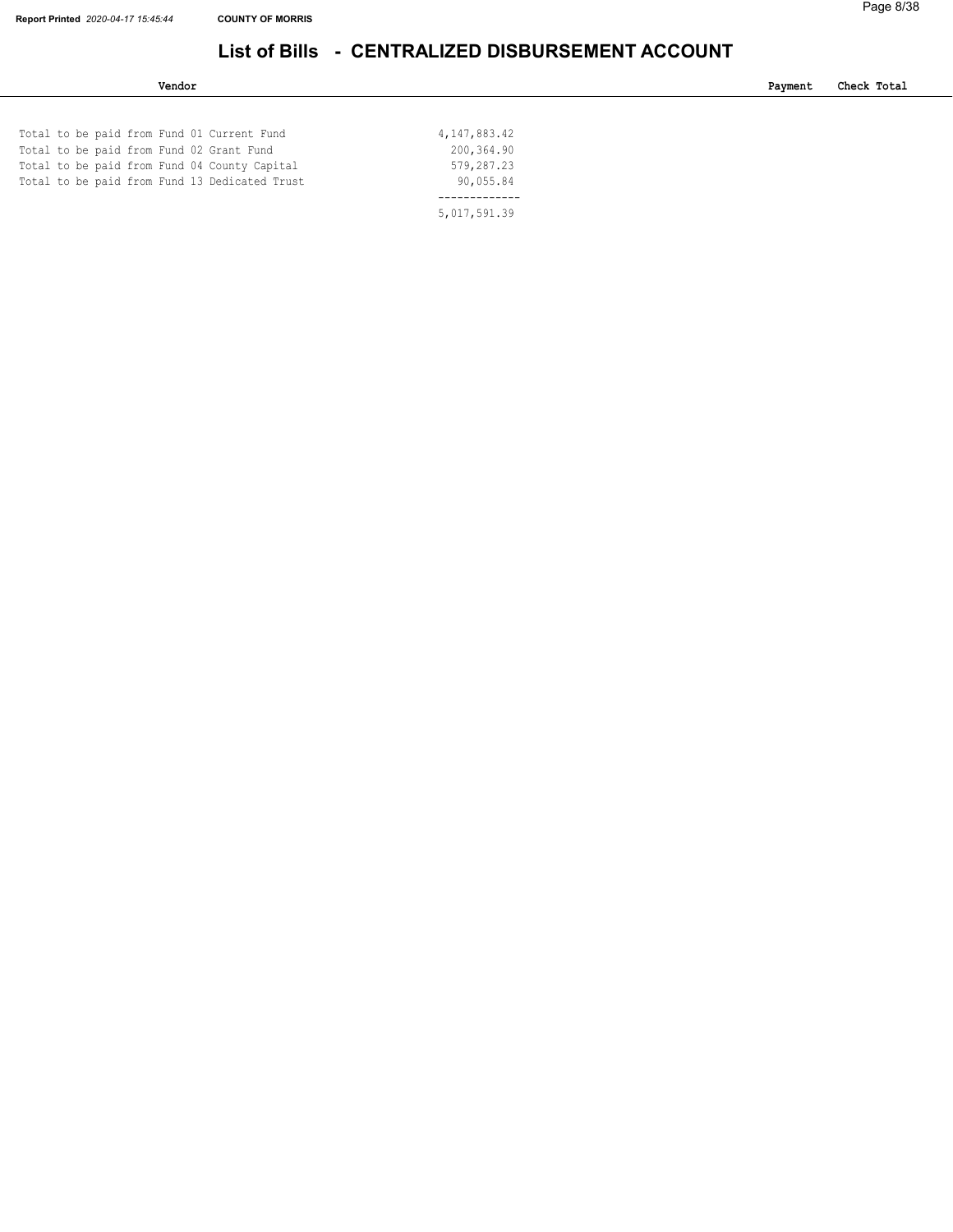# List of Bills - CENTRALIZED DISBURSEMENT ACCOUNT

| Vendor | | Payment | Check Total |
|---|---|---|---|
| Total to be paid from Fund 01 Current Fund | 4,147,883.42 | | |
| Total to be paid from Fund 02 Grant Fund | 200,364.90 | | |
| Total to be paid from Fund 04 County Capital | 579,287.23 | | |
| Total to be paid from Fund 13 Dedicated Trust | 90,055.84 | | |
| | ------------- | | |
| | 5,017,591.39 | | |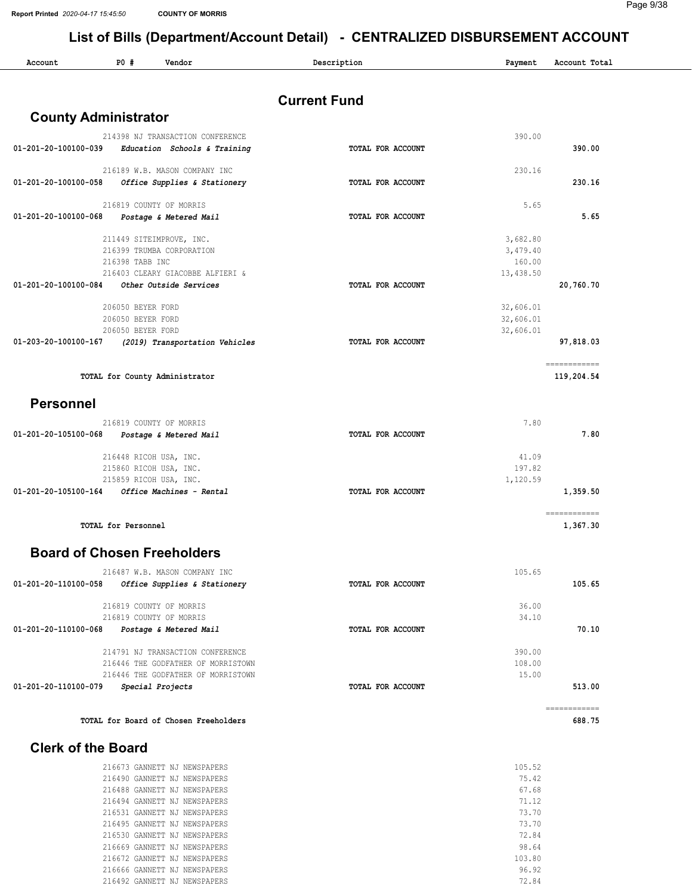# List of Bills (Department/Account Detail) - CENTRALIZED DISBURSEMENT ACCOUNT

| Account | PO # Vendor | Description | Payment | Account Total |
|---|---|---|---|---|

## Current Fund

### County Administrator

| Account | PO # Vendor | Description | Payment | Account Total |
|---|---|---|---|---|
| | 214398 NJ TRANSACTION CONFERENCE | | 390.00 | |
| 01-201-20-100100-039 | *Education Schools & Training* | TOTAL FOR ACCOUNT | | 390.00 |
| | 216189 W.B. MASON COMPANY INC | | 230.16 | |
| 01-201-20-100100-058 | *Office Supplies & Stationery* | TOTAL FOR ACCOUNT | | 230.16 |
| | 216819 COUNTY OF MORRIS | | 5.65 | |
| 01-201-20-100100-068 | *Postage & Metered Mail* | TOTAL FOR ACCOUNT | | 5.65 |
| | 211449 SITEIMPROVE, INC. | | 3,682.80 | |
| | 216399 TRUMBA CORPORATION | | 3,479.40 | |
| | 216398 TABB INC | | 160.00 | |
| | 216403 CLEARY GIACOBBE ALFIERI & | | 13,438.50 | |
| 01-201-20-100100-084 | *Other Outside Services* | TOTAL FOR ACCOUNT | | 20,760.70 |
| | 206050 BEYER FORD | | 32,606.01 | |
| | 206050 BEYER FORD | | 32,606.01 | |
| | 206050 BEYER FORD | | 32,606.01 | |
| 01-203-20-100100-167 | *(2019) Transportation Vehicles* | TOTAL FOR ACCOUNT | | 97,818.03 |
| | TOTAL for County Administrator | | | 119,204.54 |

### Personnel

| Account | PO # Vendor | Description | Payment | Account Total |
|---|---|---|---|---|
| | 216819 COUNTY OF MORRIS | | 7.80 | |
| 01-201-20-105100-068 | *Postage & Metered Mail* | TOTAL FOR ACCOUNT | | 7.80 |
| | 216448 RICOH USA, INC. | | 41.09 | |
| | 215860 RICOH USA, INC. | | 197.82 | |
| | 215859 RICOH USA, INC. | | 1,120.59 | |
| 01-201-20-105100-164 | *Office Machines - Rental* | TOTAL FOR ACCOUNT | | 1,359.50 |
| | TOTAL for Personnel | | | 1,367.30 |

### Board of Chosen Freeholders

| Account | PO # Vendor | Description | Payment | Account Total |
|---|---|---|---|---|
| | 216487 W.B. MASON COMPANY INC | | 105.65 | |
| 01-201-20-110100-058 | *Office Supplies & Stationery* | TOTAL FOR ACCOUNT | | 105.65 |
| | 216819 COUNTY OF MORRIS | | 36.00 | |
| | 216819 COUNTY OF MORRIS | | 34.10 | |
| 01-201-20-110100-068 | *Postage & Metered Mail* | TOTAL FOR ACCOUNT | | 70.10 |
| | 214791 NJ TRANSACTION CONFERENCE | | 390.00 | |
| | 216446 THE GODFATHER OF MORRISTOWN | | 108.00 | |
| | 216446 THE GODFATHER OF MORRISTOWN | | 15.00 | |
| 01-201-20-110100-079 | *Special Projects* | TOTAL FOR ACCOUNT | | 513.00 |
| | TOTAL for Board of Chosen Freeholders | | | 688.75 |

### Clerk of the Board

| Account | PO # Vendor | Description | Payment | Account Total |
|---|---|---|---|---|
| | 216673 GANNETT NJ NEWSPAPERS | | 105.52 | |
| | 216490 GANNETT NJ NEWSPAPERS | | 75.42 | |
| | 216488 GANNETT NJ NEWSPAPERS | | 67.68 | |
| | 216494 GANNETT NJ NEWSPAPERS | | 71.12 | |
| | 216531 GANNETT NJ NEWSPAPERS | | 73.70 | |
| | 216495 GANNETT NJ NEWSPAPERS | | 73.70 | |
| | 216530 GANNETT NJ NEWSPAPERS | | 72.84 | |
| | 216669 GANNETT NJ NEWSPAPERS | | 98.64 | |
| | 216672 GANNETT NJ NEWSPAPERS | | 103.80 | |
| | 216666 GANNETT NJ NEWSPAPERS | | 96.92 | |
| | 216492 GANNETT NJ NEWSPAPERS | | 72.84 | |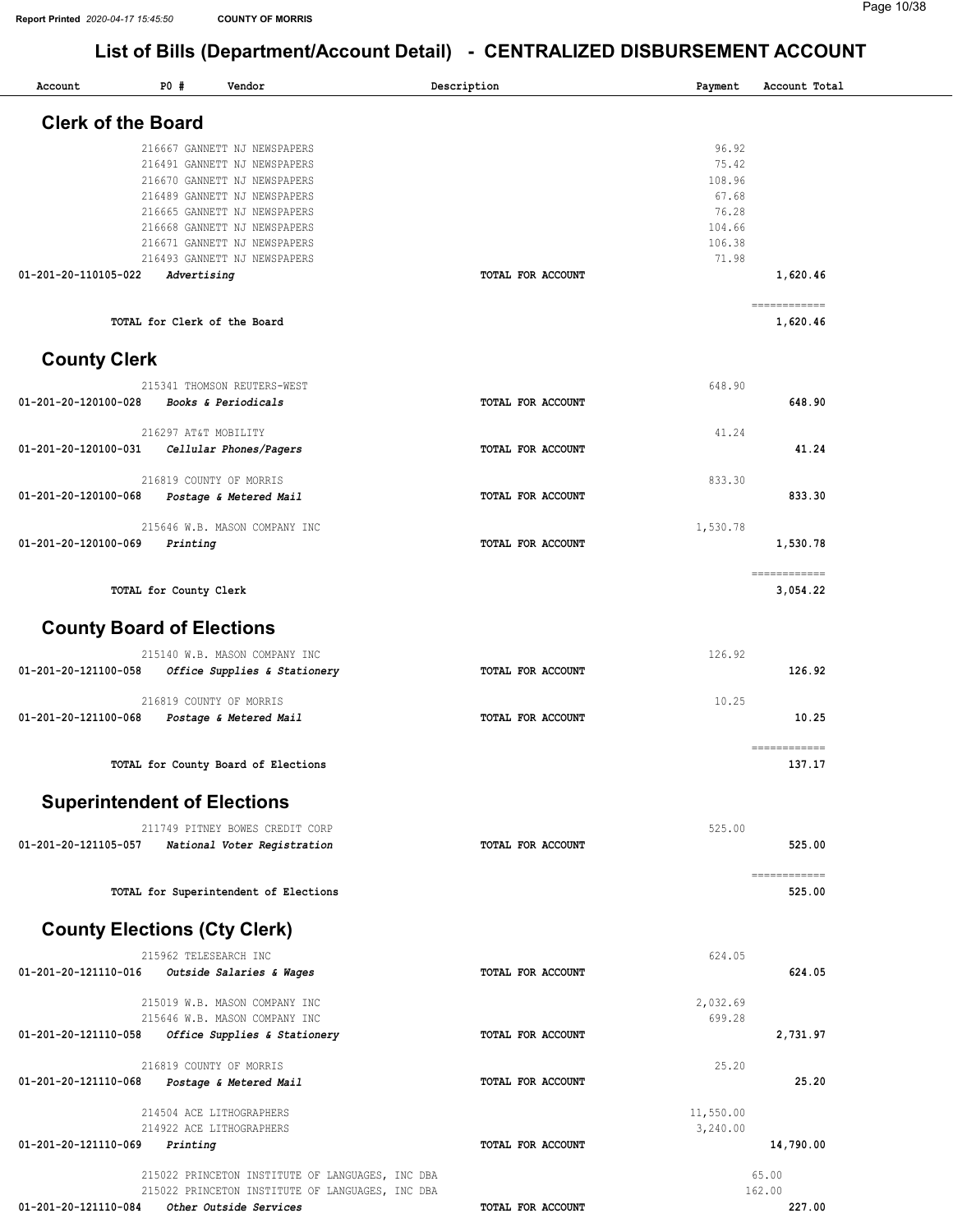# List of Bills (Department/Account Detail) - CENTRALIZED DISBURSEMENT ACCOUNT

| Account | PO # | Vendor | Description | Payment | Account Total |
|---|---|---|---|---|---|

## Clerk of the Board

| Account | PO # | Vendor | Description | Payment | Account Total |
|---|---|---|---|---|---|
| | 216667 | GANNETT NJ NEWSPAPERS | | 96.92 | |
| | 216491 | GANNETT NJ NEWSPAPERS | | 75.42 | |
| | 216670 | GANNETT NJ NEWSPAPERS | | 108.96 | |
| | 216489 | GANNETT NJ NEWSPAPERS | | 67.68 | |
| | 216665 | GANNETT NJ NEWSPAPERS | | 76.28 | |
| | 216668 | GANNETT NJ NEWSPAPERS | | 104.66 | |
| | 216671 | GANNETT NJ NEWSPAPERS | | 106.38 | |
| | 216493 | GANNETT NJ NEWSPAPERS | | 71.98 | |
| 01-201-20-110105-022 | | *Advertising* | TOTAL FOR ACCOUNT | | 1,620.46 |
| | | TOTAL for Clerk of the Board | | | 1,620.46 |

## County Clerk

| Account | PO # | Vendor | Description | Payment | Account Total |
|---|---|---|---|---|---|
| | 215341 | THOMSON REUTERS-WEST | | 648.90 | |
| 01-201-20-120100-028 | | *Books & Periodicals* | TOTAL FOR ACCOUNT | | 648.90 |
| | 216297 | AT&T MOBILITY | | 41.24 | |
| 01-201-20-120100-031 | | *Cellular Phones/Pagers* | TOTAL FOR ACCOUNT | | 41.24 |
| | 216819 | COUNTY OF MORRIS | | 833.30 | |
| 01-201-20-120100-068 | | *Postage & Metered Mail* | TOTAL FOR ACCOUNT | | 833.30 |
| | 215646 | W.B. MASON COMPANY INC | | 1,530.78 | |
| 01-201-20-120100-069 | | *Printing* | TOTAL FOR ACCOUNT | | 1,530.78 |
| | | TOTAL for County Clerk | | | 3,054.22 |

## County Board of Elections

| Account | PO # | Vendor | Description | Payment | Account Total |
|---|---|---|---|---|---|
| | 215140 | W.B. MASON COMPANY INC | | 126.92 | |
| 01-201-20-121100-058 | | *Office Supplies & Stationery* | TOTAL FOR ACCOUNT | | 126.92 |
| | 216819 | COUNTY OF MORRIS | | 10.25 | |
| 01-201-20-121100-068 | | *Postage & Metered Mail* | TOTAL FOR ACCOUNT | | 10.25 |
| | | TOTAL for County Board of Elections | | | 137.17 |

## Superintendent of Elections

| Account | PO # | Vendor | Description | Payment | Account Total |
|---|---|---|---|---|---|
| | 211749 | PITNEY BOWES CREDIT CORP | | 525.00 | |
| 01-201-20-121105-057 | | *National Voter Registration* | TOTAL FOR ACCOUNT | | 525.00 |
| | | TOTAL for Superintendent of Elections | | | 525.00 |

## County Elections (Cty Clerk)

| Account | PO # | Vendor | Description | Payment | Account Total |
|---|---|---|---|---|---|
| | 215962 | TELESEARCH INC | | 624.05 | |
| 01-201-20-121110-016 | | *Outside Salaries & Wages* | TOTAL FOR ACCOUNT | | 624.05 |
| | 215019 | W.B. MASON COMPANY INC | | 2,032.69 | |
| | 215646 | W.B. MASON COMPANY INC | | 699.28 | |
| 01-201-20-121110-058 | | *Office Supplies & Stationery* | TOTAL FOR ACCOUNT | | 2,731.97 |
| | 216819 | COUNTY OF MORRIS | | 25.20 | |
| 01-201-20-121110-068 | | *Postage & Metered Mail* | TOTAL FOR ACCOUNT | | 25.20 |
| | 214504 | ACE LITHOGRAPHERS | | 11,550.00 | |
| | 214922 | ACE LITHOGRAPHERS | | 3,240.00 | |
| 01-201-20-121110-069 | | *Printing* | TOTAL FOR ACCOUNT | | 14,790.00 |
| | 215022 | PRINCETON INSTITUTE OF LANGUAGES, INC DBA | | 65.00 | |
| | 215022 | PRINCETON INSTITUTE OF LANGUAGES, INC DBA | | 162.00 | |
| 01-201-20-121110-084 | | *Other Outside Services* | TOTAL FOR ACCOUNT | | 227.00 |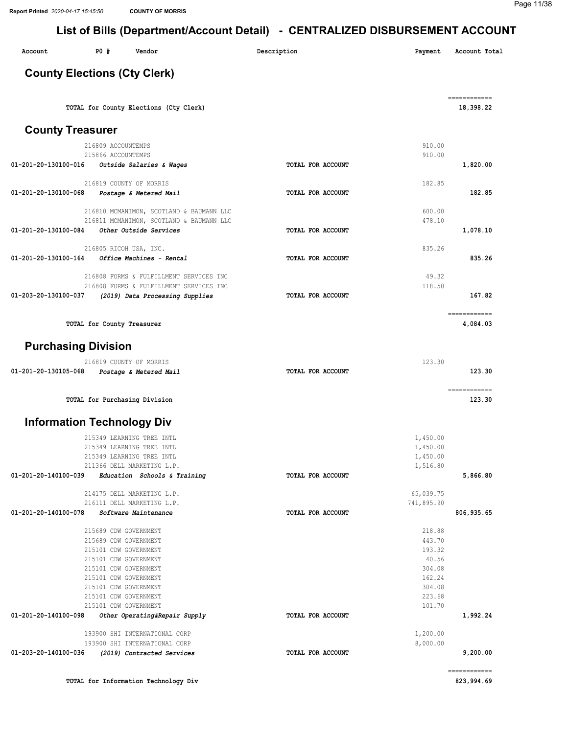# List of Bills (Department/Account Detail) - CENTRALIZED DISBURSEMENT ACCOUNT

| Account | PO # | Vendor | Description | Payment | Account Total |
|---|---|---|---|---|---|

## County Elections (Cty Clerk)

| | | | | | |
|---|---|---|---|---|---|
| | | TOTAL for County Elections (Cty Clerk) | | | 18,398.22 |

## County Treasurer

| Account | PO # | Vendor | Description | Payment | Account Total |
|---|---|---|---|---|---|
| | 216809 | ACCOUNTEMPS | | 910.00 | |
| | 215866 | ACCOUNTEMPS | | 910.00 | |
| 01-201-20-130100-016 | | *Outside Salaries & Wages* | TOTAL FOR ACCOUNT | | 1,820.00 |
| | 216819 | COUNTY OF MORRIS | | 182.85 | |
| 01-201-20-130100-068 | | *Postage & Metered Mail* | TOTAL FOR ACCOUNT | | 182.85 |
| | 216810 | MCMANIMON, SCOTLAND & BAUMANN LLC | | 600.00 | |
| | 216811 | MCMANIMON, SCOTLAND & BAUMANN LLC | | 478.10 | |
| 01-201-20-130100-084 | | *Other Outside Services* | TOTAL FOR ACCOUNT | | 1,078.10 |
| | 216805 | RICOH USA, INC. | | 835.26 | |
| 01-201-20-130100-164 | | *Office Machines - Rental* | TOTAL FOR ACCOUNT | | 835.26 |
| | 216808 | FORMS & FULFILLMENT SERVICES INC | | 49.32 | |
| | 216808 | FORMS & FULFILLMENT SERVICES INC | | 118.50 | |
| 01-203-20-130100-037 | | *(2019) Data Processing Supplies* | TOTAL FOR ACCOUNT | | 167.82 |
| | | TOTAL for County Treasurer | | | 4,084.03 |

## Purchasing Division

| Account | PO # | Vendor | Description | Payment | Account Total |
|---|---|---|---|---|---|
| | 216819 | COUNTY OF MORRIS | | 123.30 | |
| 01-201-20-130105-068 | | *Postage & Metered Mail* | TOTAL FOR ACCOUNT | | 123.30 |
| | | TOTAL for Purchasing Division | | | 123.30 |

## Information Technology Div

| Account | PO # | Vendor | Description | Payment | Account Total |
|---|---|---|---|---|---|
| | 215349 | LEARNING TREE INTL | | 1,450.00 | |
| | 215349 | LEARNING TREE INTL | | 1,450.00 | |
| | 215349 | LEARNING TREE INTL | | 1,450.00 | |
| | 211366 | DELL MARKETING L.P. | | 1,516.80 | |
| 01-201-20-140100-039 | | *Education Schools & Training* | TOTAL FOR ACCOUNT | | 5,866.80 |
| | 214175 | DELL MARKETING L.P. | | 65,039.75 | |
| | 216111 | DELL MARKETING L.P. | | 741,895.90 | |
| 01-201-20-140100-078 | | *Software Maintenance* | TOTAL FOR ACCOUNT | | 806,935.65 |
| | 215689 | CDW GOVERNMENT | | 218.88 | |
| | 215689 | CDW GOVERNMENT | | 443.70 | |
| | 215101 | CDW GOVERNMENT | | 193.32 | |
| | 215101 | CDW GOVERNMENT | | 40.56 | |
| | 215101 | CDW GOVERNMENT | | 304.08 | |
| | 215101 | CDW GOVERNMENT | | 162.24 | |
| | 215101 | CDW GOVERNMENT | | 304.08 | |
| | 215101 | CDW GOVERNMENT | | 223.68 | |
| | 215101 | CDW GOVERNMENT | | 101.70 | |
| 01-201-20-140100-098 | | *Other Operating&Repair Supply* | TOTAL FOR ACCOUNT | | 1,992.24 |
| | 193900 | SHI INTERNATIONAL CORP | | 1,200.00 | |
| | 193900 | SHI INTERNATIONAL CORP | | 8,000.00 | |
| 01-203-20-140100-036 | | *(2019) Contracted Services* | TOTAL FOR ACCOUNT | | 9,200.00 |
| | | TOTAL for Information Technology Div | | | 823,994.69 |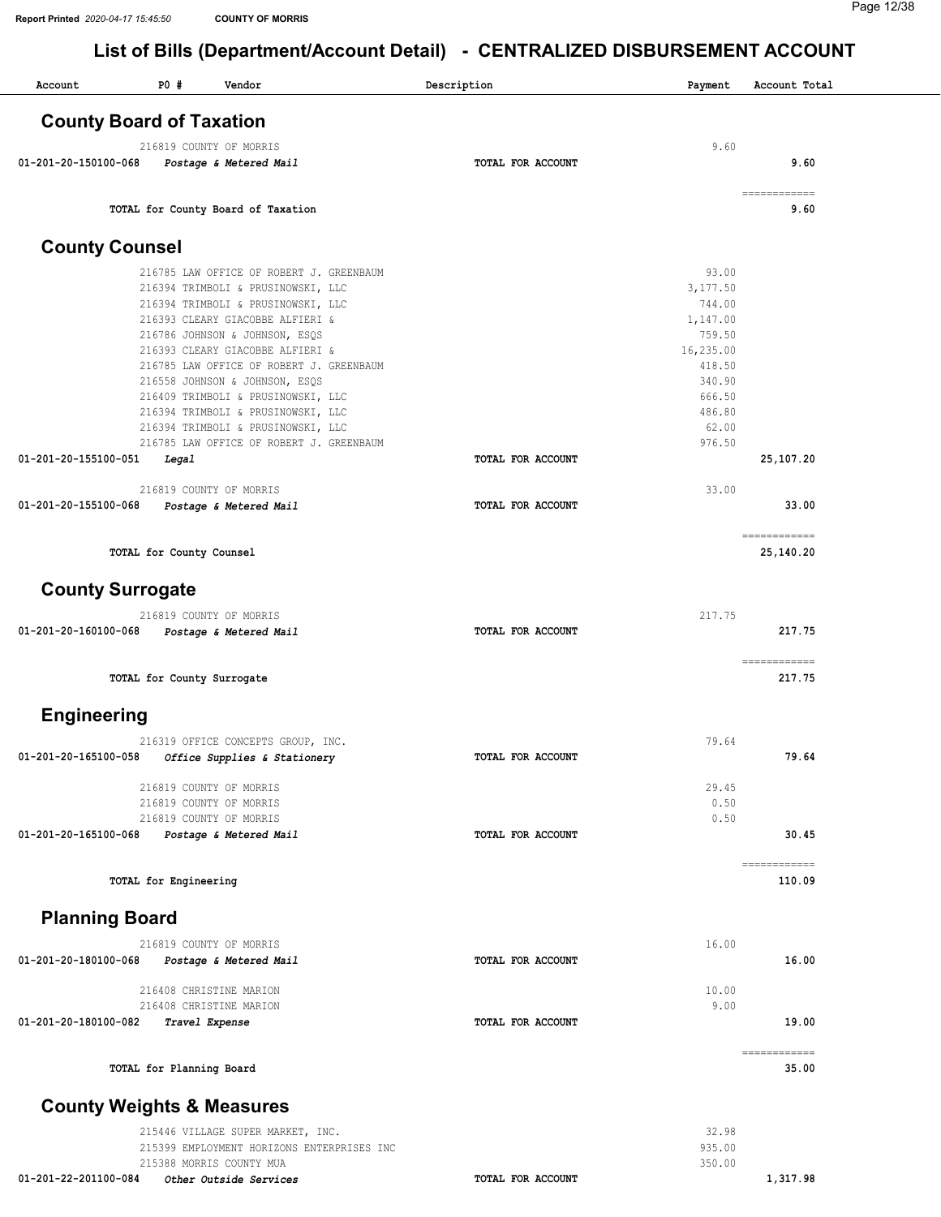# List of Bills (Department/Account Detail) - CENTRALIZED DISBURSEMENT ACCOUNT

| Account | PO # | Vendor | Description | Payment | Account Total |
|---|---|---|---|---|---|

## County Board of Taxation

| Account | PO # | Vendor | Description | Payment | Account Total |
|---|---|---|---|---|---|
| | 216819 | COUNTY OF MORRIS | | 9.60 | |
| 01-201-20-150100-068 | | *Postage & Metered Mail* | TOTAL FOR ACCOUNT | | 9.60 |
| | | TOTAL for County Board of Taxation | | | 9.60 |

## County Counsel

| Account | PO # | Vendor | Description | Payment | Account Total |
|---|---|---|---|---|---|
| | 216785 | LAW OFFICE OF ROBERT J. GREENBAUM | | 93.00 | |
| | 216394 | TRIMBOLI & PRUSINOWSKI, LLC | | 3,177.50 | |
| | 216394 | TRIMBOLI & PRUSINOWSKI, LLC | | 744.00 | |
| | 216393 | CLEARY GIACOBBE ALFIERI & | | 1,147.00 | |
| | 216786 | JOHNSON & JOHNSON, ESQS | | 759.50 | |
| | 216393 | CLEARY GIACOBBE ALFIERI & | | 16,235.00 | |
| | 216785 | LAW OFFICE OF ROBERT J. GREENBAUM | | 418.50 | |
| | 216558 | JOHNSON & JOHNSON, ESQS | | 340.90 | |
| | 216409 | TRIMBOLI & PRUSINOWSKI, LLC | | 666.50 | |
| | 216394 | TRIMBOLI & PRUSINOWSKI, LLC | | 486.80 | |
| | 216394 | TRIMBOLI & PRUSINOWSKI, LLC | | 62.00 | |
| | 216785 | LAW OFFICE OF ROBERT J. GREENBAUM | | 976.50 | |
| 01-201-20-155100-051 | | *Legal* | TOTAL FOR ACCOUNT | | 25,107.20 |
| | 216819 | COUNTY OF MORRIS | | 33.00 | |
| 01-201-20-155100-068 | | *Postage & Metered Mail* | TOTAL FOR ACCOUNT | | 33.00 |
| | | TOTAL for County Counsel | | | 25,140.20 |

## County Surrogate

| Account | PO # | Vendor | Description | Payment | Account Total |
|---|---|---|---|---|---|
| | 216819 | COUNTY OF MORRIS | | 217.75 | |
| 01-201-20-160100-068 | | *Postage & Metered Mail* | TOTAL FOR ACCOUNT | | 217.75 |
| | | TOTAL for County Surrogate | | | 217.75 |

## Engineering

| Account | PO # | Vendor | Description | Payment | Account Total |
|---|---|---|---|---|---|
| | 216319 | OFFICE CONCEPTS GROUP, INC. | | 79.64 | |
| 01-201-20-165100-058 | | *Office Supplies & Stationery* | TOTAL FOR ACCOUNT | | 79.64 |
| | 216819 | COUNTY OF MORRIS | | 29.45 | |
| | 216819 | COUNTY OF MORRIS | | 0.50 | |
| | 216819 | COUNTY OF MORRIS | | 0.50 | |
| 01-201-20-165100-068 | | *Postage & Metered Mail* | TOTAL FOR ACCOUNT | | 30.45 |
| | | TOTAL for Engineering | | | 110.09 |

## Planning Board

| Account | PO # | Vendor | Description | Payment | Account Total |
|---|---|---|---|---|---|
| | 216819 | COUNTY OF MORRIS | | 16.00 | |
| 01-201-20-180100-068 | | *Postage & Metered Mail* | TOTAL FOR ACCOUNT | | 16.00 |
| | 216408 | CHRISTINE MARION | | 10.00 | |
| | 216408 | CHRISTINE MARION | | 9.00 | |
| 01-201-20-180100-082 | | *Travel Expense* | TOTAL FOR ACCOUNT | | 19.00 |
| | | TOTAL for Planning Board | | | 35.00 |

## County Weights & Measures

| Account | PO # | Vendor | Description | Payment | Account Total |
|---|---|---|---|---|---|
| | 215446 | VILLAGE SUPER MARKET, INC. | | 32.98 | |
| | 215399 | EMPLOYMENT HORIZONS ENTERPRISES INC | | 935.00 | |
| | 215388 | MORRIS COUNTY MUA | | 350.00 | |
| 01-201-22-201100-084 | | *Other Outside Services* | TOTAL FOR ACCOUNT | | 1,317.98 |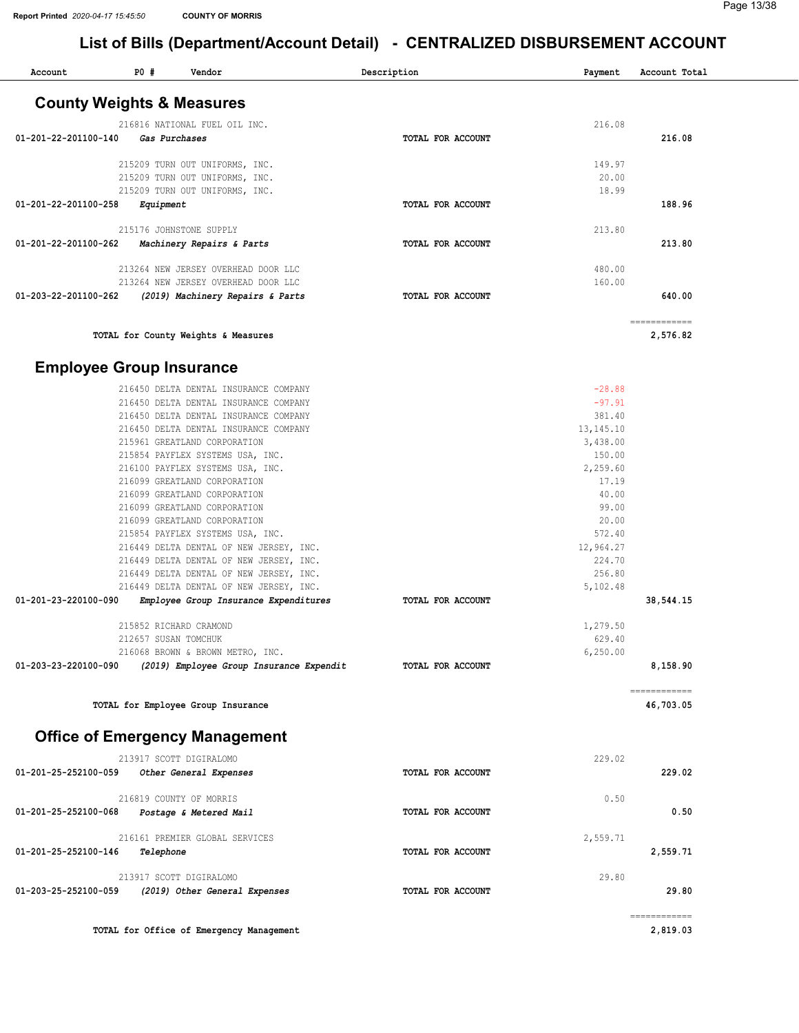# List of Bills (Department/Account Detail) - CENTRALIZED DISBURSEMENT ACCOUNT

| Account | PO # | Vendor | Description | Payment | Account Total |
|---|---|---|---|---|---|

## County Weights & Measures

| Account | PO # | Vendor | Description | Payment | Account Total |
|---|---|---|---|---|---|
| | 216816 | NATIONAL FUEL OIL INC. | | 216.08 | |
| 01-201-22-201100-140 | | *Gas Purchases* | TOTAL FOR ACCOUNT | | 216.08 |
| | 215209 | TURN OUT UNIFORMS, INC. | | 149.97 | |
| | 215209 | TURN OUT UNIFORMS, INC. | | 20.00 | |
| | 215209 | TURN OUT UNIFORMS, INC. | | 18.99 | |
| 01-201-22-201100-258 | | *Equipment* | TOTAL FOR ACCOUNT | | 188.96 |
| | 215176 | JOHNSTONE SUPPLY | | 213.80 | |
| 01-201-22-201100-262 | | *Machinery Repairs & Parts* | TOTAL FOR ACCOUNT | | 213.80 |
| | 213264 | NEW JERSEY OVERHEAD DOOR LLC | | 480.00 | |
| | 213264 | NEW JERSEY OVERHEAD DOOR LLC | | 160.00 | |
| 01-203-22-201100-262 | | *(2019) Machinery Repairs & Parts* | TOTAL FOR ACCOUNT | | 640.00 |
| | | TOTAL for County Weights & Measures | | | 2,576.82 |

## Employee Group Insurance

| Account | PO # | Vendor | Description | Payment | Account Total |
|---|---|---|---|---|---|
| | 216450 | DELTA DENTAL INSURANCE COMPANY | | -28.88 | |
| | 216450 | DELTA DENTAL INSURANCE COMPANY | | -97.91 | |
| | 216450 | DELTA DENTAL INSURANCE COMPANY | | 381.40 | |
| | 216450 | DELTA DENTAL INSURANCE COMPANY | | 13,145.10 | |
| | 215961 | GREATLAND CORPORATION | | 3,438.00 | |
| | 215854 | PAYFLEX SYSTEMS USA, INC. | | 150.00 | |
| | 216100 | PAYFLEX SYSTEMS USA, INC. | | 2,259.60 | |
| | 216099 | GREATLAND CORPORATION | | 17.19 | |
| | 216099 | GREATLAND CORPORATION | | 40.00 | |
| | 216099 | GREATLAND CORPORATION | | 99.00 | |
| | 216099 | GREATLAND CORPORATION | | 20.00 | |
| | 215854 | PAYFLEX SYSTEMS USA, INC. | | 572.40 | |
| | 216449 | DELTA DENTAL OF NEW JERSEY, INC. | | 12,964.27 | |
| | 216449 | DELTA DENTAL OF NEW JERSEY, INC. | | 224.70 | |
| | 216449 | DELTA DENTAL OF NEW JERSEY, INC. | | 256.80 | |
| | 216449 | DELTA DENTAL OF NEW JERSEY, INC. | | 5,102.48 | |
| 01-201-23-220100-090 | | *Employee Group Insurance Expenditures* | TOTAL FOR ACCOUNT | | 38,544.15 |
| | 215852 | RICHARD CRAMOND | | 1,279.50 | |
| | 212657 | SUSAN TOMCHUK | | 629.40 | |
| | 216068 | BROWN & BROWN METRO, INC. | | 6,250.00 | |
| 01-203-23-220100-090 | | *(2019) Employee Group Insurance Expendit* | TOTAL FOR ACCOUNT | | 8,158.90 |
| | | TOTAL for Employee Group Insurance | | | 46,703.05 |

## Office of Emergency Management

| Account | PO # | Vendor | Description | Payment | Account Total |
|---|---|---|---|---|---|
| | 213917 | SCOTT DIGIRALOMO | | 229.02 | |
| 01-201-25-252100-059 | | *Other General Expenses* | TOTAL FOR ACCOUNT | | 229.02 |
| | 216819 | COUNTY OF MORRIS | | 0.50 | |
| 01-201-25-252100-068 | | *Postage & Metered Mail* | TOTAL FOR ACCOUNT | | 0.50 |
| | 216161 | PREMIER GLOBAL SERVICES | | 2,559.71 | |
| 01-201-25-252100-146 | | *Telephone* | TOTAL FOR ACCOUNT | | 2,559.71 |
| | 213917 | SCOTT DIGIRALOMO | | 29.80 | |
| 01-203-25-252100-059 | | *(2019) Other General Expenses* | TOTAL FOR ACCOUNT | | 29.80 |
| | | TOTAL for Office of Emergency Management | | | 2,819.03 |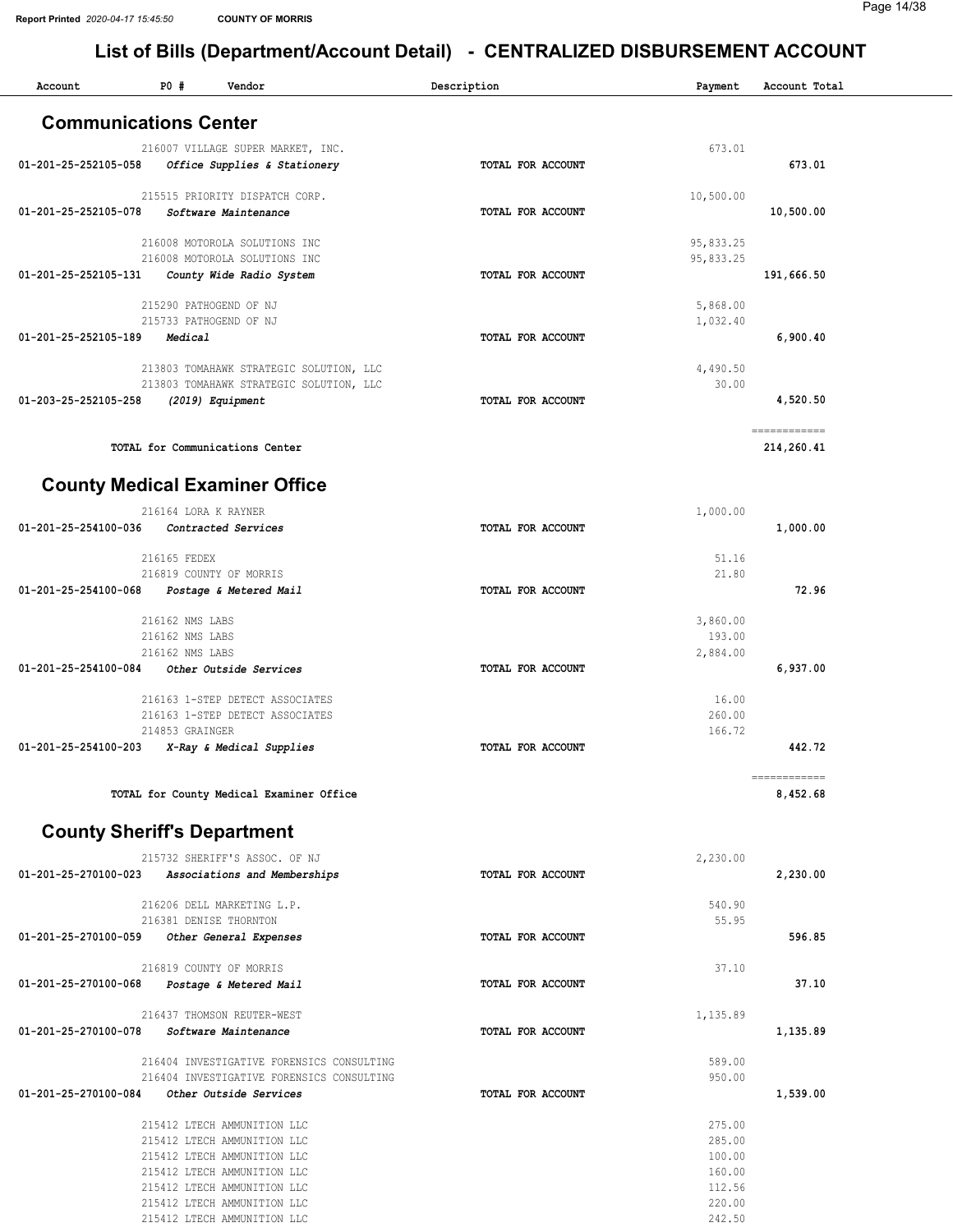# List of Bills (Department/Account Detail) - CENTRALIZED DISBURSEMENT ACCOUNT

| Account | PO # | Vendor | Description | Payment | Account Total |
|---|---|---|---|---|---|

## Communications Center

| Account | PO # | Vendor | Description | Payment | Account Total |
|---|---|---|---|---|---|
| | 216007 | VILLAGE SUPER MARKET, INC. | | 673.01 | |
| 01-201-25-252105-058 | | *Office Supplies & Stationery* | **TOTAL FOR ACCOUNT** | | **673.01** |
| | 215515 | PRIORITY DISPATCH CORP. | | 10,500.00 | |
| 01-201-25-252105-078 | | *Software Maintenance* | **TOTAL FOR ACCOUNT** | | **10,500.00** |
| | 216008 | MOTOROLA SOLUTIONS INC | | 95,833.25 | |
| | 216008 | MOTOROLA SOLUTIONS INC | | 95,833.25 | |
| 01-201-25-252105-131 | | *County Wide Radio System* | **TOTAL FOR ACCOUNT** | | **191,666.50** |
| | 215290 | PATHOGEND OF NJ | | 5,868.00 | |
| | 215733 | PATHOGEND OF NJ | | 1,032.40 | |
| 01-201-25-252105-189 | | *Medical* | **TOTAL FOR ACCOUNT** | | **6,900.40** |
| | 213803 | TOMAHAWK STRATEGIC SOLUTION, LLC | | 4,490.50 | |
| | 213803 | TOMAHAWK STRATEGIC SOLUTION, LLC | | 30.00 | |
| 01-203-25-252105-258 | | *(2019) Equipment* | **TOTAL FOR ACCOUNT** | | **4,520.50** |
| | | | | | ============ |
| | | **TOTAL for Communications Center** | | | **214,260.41** |

## County Medical Examiner Office

| Account | PO # | Vendor | Description | Payment | Account Total |
|---|---|---|---|---|---|
| | 216164 | LORA K RAYNER | | 1,000.00 | |
| 01-201-25-254100-036 | | *Contracted Services* | **TOTAL FOR ACCOUNT** | | **1,000.00** |
| | 216165 | FEDEX | | 51.16 | |
| | 216819 | COUNTY OF MORRIS | | 21.80 | |
| 01-201-25-254100-068 | | *Postage & Metered Mail* | **TOTAL FOR ACCOUNT** | | **72.96** |
| | 216162 | NMS LABS | | 3,860.00 | |
| | 216162 | NMS LABS | | 193.00 | |
| | 216162 | NMS LABS | | 2,884.00 | |
| 01-201-25-254100-084 | | *Other Outside Services* | **TOTAL FOR ACCOUNT** | | **6,937.00** |
| | 216163 | 1-STEP DETECT ASSOCIATES | | 16.00 | |
| | 216163 | 1-STEP DETECT ASSOCIATES | | 260.00 | |
| | 214853 | GRAINGER | | 166.72 | |
| 01-201-25-254100-203 | | *X-Ray & Medical Supplies* | **TOTAL FOR ACCOUNT** | | **442.72** |
| | | | | | ============ |
| | | **TOTAL for County Medical Examiner Office** | | | **8,452.68** |

## County Sheriff's Department

| Account | PO # | Vendor | Description | Payment | Account Total |
|---|---|---|---|---|---|
| | 215732 | SHERIFF'S ASSOC. OF NJ | | 2,230.00 | |
| 01-201-25-270100-023 | | *Associations and Memberships* | **TOTAL FOR ACCOUNT** | | **2,230.00** |
| | 216206 | DELL MARKETING L.P. | | 540.90 | |
| | 216381 | DENISE THORNTON | | 55.95 | |
| 01-201-25-270100-059 | | *Other General Expenses* | **TOTAL FOR ACCOUNT** | | **596.85** |
| | 216819 | COUNTY OF MORRIS | | 37.10 | |
| 01-201-25-270100-068 | | *Postage & Metered Mail* | **TOTAL FOR ACCOUNT** | | **37.10** |
| | 216437 | THOMSON REUTER-WEST | | 1,135.89 | |
| 01-201-25-270100-078 | | *Software Maintenance* | **TOTAL FOR ACCOUNT** | | **1,135.89** |
| | 216404 | INVESTIGATIVE FORENSICS CONSULTING | | 589.00 | |
| | 216404 | INVESTIGATIVE FORENSICS CONSULTING | | 950.00 | |
| 01-201-25-270100-084 | | *Other Outside Services* | **TOTAL FOR ACCOUNT** | | **1,539.00** |
| | 215412 | LTECH AMMUNITION LLC | | 275.00 | |
| | 215412 | LTECH AMMUNITION LLC | | 285.00 | |
| | 215412 | LTECH AMMUNITION LLC | | 100.00 | |
| | 215412 | LTECH AMMUNITION LLC | | 160.00 | |
| | 215412 | LTECH AMMUNITION LLC | | 112.56 | |
| | 215412 | LTECH AMMUNITION LLC | | 220.00 | |
| | 215412 | LTECH AMMUNITION LLC | | 242.50 | |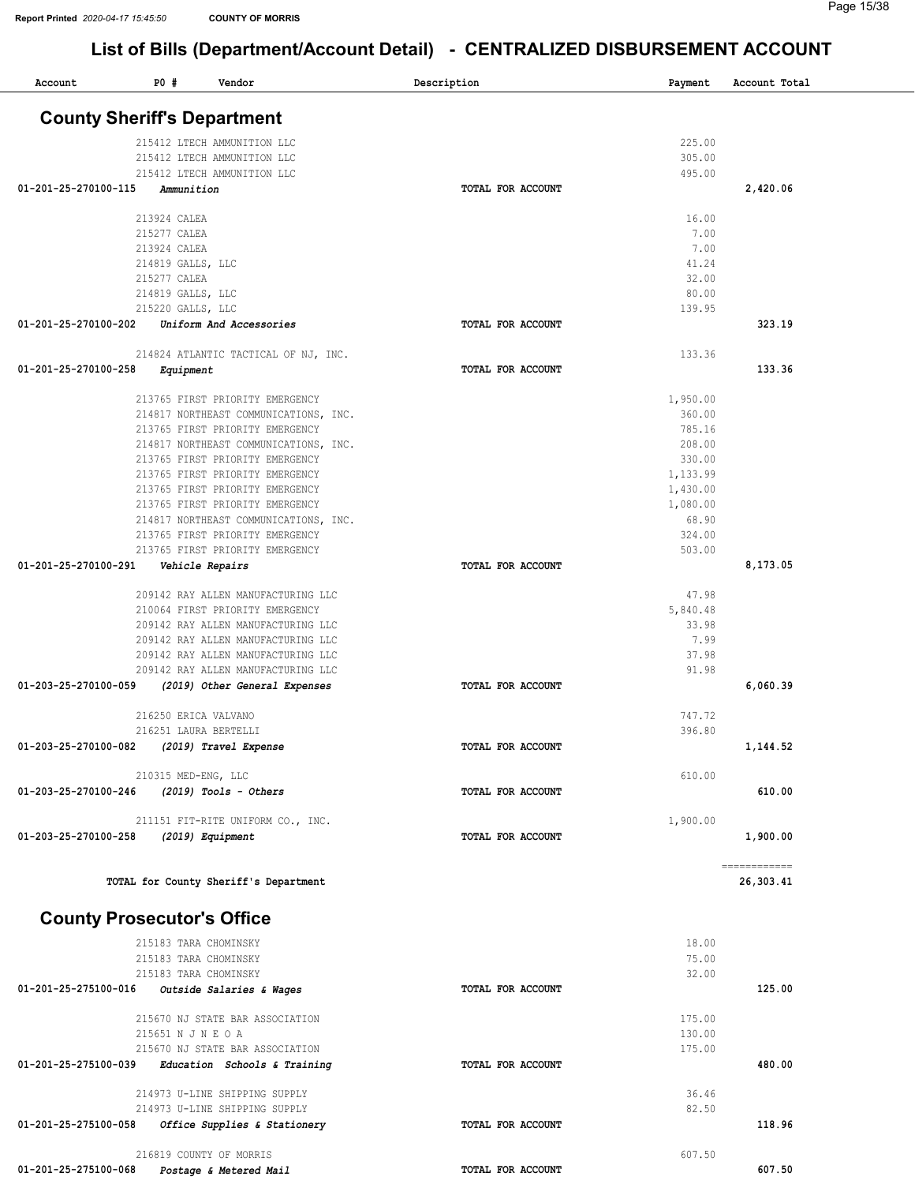# List of Bills (Department/Account Detail) - CENTRALIZED DISBURSEMENT ACCOUNT

| Account | PO # | Vendor | Description | Payment | Account Total |
|---|---|---|---|---|---|

## County Sheriff's Department

| Account | PO # | Vendor | Description | Payment | Account Total |
|---|---|---|---|---|---|
| | 215412 | LTECH AMMUNITION LLC | | 225.00 | |
| | 215412 | LTECH AMMUNITION LLC | | 305.00 | |
| | 215412 | LTECH AMMUNITION LLC | | 495.00 | |
| 01-201-25-270100-115 | | *Ammunition* | TOTAL FOR ACCOUNT | | 2,420.06 |
| | 213924 | CALEA | | 16.00 | |
| | 215277 | CALEA | | 7.00 | |
| | 213924 | CALEA | | 7.00 | |
| | 214819 | GALLS, LLC | | 41.24 | |
| | 215277 | CALEA | | 32.00 | |
| | 214819 | GALLS, LLC | | 80.00 | |
| | 215220 | GALLS, LLC | | 139.95 | |
| 01-201-25-270100-202 | | *Uniform And Accessories* | TOTAL FOR ACCOUNT | | 323.19 |
| | 214824 | ATLANTIC TACTICAL OF NJ, INC. | | 133.36 | |
| 01-201-25-270100-258 | | *Equipment* | TOTAL FOR ACCOUNT | | 133.36 |
| | 213765 | FIRST PRIORITY EMERGENCY | | 1,950.00 | |
| | 214817 | NORTHEAST COMMUNICATIONS, INC. | | 360.00 | |
| | 213765 | FIRST PRIORITY EMERGENCY | | 785.16 | |
| | 214817 | NORTHEAST COMMUNICATIONS, INC. | | 208.00 | |
| | 213765 | FIRST PRIORITY EMERGENCY | | 330.00 | |
| | 213765 | FIRST PRIORITY EMERGENCY | | 1,133.99 | |
| | 213765 | FIRST PRIORITY EMERGENCY | | 1,430.00 | |
| | 213765 | FIRST PRIORITY EMERGENCY | | 1,080.00 | |
| | 214817 | NORTHEAST COMMUNICATIONS, INC. | | 68.90 | |
| | 213765 | FIRST PRIORITY EMERGENCY | | 324.00 | |
| | 213765 | FIRST PRIORITY EMERGENCY | | 503.00 | |
| 01-201-25-270100-291 | | *Vehicle Repairs* | TOTAL FOR ACCOUNT | | 8,173.05 |
| | 209142 | RAY ALLEN MANUFACTURING LLC | | 47.98 | |
| | 210064 | FIRST PRIORITY EMERGENCY | | 5,840.48 | |
| | 209142 | RAY ALLEN MANUFACTURING LLC | | 33.98 | |
| | 209142 | RAY ALLEN MANUFACTURING LLC | | 7.99 | |
| | 209142 | RAY ALLEN MANUFACTURING LLC | | 37.98 | |
| | 209142 | RAY ALLEN MANUFACTURING LLC | | 91.98 | |
| 01-203-25-270100-059 | | *(2019) Other General Expenses* | TOTAL FOR ACCOUNT | | 6,060.39 |
| | 216250 | ERICA VALVANO | | 747.72 | |
| | 216251 | LAURA BERTELLI | | 396.80 | |
| 01-203-25-270100-082 | | *(2019) Travel Expense* | TOTAL FOR ACCOUNT | | 1,144.52 |
| | 210315 | MED-ENG, LLC | | 610.00 | |
| 01-203-25-270100-246 | | *(2019) Tools - Others* | TOTAL FOR ACCOUNT | | 610.00 |
| | 211151 | FIT-RITE UNIFORM CO., INC. | | 1,900.00 | |
| 01-203-25-270100-258 | | *(2019) Equipment* | TOTAL FOR ACCOUNT | | 1,900.00 |
| | | TOTAL for County Sheriff's Department | | | 26,303.41 |

## County Prosecutor's Office

| Account | PO # | Vendor | Description | Payment | Account Total |
|---|---|---|---|---|---|
| | 215183 | TARA CHOMINSKY | | 18.00 | |
| | 215183 | TARA CHOMINSKY | | 75.00 | |
| | 215183 | TARA CHOMINSKY | | 32.00 | |
| 01-201-25-275100-016 | | *Outside Salaries & Wages* | TOTAL FOR ACCOUNT | | 125.00 |
| | 215670 | NJ STATE BAR ASSOCIATION | | 175.00 | |
| | 215651 | N J N E O A | | 130.00 | |
| | 215670 | NJ STATE BAR ASSOCIATION | | 175.00 | |
| 01-201-25-275100-039 | | *Education Schools & Training* | TOTAL FOR ACCOUNT | | 480.00 |
| | 214973 | U-LINE SHIPPING SUPPLY | | 36.46 | |
| | 214973 | U-LINE SHIPPING SUPPLY | | 82.50 | |
| 01-201-25-275100-058 | | *Office Supplies & Stationery* | TOTAL FOR ACCOUNT | | 118.96 |
| | 216819 | COUNTY OF MORRIS | | 607.50 | |
| 01-201-25-275100-068 | | *Postage & Metered Mail* | TOTAL FOR ACCOUNT | | 607.50 |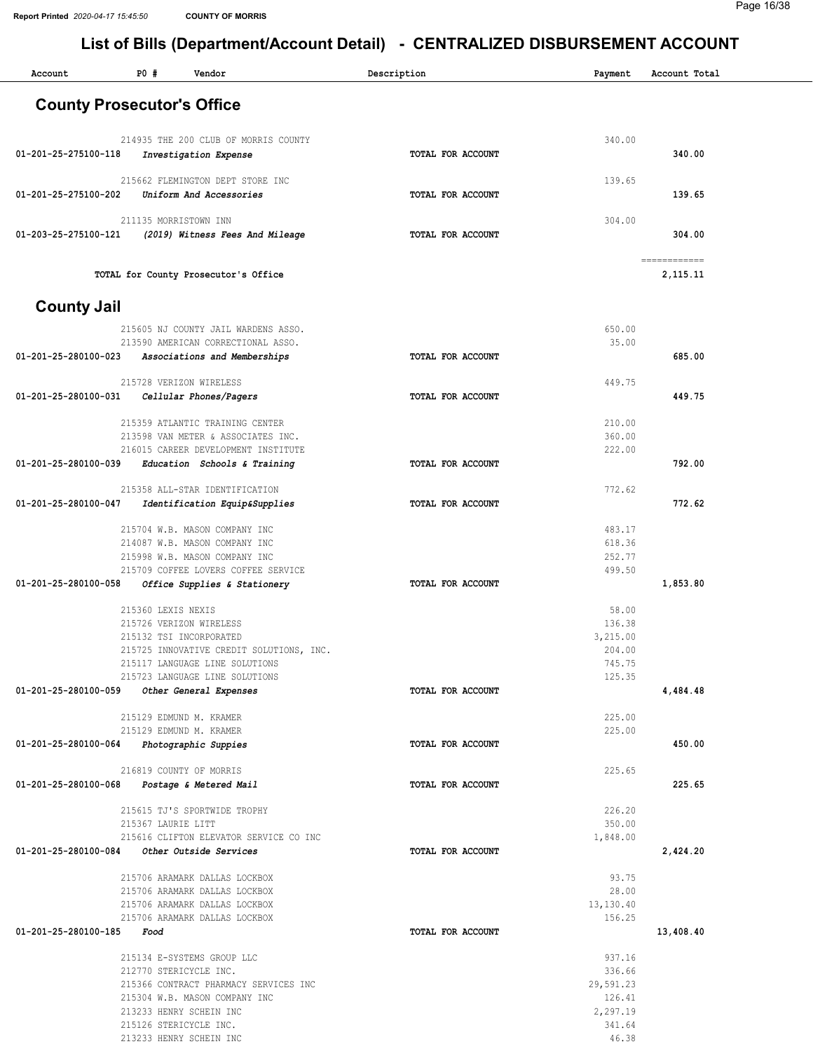## List of Bills (Department/Account Detail) - CENTRALIZED DISBURSEMENT ACCOUNT

| Account | PO # | Vendor | Description | Payment | Account Total |
|---|---|---|---|---|---|

### County Prosecutor's Office

| Account | PO # | Vendor | Description | Payment | Account Total |
|---|---|---|---|---|---|
| | 214935 | THE 200 CLUB OF MORRIS COUNTY | | 340.00 | |
| 01-201-25-275100-118 | | *Investigation Expense* | **TOTAL FOR ACCOUNT** | | **340.00** |
| | 215662 | FLEMINGTON DEPT STORE INC | | 139.65 | |
| 01-201-25-275100-202 | | *Uniform And Accessories* | **TOTAL FOR ACCOUNT** | | **139.65** |
| | 211135 | MORRISTOWN INN | | 304.00 | |
| 01-203-25-275100-121 | | *(2019) Witness Fees And Mileage* | **TOTAL FOR ACCOUNT** | | **304.00** |
| | | | | | ============ |
| | | **TOTAL for County Prosecutor's Office** | | | **2,115.11** |

### County Jail

| Account | PO # | Vendor | Description | Payment | Account Total |
|---|---|---|---|---|---|
| | 215605 | NJ COUNTY JAIL WARDENS ASSO. | | 650.00 | |
| | 213590 | AMERICAN CORRECTIONAL ASSO. | | 35.00 | |
| 01-201-25-280100-023 | | *Associations and Memberships* | **TOTAL FOR ACCOUNT** | | **685.00** |
| | 215728 | VERIZON WIRELESS | | 449.75 | |
| 01-201-25-280100-031 | | *Cellular Phones/Pagers* | **TOTAL FOR ACCOUNT** | | **449.75** |
| | 215359 | ATLANTIC TRAINING CENTER | | 210.00 | |
| | 213598 | VAN METER & ASSOCIATES INC. | | 360.00 | |
| | 216015 | CAREER DEVELOPMENT INSTITUTE | | 222.00 | |
| 01-201-25-280100-039 | | *Education Schools & Training* | **TOTAL FOR ACCOUNT** | | **792.00** |
| | 215358 | ALL-STAR IDENTIFICATION | | 772.62 | |
| 01-201-25-280100-047 | | *Identification Equip&Supplies* | **TOTAL FOR ACCOUNT** | | **772.62** |
| | 215704 | W.B. MASON COMPANY INC | | 483.17 | |
| | 214087 | W.B. MASON COMPANY INC | | 618.36 | |
| | 215998 | W.B. MASON COMPANY INC | | 252.77 | |
| | 215709 | COFFEE LOVERS COFFEE SERVICE | | 499.50 | |
| 01-201-25-280100-058 | | *Office Supplies & Stationery* | **TOTAL FOR ACCOUNT** | | **1,853.80** |
| | 215360 | LEXIS NEXIS | | 58.00 | |
| | 215726 | VERIZON WIRELESS | | 136.38 | |
| | 215132 | TSI INCORPORATED | | 3,215.00 | |
| | 215725 | INNOVATIVE CREDIT SOLUTIONS, INC. | | 204.00 | |
| | 215117 | LANGUAGE LINE SOLUTIONS | | 745.75 | |
| | 215723 | LANGUAGE LINE SOLUTIONS | | 125.35 | |
| 01-201-25-280100-059 | | *Other General Expenses* | **TOTAL FOR ACCOUNT** | | **4,484.48** |
| | 215129 | EDMUND M. KRAMER | | 225.00 | |
| | 215129 | EDMUND M. KRAMER | | 225.00 | |
| 01-201-25-280100-064 | | *Photographic Suppies* | **TOTAL FOR ACCOUNT** | | **450.00** |
| | 216819 | COUNTY OF MORRIS | | 225.65 | |
| 01-201-25-280100-068 | | *Postage & Metered Mail* | **TOTAL FOR ACCOUNT** | | **225.65** |
| | 215615 | TJ'S SPORTWIDE TROPHY | | 226.20 | |
| | 215367 | LAURIE LITT | | 350.00 | |
| | 215616 | CLIFTON ELEVATOR SERVICE CO INC | | 1,848.00 | |
| 01-201-25-280100-084 | | *Other Outside Services* | **TOTAL FOR ACCOUNT** | | **2,424.20** |
| | 215706 | ARAMARK DALLAS LOCKBOX | | 93.75 | |
| | 215706 | ARAMARK DALLAS LOCKBOX | | 28.00 | |
| | 215706 | ARAMARK DALLAS LOCKBOX | | 13,130.40 | |
| | 215706 | ARAMARK DALLAS LOCKBOX | | 156.25 | |
| 01-201-25-280100-185 | | *Food* | **TOTAL FOR ACCOUNT** | | **13,408.40** |
| | 215134 | E-SYSTEMS GROUP LLC | | 937.16 | |
| | 212770 | STERICYCLE INC. | | 336.66 | |
| | 215366 | CONTRACT PHARMACY SERVICES INC | | 29,591.23 | |
| | 215304 | W.B. MASON COMPANY INC | | 126.41 | |
| | 213233 | HENRY SCHEIN INC | | 2,297.19 | |
| | 215126 | STERICYCLE INC. | | 341.64 | |
| | 213233 | HENRY SCHEIN INC | | 46.38 | |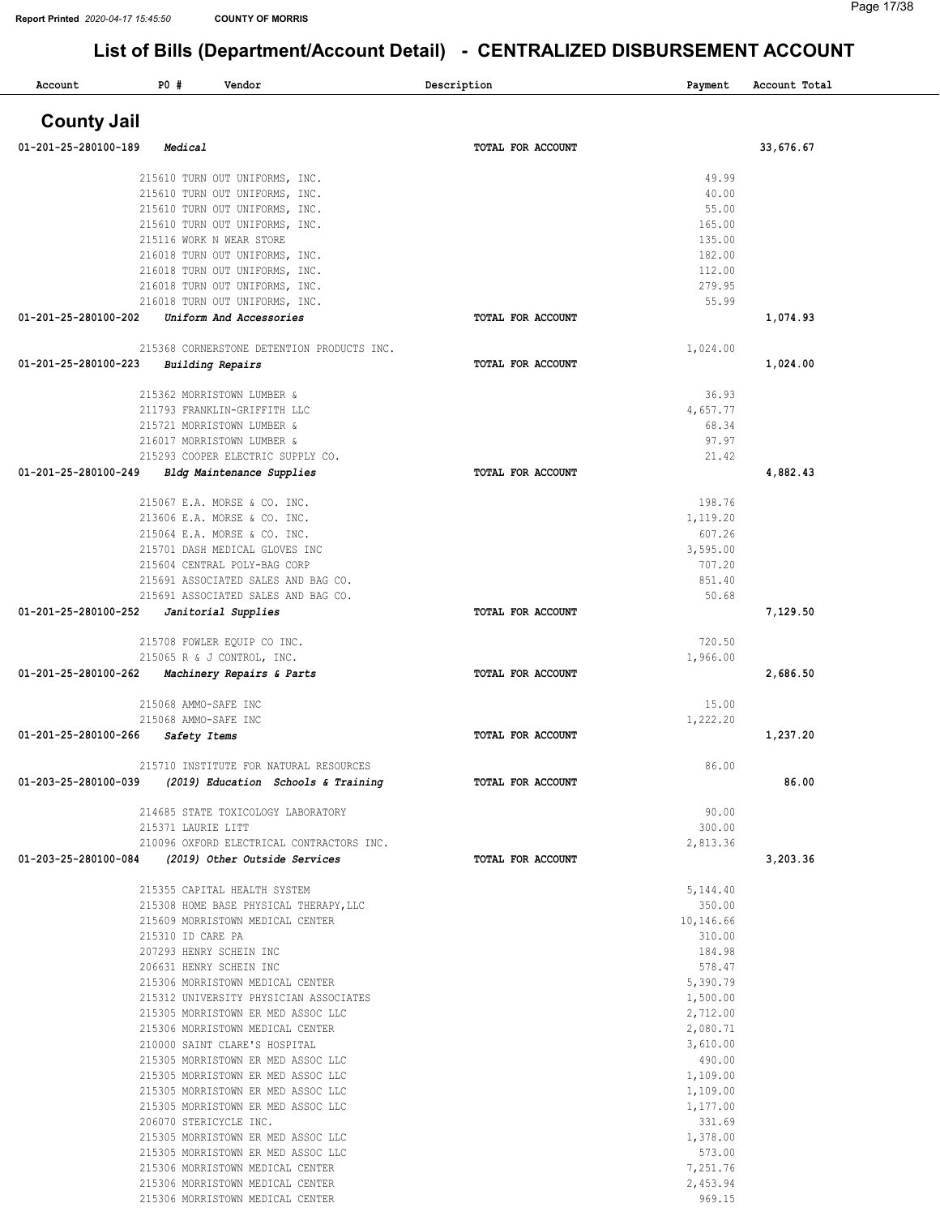**Report Printed** *2020-04-17 15:45:50* **COUNTY OF MORRIS**

# List of Bills (Department/Account Detail) - CENTRALIZED DISBURSEMENT ACCOUNT

| Account | PO # | Vendor | Description | Payment | Account Total |
|---|---|---|---|---|---|

## County Jail

| Account | PO # | Vendor | Description | Payment | Account Total |
|---|---|---|---|---|---|
| 01-201-25-280100-189 | | *Medical* | TOTAL FOR ACCOUNT | | 33,676.67 |
| | 215610 | TURN OUT UNIFORMS, INC. | | 49.99 | |
| | 215610 | TURN OUT UNIFORMS, INC. | | 40.00 | |
| | 215610 | TURN OUT UNIFORMS, INC. | | 55.00 | |
| | 215610 | TURN OUT UNIFORMS, INC. | | 165.00 | |
| | 215116 | WORK N WEAR STORE | | 135.00 | |
| | 216018 | TURN OUT UNIFORMS, INC. | | 182.00 | |
| | 216018 | TURN OUT UNIFORMS, INC. | | 112.00 | |
| | 216018 | TURN OUT UNIFORMS, INC. | | 279.95 | |
| | 216018 | TURN OUT UNIFORMS, INC. | | 55.99 | |
| 01-201-25-280100-202 | | *Uniform And Accessories* | TOTAL FOR ACCOUNT | | 1,074.93 |
| | 215368 | CORNERSTONE DETENTION PRODUCTS INC. | | 1,024.00 | |
| 01-201-25-280100-223 | | *Building Repairs* | TOTAL FOR ACCOUNT | | 1,024.00 |
| | 215362 | MORRISTOWN LUMBER & | | 36.93 | |
| | 211793 | FRANKLIN-GRIFFITH LLC | | 4,657.77 | |
| | 215721 | MORRISTOWN LUMBER & | | 68.34 | |
| | 216017 | MORRISTOWN LUMBER & | | 97.97 | |
| | 215293 | COOPER ELECTRIC SUPPLY CO. | | 21.42 | |
| 01-201-25-280100-249 | | *Bldg Maintenance Supplies* | TOTAL FOR ACCOUNT | | 4,882.43 |
| | 215067 | E.A. MORSE & CO. INC. | | 198.76 | |
| | 213606 | E.A. MORSE & CO. INC. | | 1,119.20 | |
| | 215064 | E.A. MORSE & CO. INC. | | 607.26 | |
| | 215701 | DASH MEDICAL GLOVES INC | | 3,595.00 | |
| | 215604 | CENTRAL POLY-BAG CORP | | 707.20 | |
| | 215691 | ASSOCIATED SALES AND BAG CO. | | 851.40 | |
| | 215691 | ASSOCIATED SALES AND BAG CO. | | 50.68 | |
| 01-201-25-280100-252 | | *Janitorial Supplies* | TOTAL FOR ACCOUNT | | 7,129.50 |
| | 215708 | FOWLER EQUIP CO INC. | | 720.50 | |
| | 215065 | R & J CONTROL, INC. | | 1,966.00 | |
| 01-201-25-280100-262 | | *Machinery Repairs & Parts* | TOTAL FOR ACCOUNT | | 2,686.50 |
| | 215068 | AMMO-SAFE INC | | 15.00 | |
| | 215068 | AMMO-SAFE INC | | 1,222.20 | |
| 01-201-25-280100-266 | | *Safety Items* | TOTAL FOR ACCOUNT | | 1,237.20 |
| | 215710 | INSTITUTE FOR NATURAL RESOURCES | | 86.00 | |
| 01-203-25-280100-039 | | *(2019) Education Schools & Training* | TOTAL FOR ACCOUNT | | 86.00 |
| | 214685 | STATE TOXICOLOGY LABORATORY | | 90.00 | |
| | 215371 | LAURIE LITT | | 300.00 | |
| | 210096 | OXFORD ELECTRICAL CONTRACTORS INC. | | 2,813.36 | |
| 01-203-25-280100-084 | | *(2019) Other Outside Services* | TOTAL FOR ACCOUNT | | 3,203.36 |
| | 215355 | CAPITAL HEALTH SYSTEM | | 5,144.40 | |
| | 215308 | HOME BASE PHYSICAL THERAPY,LLC | | 350.00 | |
| | 215609 | MORRISTOWN MEDICAL CENTER | | 10,146.66 | |
| | 215310 | ID CARE PA | | 310.00 | |
| | 207293 | HENRY SCHEIN INC | | 184.98 | |
| | 206631 | HENRY SCHEIN INC | | 578.47 | |
| | 215306 | MORRISTOWN MEDICAL CENTER | | 5,390.79 | |
| | 215312 | UNIVERSITY PHYSICIAN ASSOCIATES | | 1,500.00 | |
| | 215305 | MORRISTOWN ER MED ASSOC LLC | | 2,712.00 | |
| | 215306 | MORRISTOWN MEDICAL CENTER | | 2,080.71 | |
| | 210000 | SAINT CLARE'S HOSPITAL | | 3,610.00 | |
| | 215305 | MORRISTOWN ER MED ASSOC LLC | | 490.00 | |
| | 215305 | MORRISTOWN ER MED ASSOC LLC | | 1,109.00 | |
| | 215305 | MORRISTOWN ER MED ASSOC LLC | | 1,109.00 | |
| | 215305 | MORRISTOWN ER MED ASSOC LLC | | 1,177.00 | |
| | 206070 | STERICYCLE INC. | | 331.69 | |
| | 215305 | MORRISTOWN ER MED ASSOC LLC | | 1,378.00 | |
| | 215305 | MORRISTOWN ER MED ASSOC LLC | | 573.00 | |
| | 215306 | MORRISTOWN MEDICAL CENTER | | 7,251.76 | |
| | 215306 | MORRISTOWN MEDICAL CENTER | | 2,453.94 | |
| | 215306 | MORRISTOWN MEDICAL CENTER | | 969.15 | |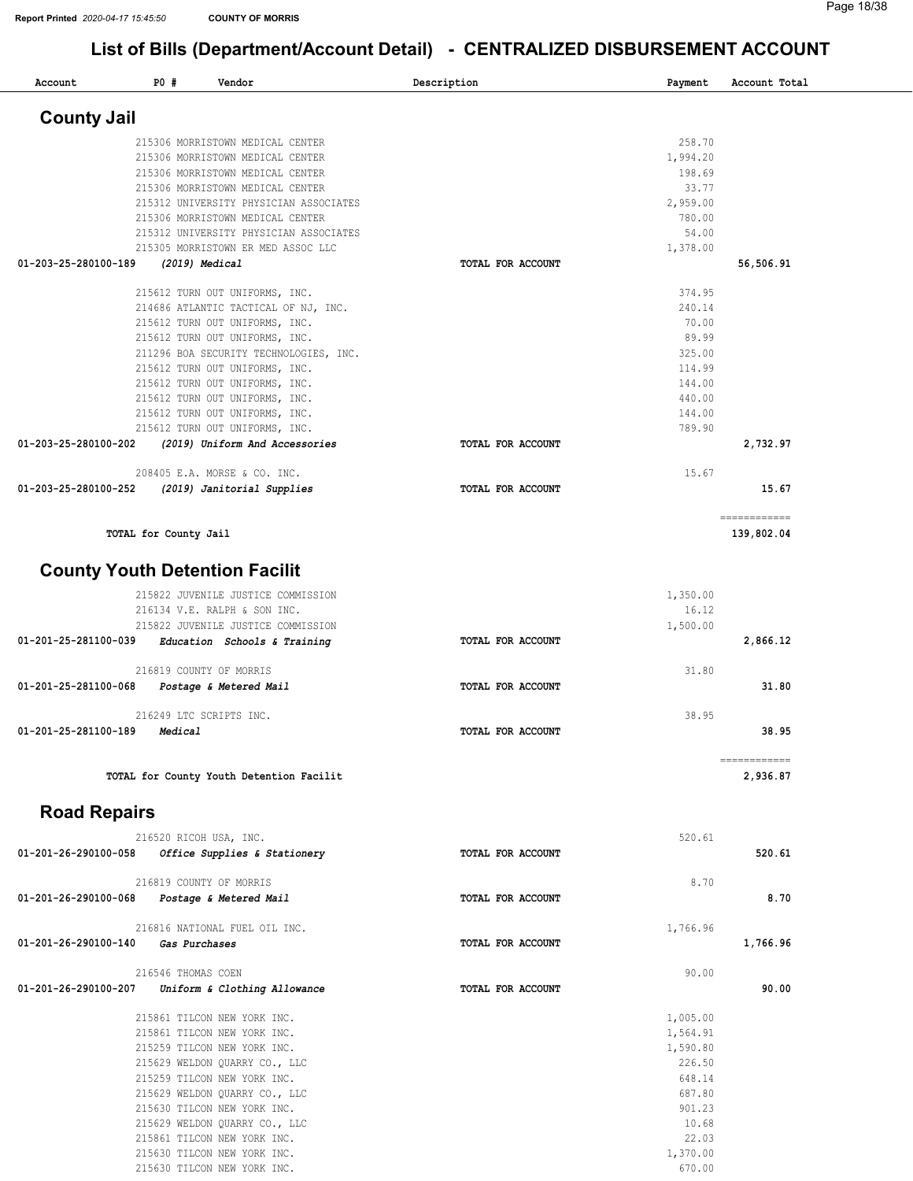# List of Bills (Department/Account Detail) - CENTRALIZED DISBURSEMENT ACCOUNT

| Account | PO # | Vendor | Description | Payment | Account Total |
|---|---|---|---|---|---|

## County Jail

| Account | PO # | Vendor | Description | Payment | Account Total |
|---|---|---|---|---|---|
| | 215306 | MORRISTOWN MEDICAL CENTER | | 258.70 | |
| | 215306 | MORRISTOWN MEDICAL CENTER | | 1,994.20 | |
| | 215306 | MORRISTOWN MEDICAL CENTER | | 198.69 | |
| | 215306 | MORRISTOWN MEDICAL CENTER | | 33.77 | |
| | 215312 | UNIVERSITY PHYSICIAN ASSOCIATES | | 2,959.00 | |
| | 215306 | MORRISTOWN MEDICAL CENTER | | 780.00 | |
| | 215312 | UNIVERSITY PHYSICIAN ASSOCIATES | | 54.00 | |
| | 215305 | MORRISTOWN ER MED ASSOC LLC | | 1,378.00 | |
| **01-203-25-280100-189** | | ***(2019) Medical*** | **TOTAL FOR ACCOUNT** | | **56,506.91** |
| | 215612 | TURN OUT UNIFORMS, INC. | | 374.95 | |
| | 214686 | ATLANTIC TACTICAL OF NJ, INC. | | 240.14 | |
| | 215612 | TURN OUT UNIFORMS, INC. | | 70.00 | |
| | 215612 | TURN OUT UNIFORMS, INC. | | 89.99 | |
| | 211296 | BOA SECURITY TECHNOLOGIES, INC. | | 325.00 | |
| | 215612 | TURN OUT UNIFORMS, INC. | | 114.99 | |
| | 215612 | TURN OUT UNIFORMS, INC. | | 144.00 | |
| | 215612 | TURN OUT UNIFORMS, INC. | | 440.00 | |
| | 215612 | TURN OUT UNIFORMS, INC. | | 144.00 | |
| | 215612 | TURN OUT UNIFORMS, INC. | | 789.90 | |
| **01-203-25-280100-202** | | ***(2019) Uniform And Accessories*** | **TOTAL FOR ACCOUNT** | | **2,732.97** |
| | 208405 | E.A. MORSE & CO. INC. | | 15.67 | |
| **01-203-25-280100-252** | | ***(2019) Janitorial Supplies*** | **TOTAL FOR ACCOUNT** | | **15.67** |
| | | **TOTAL for County Jail** | | | **139,802.04** |

## County Youth Detention Facilit

| Account | PO # | Vendor | Description | Payment | Account Total |
|---|---|---|---|---|---|
| | 215822 | JUVENILE JUSTICE COMMISSION | | 1,350.00 | |
| | 216134 | V.E. RALPH & SON INC. | | 16.12 | |
| | 215822 | JUVENILE JUSTICE COMMISSION | | 1,500.00 | |
| **01-201-25-281100-039** | | ***Education Schools & Training*** | **TOTAL FOR ACCOUNT** | | **2,866.12** |
| | 216819 | COUNTY OF MORRIS | | 31.80 | |
| **01-201-25-281100-068** | | ***Postage & Metered Mail*** | **TOTAL FOR ACCOUNT** | | **31.80** |
| | 216249 | LTC SCRIPTS INC. | | 38.95 | |
| **01-201-25-281100-189** | | ***Medical*** | **TOTAL FOR ACCOUNT** | | **38.95** |
| | | **TOTAL for County Youth Detention Facilit** | | | **2,936.87** |

## Road Repairs

| Account | PO # | Vendor | Description | Payment | Account Total |
|---|---|---|---|---|---|
| | 216520 | RICOH USA, INC. | | 520.61 | |
| **01-201-26-290100-058** | | ***Office Supplies & Stationery*** | **TOTAL FOR ACCOUNT** | | **520.61** |
| | 216819 | COUNTY OF MORRIS | | 8.70 | |
| **01-201-26-290100-068** | | ***Postage & Metered Mail*** | **TOTAL FOR ACCOUNT** | | **8.70** |
| | 216816 | NATIONAL FUEL OIL INC. | | 1,766.96 | |
| **01-201-26-290100-140** | | ***Gas Purchases*** | **TOTAL FOR ACCOUNT** | | **1,766.96** |
| | 216546 | THOMAS COEN | | 90.00 | |
| **01-201-26-290100-207** | | ***Uniform & Clothing Allowance*** | **TOTAL FOR ACCOUNT** | | **90.00** |
| | 215861 | TILCON NEW YORK INC. | | 1,005.00 | |
| | 215861 | TILCON NEW YORK INC. | | 1,564.91 | |
| | 215259 | TILCON NEW YORK INC. | | 1,590.80 | |
| | 215629 | WELDON QUARRY CO., LLC | | 226.50 | |
| | 215259 | TILCON NEW YORK INC. | | 648.14 | |
| | 215629 | WELDON QUARRY CO., LLC | | 687.80 | |
| | 215630 | TILCON NEW YORK INC. | | 901.23 | |
| | 215629 | WELDON QUARRY CO., LLC | | 10.68 | |
| | 215861 | TILCON NEW YORK INC. | | 22.03 | |
| | 215630 | TILCON NEW YORK INC. | | 1,370.00 | |
| | 215630 | TILCON NEW YORK INC. | | 670.00 | |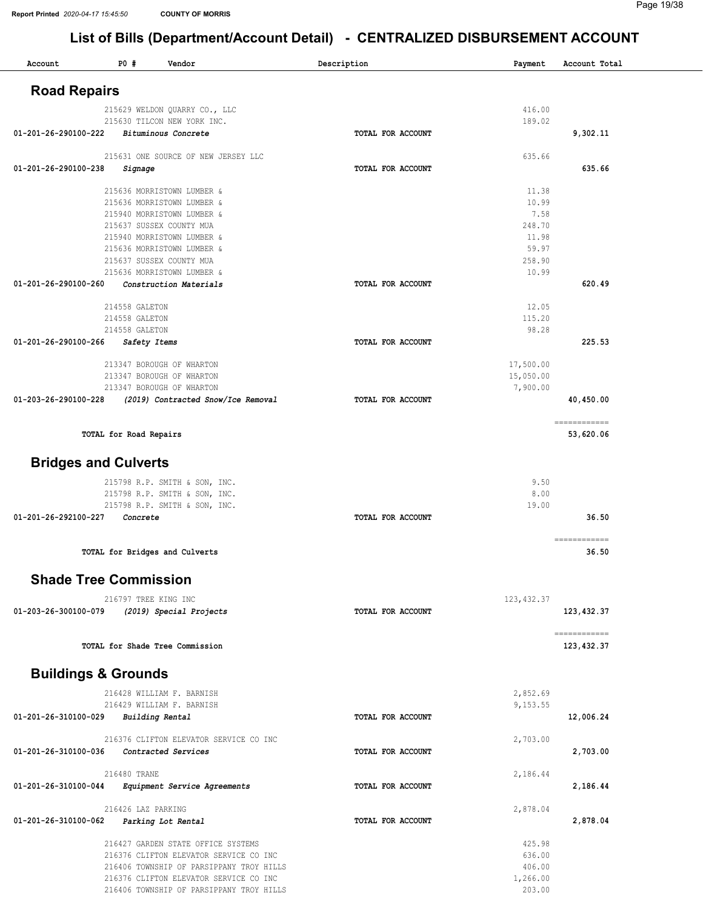# List of Bills (Department/Account Detail) - CENTRALIZED DISBURSEMENT ACCOUNT

| Account | PO # | Vendor | Description | Payment | Account Total |
|---|---|---|---|---|---|

## Road Repairs

| Account | PO # | Vendor | Description | Payment | Account Total |
|---|---|---|---|---|---|
| | 215629 | WELDON QUARRY CO., LLC | | 416.00 | |
| | 215630 | TILCON NEW YORK INC. | | 189.02 | |
| 01-201-26-290100-222 | | *Bituminous Concrete* | TOTAL FOR ACCOUNT | | 9,302.11 |
| | 215631 | ONE SOURCE OF NEW JERSEY LLC | | 635.66 | |
| 01-201-26-290100-238 | | *Signage* | TOTAL FOR ACCOUNT | | 635.66 |
| | 215636 | MORRISTOWN LUMBER & | | 11.38 | |
| | 215636 | MORRISTOWN LUMBER & | | 10.99 | |
| | 215940 | MORRISTOWN LUMBER & | | 7.58 | |
| | 215637 | SUSSEX COUNTY MUA | | 248.70 | |
| | 215940 | MORRISTOWN LUMBER & | | 11.98 | |
| | 215636 | MORRISTOWN LUMBER & | | 59.97 | |
| | 215637 | SUSSEX COUNTY MUA | | 258.90 | |
| | 215636 | MORRISTOWN LUMBER & | | 10.99 | |
| 01-201-26-290100-260 | | *Construction Materials* | TOTAL FOR ACCOUNT | | 620.49 |
| | 214558 | GALETON | | 12.05 | |
| | 214558 | GALETON | | 115.20 | |
| | 214558 | GALETON | | 98.28 | |
| 01-201-26-290100-266 | | *Safety Items* | TOTAL FOR ACCOUNT | | 225.53 |
| | 213347 | BOROUGH OF WHARTON | | 17,500.00 | |
| | 213347 | BOROUGH OF WHARTON | | 15,050.00 | |
| | 213347 | BOROUGH OF WHARTON | | 7,900.00 | |
| 01-203-26-290100-228 | | *(2019) Contracted Snow/Ice Removal* | TOTAL FOR ACCOUNT | | 40,450.00 |
| | | TOTAL for Road Repairs | | | 53,620.06 |

## Bridges and Culverts

| Account | PO # | Vendor | Description | Payment | Account Total |
|---|---|---|---|---|---|
| | 215798 | R.P. SMITH & SON, INC. | | 9.50 | |
| | 215798 | R.P. SMITH & SON, INC. | | 8.00 | |
| | 215798 | R.P. SMITH & SON, INC. | | 19.00 | |
| 01-201-26-292100-227 | | *Concrete* | TOTAL FOR ACCOUNT | | 36.50 |
| | | TOTAL for Bridges and Culverts | | | 36.50 |

## Shade Tree Commission

| Account | PO # | Vendor | Description | Payment | Account Total |
|---|---|---|---|---|---|
| | 216797 | TREE KING INC | | 123,432.37 | |
| 01-203-26-300100-079 | | *(2019) Special Projects* | TOTAL FOR ACCOUNT | | 123,432.37 |
| | | TOTAL for Shade Tree Commission | | | 123,432.37 |

## Buildings & Grounds

| Account | PO # | Vendor | Description | Payment | Account Total |
|---|---|---|---|---|---|
| | 216428 | WILLIAM F. BARNISH | | 2,852.69 | |
| | 216429 | WILLIAM F. BARNISH | | 9,153.55 | |
| 01-201-26-310100-029 | | *Building Rental* | TOTAL FOR ACCOUNT | | 12,006.24 |
| | 216376 | CLIFTON ELEVATOR SERVICE CO INC | | 2,703.00 | |
| 01-201-26-310100-036 | | *Contracted Services* | TOTAL FOR ACCOUNT | | 2,703.00 |
| | 216480 | TRANE | | 2,186.44 | |
| 01-201-26-310100-044 | | *Equipment Service Agreements* | TOTAL FOR ACCOUNT | | 2,186.44 |
| | 216426 | LAZ PARKING | | 2,878.04 | |
| 01-201-26-310100-062 | | *Parking Lot Rental* | TOTAL FOR ACCOUNT | | 2,878.04 |
| | 216427 | GARDEN STATE OFFICE SYSTEMS | | 425.98 | |
| | 216376 | CLIFTON ELEVATOR SERVICE CO INC | | 636.00 | |
| | 216406 | TOWNSHIP OF PARSIPPANY TROY HILLS | | 406.00 | |
| | 216376 | CLIFTON ELEVATOR SERVICE CO INC | | 1,266.00 | |
| | 216406 | TOWNSHIP OF PARSIPPANY TROY HILLS | | 203.00 | |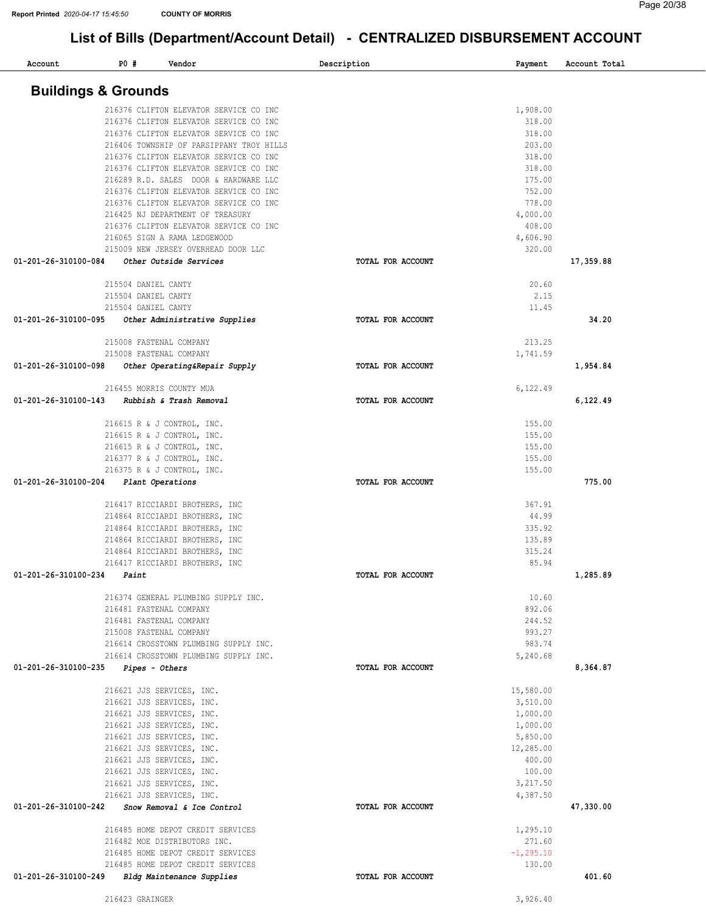# List of Bills (Department/Account Detail) - CENTRALIZED DISBURSEMENT ACCOUNT

## Buildings & Grounds

| Account | PO # | Vendor | Description | Payment | Account Total |
|---|---|---|---|---|---|
| | 216376 | CLIFTON ELEVATOR SERVICE CO INC | | 1,908.00 | |
| | 216376 | CLIFTON ELEVATOR SERVICE CO INC | | 318.00 | |
| | 216376 | CLIFTON ELEVATOR SERVICE CO INC | | 318.00 | |
| | 216406 | TOWNSHIP OF PARSIPPANY TROY HILLS | | 203.00 | |
| | 216376 | CLIFTON ELEVATOR SERVICE CO INC | | 318.00 | |
| | 216376 | CLIFTON ELEVATOR SERVICE CO INC | | 318.00 | |
| | 216289 | R.D. SALES DOOR & HARDWARE LLC | | 175.00 | |
| | 216376 | CLIFTON ELEVATOR SERVICE CO INC | | 752.00 | |
| | 216376 | CLIFTON ELEVATOR SERVICE CO INC | | 778.00 | |
| | 216425 | NJ DEPARTMENT OF TREASURY | | 4,000.00 | |
| | 216376 | CLIFTON ELEVATOR SERVICE CO INC | | 408.00 | |
| | 216065 | SIGN A RAMA LEDGEWOOD | | 4,606.90 | |
| | 215009 | NEW JERSEY OVERHEAD DOOR LLC | | 320.00 | |
| **01-201-26-310100-084** | | ***Other Outside Services*** | **TOTAL FOR ACCOUNT** | | **17,359.88** |
| | 215504 | DANIEL CANTY | | 20.60 | |
| | 215504 | DANIEL CANTY | | 2.15 | |
| | 215504 | DANIEL CANTY | | 11.45 | |
| **01-201-26-310100-095** | | ***Other Administrative Supplies*** | **TOTAL FOR ACCOUNT** | | **34.20** |
| | 215008 | FASTENAL COMPANY | | 213.25 | |
| | 215008 | FASTENAL COMPANY | | 1,741.59 | |
| **01-201-26-310100-098** | | ***Other Operating&Repair Supply*** | **TOTAL FOR ACCOUNT** | | **1,954.84** |
| | 216455 | MORRIS COUNTY MUA | | 6,122.49 | |
| **01-201-26-310100-143** | | ***Rubbish & Trash Removal*** | **TOTAL FOR ACCOUNT** | | **6,122.49** |
| | 216615 | R & J CONTROL, INC. | | 155.00 | |
| | 216615 | R & J CONTROL, INC. | | 155.00 | |
| | 216615 | R & J CONTROL, INC. | | 155.00 | |
| | 216377 | R & J CONTROL, INC. | | 155.00 | |
| | 216375 | R & J CONTROL, INC. | | 155.00 | |
| **01-201-26-310100-204** | | ***Plant Operations*** | **TOTAL FOR ACCOUNT** | | **775.00** |
| | 216417 | RICCIARDI BROTHERS, INC | | 367.91 | |
| | 214864 | RICCIARDI BROTHERS, INC | | 44.99 | |
| | 214864 | RICCIARDI BROTHERS, INC | | 335.92 | |
| | 214864 | RICCIARDI BROTHERS, INC | | 135.89 | |
| | 214864 | RICCIARDI BROTHERS, INC | | 315.24 | |
| | 216417 | RICCIARDI BROTHERS, INC | | 85.94 | |
| **01-201-26-310100-234** | | ***Paint*** | **TOTAL FOR ACCOUNT** | | **1,285.89** |
| | 216374 | GENERAL PLUMBING SUPPLY INC. | | 10.60 | |
| | 216481 | FASTENAL COMPANY | | 892.06 | |
| | 216481 | FASTENAL COMPANY | | 244.52 | |
| | 215008 | FASTENAL COMPANY | | 993.27 | |
| | 216614 | CROSSTOWN PLUMBING SUPPLY INC. | | 983.74 | |
| | 216614 | CROSSTOWN PLUMBING SUPPLY INC. | | 5,240.68 | |
| **01-201-26-310100-235** | | ***Pipes - Others*** | **TOTAL FOR ACCOUNT** | | **8,364.87** |
| | 216621 | JJS SERVICES, INC. | | 15,580.00 | |
| | 216621 | JJS SERVICES, INC. | | 3,510.00 | |
| | 216621 | JJS SERVICES, INC. | | 1,000.00 | |
| | 216621 | JJS SERVICES, INC. | | 1,000.00 | |
| | 216621 | JJS SERVICES, INC. | | 5,850.00 | |
| | 216621 | JJS SERVICES, INC. | | 12,285.00 | |
| | 216621 | JJS SERVICES, INC. | | 400.00 | |
| | 216621 | JJS SERVICES, INC. | | 100.00 | |
| | 216621 | JJS SERVICES, INC. | | 3,217.50 | |
| | 216621 | JJS SERVICES, INC. | | 4,387.50 | |
| **01-201-26-310100-242** | | ***Snow Removal & Ice Control*** | **TOTAL FOR ACCOUNT** | | **47,330.00** |
| | 216485 | HOME DEPOT CREDIT SERVICES | | 1,295.10 | |
| | 216482 | MOE DISTRIBUTORS INC. | | 271.60 | |
| | 216485 | HOME DEPOT CREDIT SERVICES | | -1,295.10 | |
| | 216485 | HOME DEPOT CREDIT SERVICES | | 130.00 | |
| **01-201-26-310100-249** | | ***Bldg Maintenance Supplies*** | **TOTAL FOR ACCOUNT** | | **401.60** |
| | 216423 | GRAINGER | | 3,926.40 | |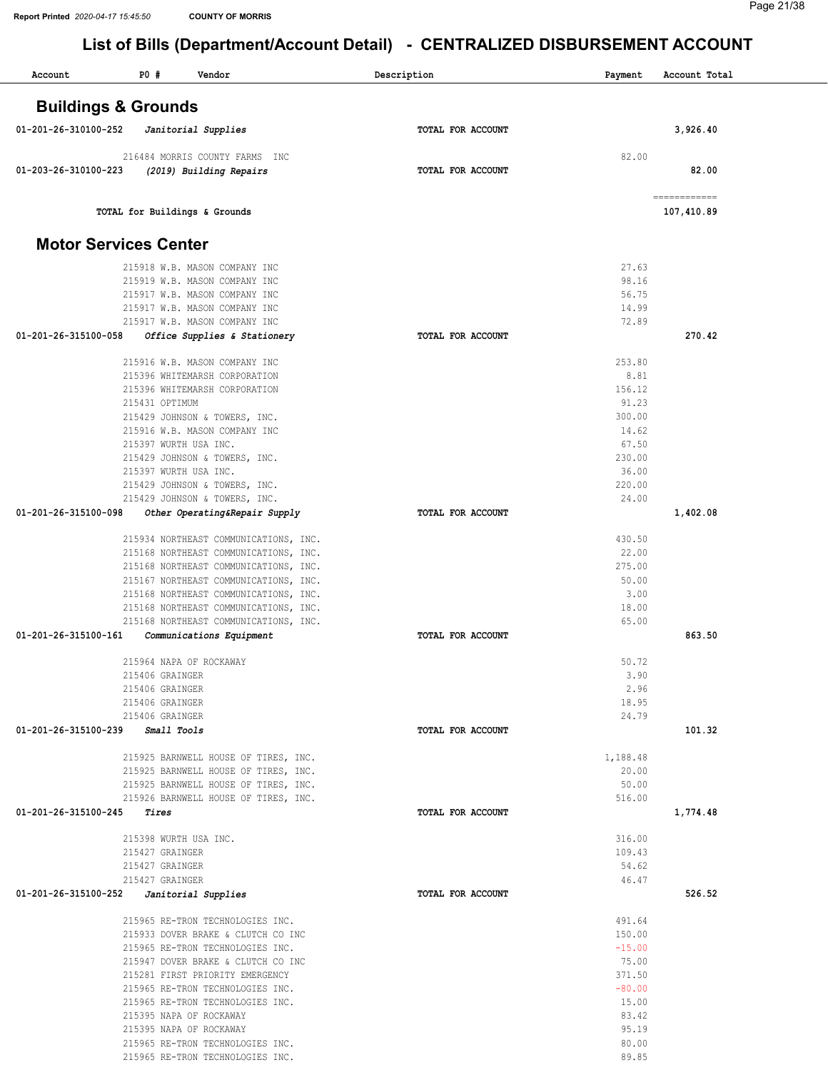# List of Bills (Department/Account Detail) - CENTRALIZED DISBURSEMENT ACCOUNT

| Account | PO # Vendor | Description | Payment | Account Total |
|---|---|---|---|---|

## Buildings & Grounds

| Account | PO # Vendor | Description | Payment | Account Total |
|---|---|---|---|---|
| 01-201-26-310100-252 | *Janitorial Supplies* | TOTAL FOR ACCOUNT | | 3,926.40 |
| | 216484 MORRIS COUNTY FARMS INC | | 82.00 | |
| 01-203-26-310100-223 | *(2019) Building Repairs* | TOTAL FOR ACCOUNT | | 82.00 |
| | | | | ============ |
| | TOTAL for Buildings & Grounds | | | 107,410.89 |

## Motor Services Center

| Account | PO # Vendor | Description | Payment | Account Total |
|---|---|---|---|---|
| | 215918 W.B. MASON COMPANY INC | | 27.63 | |
| | 215919 W.B. MASON COMPANY INC | | 98.16 | |
| | 215917 W.B. MASON COMPANY INC | | 56.75 | |
| | 215917 W.B. MASON COMPANY INC | | 14.99 | |
| | 215917 W.B. MASON COMPANY INC | | 72.89 | |
| 01-201-26-315100-058 | *Office Supplies & Stationery* | TOTAL FOR ACCOUNT | | 270.42 |
| | 215916 W.B. MASON COMPANY INC | | 253.80 | |
| | 215396 WHITEMARSH CORPORATION | | 8.81 | |
| | 215396 WHITEMARSH CORPORATION | | 156.12 | |
| | 215431 OPTIMUM | | 91.23 | |
| | 215429 JOHNSON & TOWERS, INC. | | 300.00 | |
| | 215916 W.B. MASON COMPANY INC | | 14.62 | |
| | 215397 WURTH USA INC. | | 67.50 | |
| | 215429 JOHNSON & TOWERS, INC. | | 230.00 | |
| | 215397 WURTH USA INC. | | 36.00 | |
| | 215429 JOHNSON & TOWERS, INC. | | 220.00 | |
| | 215429 JOHNSON & TOWERS, INC. | | 24.00 | |
| 01-201-26-315100-098 | *Other Operating&Repair Supply* | TOTAL FOR ACCOUNT | | 1,402.08 |
| | 215934 NORTHEAST COMMUNICATIONS, INC. | | 430.50 | |
| | 215168 NORTHEAST COMMUNICATIONS, INC. | | 22.00 | |
| | 215168 NORTHEAST COMMUNICATIONS, INC. | | 275.00 | |
| | 215167 NORTHEAST COMMUNICATIONS, INC. | | 50.00 | |
| | 215168 NORTHEAST COMMUNICATIONS, INC. | | 3.00 | |
| | 215168 NORTHEAST COMMUNICATIONS, INC. | | 18.00 | |
| | 215168 NORTHEAST COMMUNICATIONS, INC. | | 65.00 | |
| 01-201-26-315100-161 | *Communications Equipment* | TOTAL FOR ACCOUNT | | 863.50 |
| | 215964 NAPA OF ROCKAWAY | | 50.72 | |
| | 215406 GRAINGER | | 3.90 | |
| | 215406 GRAINGER | | 2.96 | |
| | 215406 GRAINGER | | 18.95 | |
| | 215406 GRAINGER | | 24.79 | |
| 01-201-26-315100-239 | *Small Tools* | TOTAL FOR ACCOUNT | | 101.32 |
| | 215925 BARNWELL HOUSE OF TIRES, INC. | | 1,188.48 | |
| | 215925 BARNWELL HOUSE OF TIRES, INC. | | 20.00 | |
| | 215925 BARNWELL HOUSE OF TIRES, INC. | | 50.00 | |
| | 215926 BARNWELL HOUSE OF TIRES, INC. | | 516.00 | |
| 01-201-26-315100-245 | *Tires* | TOTAL FOR ACCOUNT | | 1,774.48 |
| | 215398 WURTH USA INC. | | 316.00 | |
| | 215427 GRAINGER | | 109.43 | |
| | 215427 GRAINGER | | 54.62 | |
| | 215427 GRAINGER | | 46.47 | |
| 01-201-26-315100-252 | *Janitorial Supplies* | TOTAL FOR ACCOUNT | | 526.52 |
| | 215965 RE-TRON TECHNOLOGIES INC. | | 491.64 | |
| | 215933 DOVER BRAKE & CLUTCH CO INC | | 150.00 | |
| | 215965 RE-TRON TECHNOLOGIES INC. | | -15.00 | |
| | 215947 DOVER BRAKE & CLUTCH CO INC | | 75.00 | |
| | 215281 FIRST PRIORITY EMERGENCY | | 371.50 | |
| | 215965 RE-TRON TECHNOLOGIES INC. | | -80.00 | |
| | 215965 RE-TRON TECHNOLOGIES INC. | | 15.00 | |
| | 215395 NAPA OF ROCKAWAY | | 83.42 | |
| | 215395 NAPA OF ROCKAWAY | | 95.19 | |
| | 215965 RE-TRON TECHNOLOGIES INC. | | 80.00 | |
| | 215965 RE-TRON TECHNOLOGIES INC. | | 89.85 | |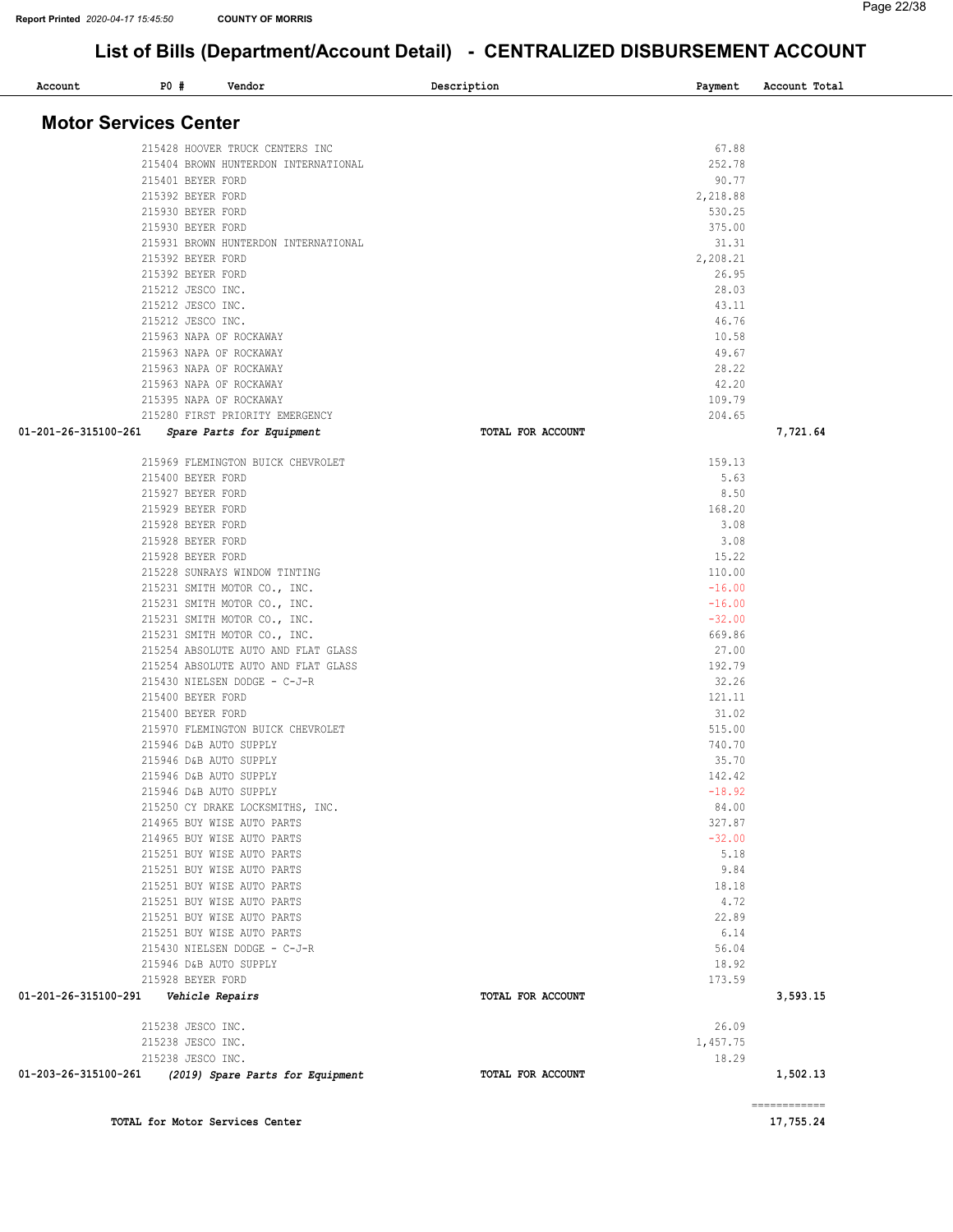## List of Bills (Department/Account Detail) - CENTRALIZED DISBURSEMENT ACCOUNT

### Motor Services Center

| Account | PO # | Vendor | Description | Payment | Account Total |
|---|---|---|---|---|---|
| | 215428 | HOOVER TRUCK CENTERS INC | | 67.88 | |
| | 215404 | BROWN HUNTERDON INTERNATIONAL | | 252.78 | |
| | 215401 | BEYER FORD | | 90.77 | |
| | 215392 | BEYER FORD | | 2,218.88 | |
| | 215930 | BEYER FORD | | 530.25 | |
| | 215930 | BEYER FORD | | 375.00 | |
| | 215931 | BROWN HUNTERDON INTERNATIONAL | | 31.31 | |
| | 215392 | BEYER FORD | | 2,208.21 | |
| | 215392 | BEYER FORD | | 26.95 | |
| | 215212 | JESCO INC. | | 28.03 | |
| | 215212 | JESCO INC. | | 43.11 | |
| | 215212 | JESCO INC. | | 46.76 | |
| | 215963 | NAPA OF ROCKAWAY | | 10.58 | |
| | 215963 | NAPA OF ROCKAWAY | | 49.67 | |
| | 215963 | NAPA OF ROCKAWAY | | 28.22 | |
| | 215963 | NAPA OF ROCKAWAY | | 42.20 | |
| | 215395 | NAPA OF ROCKAWAY | | 109.79 | |
| | 215280 | FIRST PRIORITY EMERGENCY | | 204.65 | |
| 01-201-26-315100-261 | *Spare Parts for Equipment* | | TOTAL FOR ACCOUNT | | 7,721.64 |
| | 215969 | FLEMINGTON BUICK CHEVROLET | | 159.13 | |
| | 215400 | BEYER FORD | | 5.63 | |
| | 215927 | BEYER FORD | | 8.50 | |
| | 215929 | BEYER FORD | | 168.20 | |
| | 215928 | BEYER FORD | | 3.08 | |
| | 215928 | BEYER FORD | | 3.08 | |
| | 215928 | BEYER FORD | | 15.22 | |
| | 215228 | SUNRAYS WINDOW TINTING | | 110.00 | |
| | 215231 | SMITH MOTOR CO., INC. | | -16.00 | |
| | 215231 | SMITH MOTOR CO., INC. | | -16.00 | |
| | 215231 | SMITH MOTOR CO., INC. | | -32.00 | |
| | 215231 | SMITH MOTOR CO., INC. | | 669.86 | |
| | 215254 | ABSOLUTE AUTO AND FLAT GLASS | | 27.00 | |
| | 215254 | ABSOLUTE AUTO AND FLAT GLASS | | 192.79 | |
| | 215430 | NIELSEN DODGE - C-J-R | | 32.26 | |
| | 215400 | BEYER FORD | | 121.11 | |
| | 215400 | BEYER FORD | | 31.02 | |
| | 215970 | FLEMINGTON BUICK CHEVROLET | | 515.00 | |
| | 215946 | D&B AUTO SUPPLY | | 740.70 | |
| | 215946 | D&B AUTO SUPPLY | | 35.70 | |
| | 215946 | D&B AUTO SUPPLY | | 142.42 | |
| | 215946 | D&B AUTO SUPPLY | | -18.92 | |
| | 215250 | CY DRAKE LOCKSMITHS, INC. | | 84.00 | |
| | 214965 | BUY WISE AUTO PARTS | | 327.87 | |
| | 214965 | BUY WISE AUTO PARTS | | -32.00 | |
| | 215251 | BUY WISE AUTO PARTS | | 5.18 | |
| | 215251 | BUY WISE AUTO PARTS | | 9.84 | |
| | 215251 | BUY WISE AUTO PARTS | | 18.18 | |
| | 215251 | BUY WISE AUTO PARTS | | 4.72 | |
| | 215251 | BUY WISE AUTO PARTS | | 22.89 | |
| | 215251 | BUY WISE AUTO PARTS | | 6.14 | |
| | 215430 | NIELSEN DODGE - C-J-R | | 56.04 | |
| | 215946 | D&B AUTO SUPPLY | | 18.92 | |
| | 215928 | BEYER FORD | | 173.59 | |
| 01-201-26-315100-291 | *Vehicle Repairs* | | TOTAL FOR ACCOUNT | | 3,593.15 |
| | 215238 | JESCO INC. | | 26.09 | |
| | 215238 | JESCO INC. | | 1,457.75 | |
| | 215238 | JESCO INC. | | 18.29 | |
| 01-203-26-315100-261 | *(2019) Spare Parts for Equipment* | | TOTAL FOR ACCOUNT | | 1,502.13 |
| | | | | | ============ |
| TOTAL for Motor Services Center | | | | | 17,755.24 |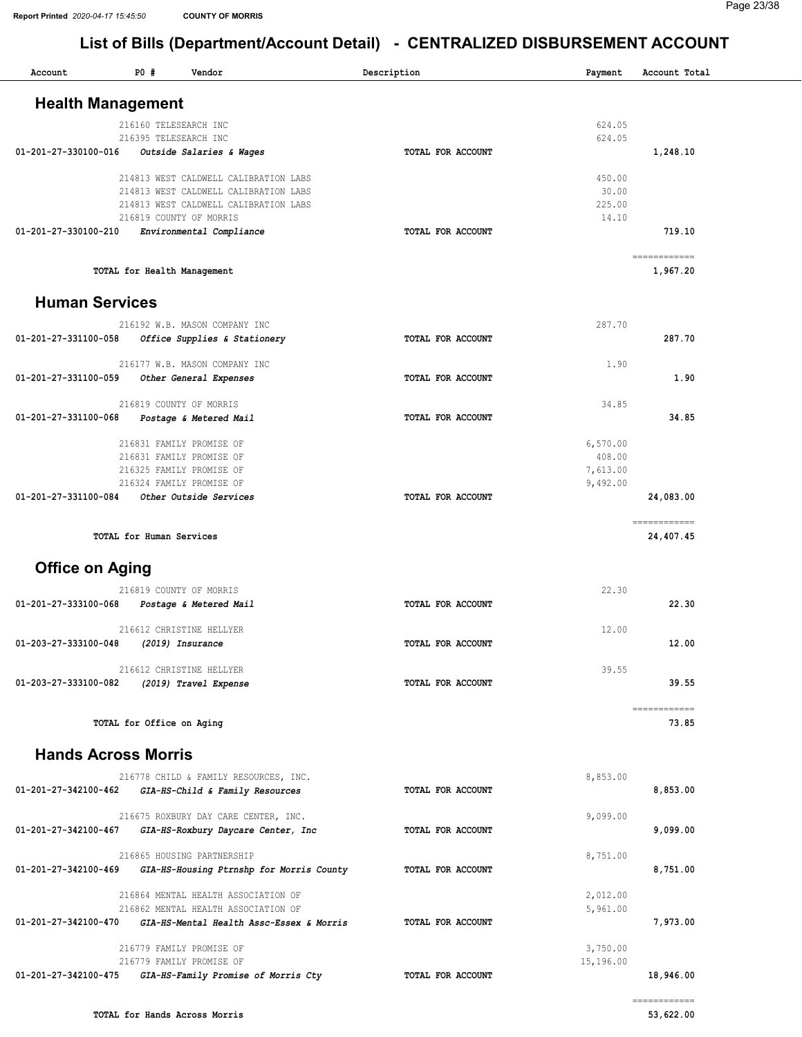# List of Bills (Department/Account Detail) - CENTRALIZED DISBURSEMENT ACCOUNT

| Account | PO # | Vendor | Description | Payment | Account Total |
|---|---|---|---|---|---|

## Health Management

| Account | PO # | Vendor | Description | Payment | Account Total |
|---|---|---|---|---|---|
| | 216160 | TELESEARCH INC | | 624.05 | |
| | 216395 | TELESEARCH INC | | 624.05 | |
| 01-201-27-330100-016 | | *Outside Salaries & Wages* | TOTAL FOR ACCOUNT | | 1,248.10 |
| | 214813 | WEST CALDWELL CALIBRATION LABS | | 450.00 | |
| | 214813 | WEST CALDWELL CALIBRATION LABS | | 30.00 | |
| | 214813 | WEST CALDWELL CALIBRATION LABS | | 225.00 | |
| | 216819 | COUNTY OF MORRIS | | 14.10 | |
| 01-201-27-330100-210 | | *Environmental Compliance* | TOTAL FOR ACCOUNT | | 719.10 |
| | | TOTAL for Health Management | | | 1,967.20 |

## Human Services

| Account | PO # | Vendor | Description | Payment | Account Total |
|---|---|---|---|---|---|
| | 216192 | W.B. MASON COMPANY INC | | 287.70 | |
| 01-201-27-331100-058 | | *Office Supplies & Stationery* | TOTAL FOR ACCOUNT | | 287.70 |
| | 216177 | W.B. MASON COMPANY INC | | 1.90 | |
| 01-201-27-331100-059 | | *Other General Expenses* | TOTAL FOR ACCOUNT | | 1.90 |
| | 216819 | COUNTY OF MORRIS | | 34.85 | |
| 01-201-27-331100-068 | | *Postage & Metered Mail* | TOTAL FOR ACCOUNT | | 34.85 |
| | 216831 | FAMILY PROMISE OF | | 6,570.00 | |
| | 216831 | FAMILY PROMISE OF | | 408.00 | |
| | 216325 | FAMILY PROMISE OF | | 7,613.00 | |
| | 216324 | FAMILY PROMISE OF | | 9,492.00 | |
| 01-201-27-331100-084 | | *Other Outside Services* | TOTAL FOR ACCOUNT | | 24,083.00 |
| | | TOTAL for Human Services | | | 24,407.45 |

## Office on Aging

| Account | PO # | Vendor | Description | Payment | Account Total |
|---|---|---|---|---|---|
| | 216819 | COUNTY OF MORRIS | | 22.30 | |
| 01-201-27-333100-068 | | *Postage & Metered Mail* | TOTAL FOR ACCOUNT | | 22.30 |
| | 216612 | CHRISTINE HELLYER | | 12.00 | |
| 01-203-27-333100-048 | | *(2019) Insurance* | TOTAL FOR ACCOUNT | | 12.00 |
| | 216612 | CHRISTINE HELLYER | | 39.55 | |
| 01-203-27-333100-082 | | *(2019) Travel Expense* | TOTAL FOR ACCOUNT | | 39.55 |
| | | TOTAL for Office on Aging | | | 73.85 |

## Hands Across Morris

| Account | PO # | Vendor | Description | Payment | Account Total |
|---|---|---|---|---|---|
| | 216778 | CHILD & FAMILY RESOURCES, INC. | | 8,853.00 | |
| 01-201-27-342100-462 | | *GIA-HS-Child & Family Resources* | TOTAL FOR ACCOUNT | | 8,853.00 |
| | 216675 | ROXBURY DAY CARE CENTER, INC. | | 9,099.00 | |
| 01-201-27-342100-467 | | *GIA-HS-Roxbury Daycare Center, Inc* | TOTAL FOR ACCOUNT | | 9,099.00 |
| | 216865 | HOUSING PARTNERSHIP | | 8,751.00 | |
| 01-201-27-342100-469 | | *GIA-HS-Housing Ptrnshp for Morris County* | TOTAL FOR ACCOUNT | | 8,751.00 |
| | 216864 | MENTAL HEALTH ASSOCIATION OF | | 2,012.00 | |
| | 216862 | MENTAL HEALTH ASSOCIATION OF | | 5,961.00 | |
| 01-201-27-342100-470 | | *GIA-HS-Mental Health Assc-Essex & Morris* | TOTAL FOR ACCOUNT | | 7,973.00 |
| | 216779 | FAMILY PROMISE OF | | 3,750.00 | |
| | 216779 | FAMILY PROMISE OF | | 15,196.00 | |
| 01-201-27-342100-475 | | *GIA-HS-Family Promise of Morris Cty* | TOTAL FOR ACCOUNT | | 18,946.00 |
| | | TOTAL for Hands Across Morris | | | 53,622.00 |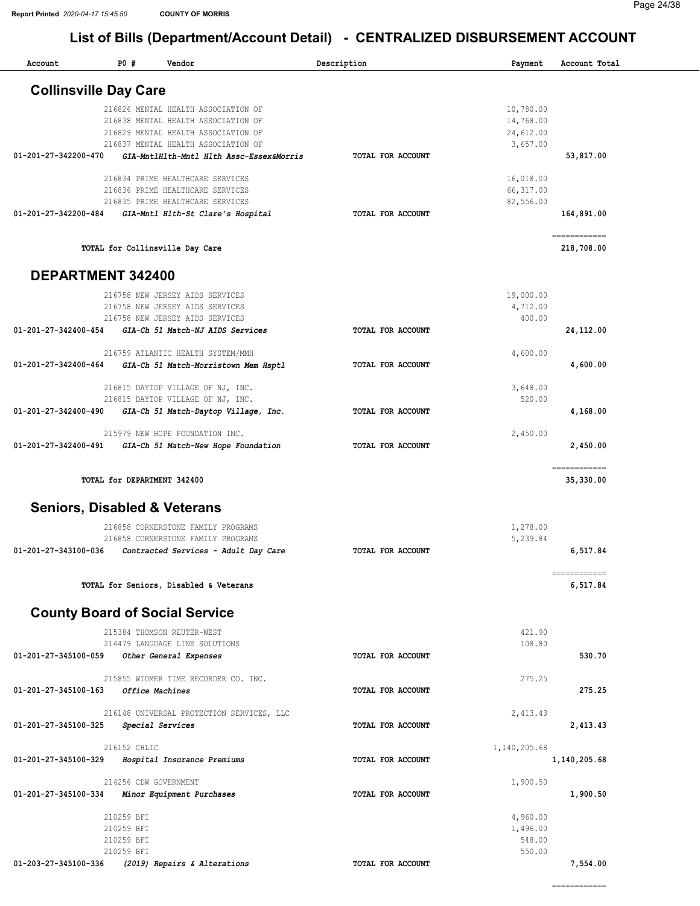# List of Bills (Department/Account Detail) - CENTRALIZED DISBURSEMENT ACCOUNT

| Account | PO # | Vendor | Description | Payment | Account Total |
|---|---|---|---|---|---|

## Collinsville Day Care

| Account | PO # | Vendor | Description | Payment | Account Total |
|---|---|---|---|---|---|
| | 216826 | MENTAL HEALTH ASSOCIATION OF | | 10,780.00 | |
| | 216838 | MENTAL HEALTH ASSOCIATION OF | | 14,768.00 | |
| | 216829 | MENTAL HEALTH ASSOCIATION OF | | 24,612.00 | |
| | 216837 | MENTAL HEALTH ASSOCIATION OF | | 3,657.00 | |
| 01-201-27-342200-470 | | *GIA-MntlHlth-Mntl Hlth Assc-Essex&Morris* | TOTAL FOR ACCOUNT | | 53,817.00 |
| | 216834 | PRIME HEALTHCARE SERVICES | | 16,018.00 | |
| | 216836 | PRIME HEALTHCARE SERVICES | | 66,317.00 | |
| | 216835 | PRIME HEALTHCARE SERVICES | | 82,556.00 | |
| 01-201-27-342200-484 | | *GIA-Mntl Hlth-St Clare's Hospital* | TOTAL FOR ACCOUNT | | 164,891.00 |
| | | | | | ============ |
| | | TOTAL for Collinsville Day Care | | | 218,708.00 |

## DEPARTMENT 342400

| Account | PO # | Vendor | Description | Payment | Account Total |
|---|---|---|---|---|---|
| | 216758 | NEW JERSEY AIDS SERVICES | | 19,000.00 | |
| | 216758 | NEW JERSEY AIDS SERVICES | | 4,712.00 | |
| | 216758 | NEW JERSEY AIDS SERVICES | | 400.00 | |
| 01-201-27-342400-454 | | *GIA-Ch 51 Match-NJ AIDS Services* | TOTAL FOR ACCOUNT | | 24,112.00 |
| | 216759 | ATLANTIC HEALTH SYSTEM/MMH | | 4,600.00 | |
| 01-201-27-342400-464 | | *GIA-Ch 51 Match-Morristown Mem Hsptl* | TOTAL FOR ACCOUNT | | 4,600.00 |
| | 216815 | DAYTOP VILLAGE OF NJ, INC. | | 3,648.00 | |
| | 216815 | DAYTOP VILLAGE OF NJ, INC. | | 520.00 | |
| 01-201-27-342400-490 | | *GIA-Ch 51 Match-Daytop Village, Inc.* | TOTAL FOR ACCOUNT | | 4,168.00 |
| | 215979 | NEW HOPE FOUNDATION INC. | | 2,450.00 | |
| 01-201-27-342400-491 | | *GIA-Ch 51 Match-New Hope Foundation* | TOTAL FOR ACCOUNT | | 2,450.00 |
| | | | | | ============ |
| | | TOTAL for DEPARTMENT 342400 | | | 35,330.00 |

## Seniors, Disabled & Veterans

| Account | PO # | Vendor | Description | Payment | Account Total |
|---|---|---|---|---|---|
| | 216858 | CORNERSTONE FAMILY PROGRAMS | | 1,278.00 | |
| | 216858 | CORNERSTONE FAMILY PROGRAMS | | 5,239.84 | |
| 01-201-27-343100-036 | | *Contracted Services - Adult Day Care* | TOTAL FOR ACCOUNT | | 6,517.84 |
| | | | | | ============ |
| | | TOTAL for Seniors, Disabled & Veterans | | | 6,517.84 |

## County Board of Social Service

| Account | PO # | Vendor | Description | Payment | Account Total |
|---|---|---|---|---|---|
| | 215384 | THOMSON REUTER-WEST | | 421.90 | |
| | 214479 | LANGUAGE LINE SOLUTIONS | | 108.80 | |
| 01-201-27-345100-059 | | *Other General Expenses* | TOTAL FOR ACCOUNT | | 530.70 |
| | 215855 | WIDMER TIME RECORDER CO. INC. | | 275.25 | |
| 01-201-27-345100-163 | | *Office Machines* | TOTAL FOR ACCOUNT | | 275.25 |
| | 216148 | UNIVERSAL PROTECTION SERVICES, LLC | | 2,413.43 | |
| 01-201-27-345100-325 | | *Special Services* | TOTAL FOR ACCOUNT | | 2,413.43 |
| | 216152 | CHLIC | | 1,140,205.68 | |
| 01-201-27-345100-329 | | *Hospital Insurance Premiums* | TOTAL FOR ACCOUNT | | 1,140,205.68 |
| | 214256 | CDW GOVERNMENT | | 1,900.50 | |
| 01-201-27-345100-334 | | *Minor Equipment Purchases* | TOTAL FOR ACCOUNT | | 1,900.50 |
| | 210259 | BFI | | 4,960.00 | |
| | 210259 | BFI | | 1,496.00 | |
| | 210259 | BFI | | 548.00 | |
| | 210259 | BFI | | 550.00 | |
| 01-203-27-345100-336 | | *(2019) Repairs & Alterations* | TOTAL FOR ACCOUNT | | 7,554.00 |
| | | | | | ============ |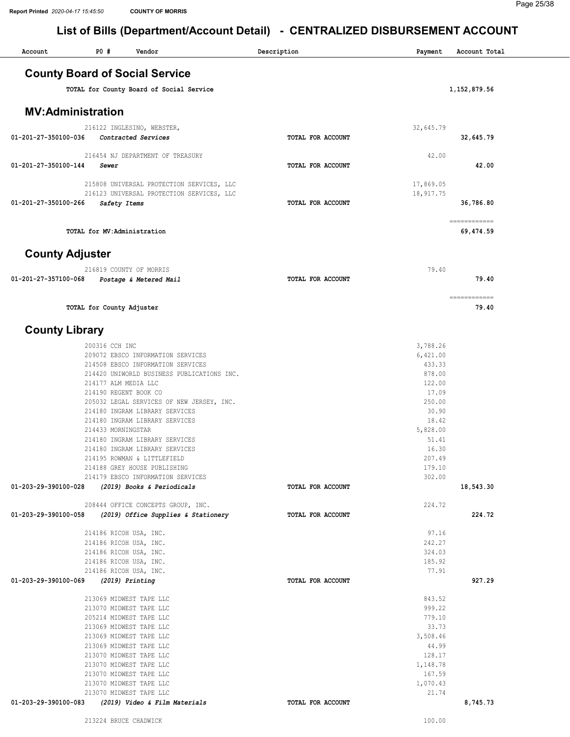## List of Bills (Department/Account Detail) - CENTRALIZED DISBURSEMENT ACCOUNT

| Account | PO # Vendor | Description | Payment | Account Total |
|---|---|---|---|---|

### County Board of Social Service

| | | | | |
|---|---|---|---|---|
| | **TOTAL for County Board of Social Service** | | | **1,152,879.56** |

### MV:Administration

| Account | PO # Vendor | Description | Payment | Account Total |
|---|---|---|---|---|
| | 216122 INGLESINO, WEBSTER, | | 32,645.79 | |
| 01-201-27-350100-036 | *Contracted Services* | TOTAL FOR ACCOUNT | | 32,645.79 |
| | 216454 NJ DEPARTMENT OF TREASURY | | 42.00 | |
| 01-201-27-350100-144 | *Sewer* | TOTAL FOR ACCOUNT | | 42.00 |
| | 215808 UNIVERSAL PROTECTION SERVICES, LLC | | 17,869.05 | |
| | 216123 UNIVERSAL PROTECTION SERVICES, LLC | | 18,917.75 | |
| 01-201-27-350100-266 | *Safety Items* | TOTAL FOR ACCOUNT | | 36,786.80 |
| | **TOTAL for MV:Administration** | | | **69,474.59** |

### County Adjuster

| Account | PO # Vendor | Description | Payment | Account Total |
|---|---|---|---|---|
| | 216819 COUNTY OF MORRIS | | 79.40 | |
| 01-201-27-357100-068 | *Postage & Metered Mail* | TOTAL FOR ACCOUNT | | 79.40 |
| | **TOTAL for County Adjuster** | | | **79.40** |

### County Library

| Account | PO # Vendor | Description | Payment | Account Total |
|---|---|---|---|---|
| | 200316 CCH INC | | 3,788.26 | |
| | 209072 EBSCO INFORMATION SERVICES | | 6,421.00 | |
| | 214508 EBSCO INFORMATION SERVICES | | 433.33 | |
| | 214420 UNIWORLD BUSINESS PUBLICATIONS INC. | | 878.00 | |
| | 214177 ALM MEDIA LLC | | 122.00 | |
| | 214190 REGENT BOOK CO | | 17.09 | |
| | 205032 LEGAL SERVICES OF NEW JERSEY, INC. | | 250.00 | |
| | 214180 INGRAM LIBRARY SERVICES | | 30.90 | |
| | 214180 INGRAM LIBRARY SERVICES | | 18.42 | |
| | 214433 MORNINGSTAR | | 5,828.00 | |
| | 214180 INGRAM LIBRARY SERVICES | | 51.41 | |
| | 214180 INGRAM LIBRARY SERVICES | | 16.30 | |
| | 214195 ROWMAN & LITTLEFIELD | | 207.49 | |
| | 214188 GREY HOUSE PUBLISHING | | 179.10 | |
| | 214179 EBSCO INFORMATION SERVICES | | 302.00 | |
| 01-203-29-390100-028 | *(2019) Books & Periodicals* | TOTAL FOR ACCOUNT | | 18,543.30 |
| | 208444 OFFICE CONCEPTS GROUP, INC. | | 224.72 | |
| 01-203-29-390100-058 | *(2019) Office Supplies & Stationery* | TOTAL FOR ACCOUNT | | 224.72 |
| | 214186 RICOH USA, INC. | | 97.16 | |
| | 214186 RICOH USA, INC. | | 242.27 | |
| | 214186 RICOH USA, INC. | | 324.03 | |
| | 214186 RICOH USA, INC. | | 185.92 | |
| | 214186 RICOH USA, INC. | | 77.91 | |
| 01-203-29-390100-069 | *(2019) Printing* | TOTAL FOR ACCOUNT | | 927.29 |
| | 213069 MIDWEST TAPE LLC | | 843.52 | |
| | 213070 MIDWEST TAPE LLC | | 999.22 | |
| | 205214 MIDWEST TAPE LLC | | 779.10 | |
| | 213069 MIDWEST TAPE LLC | | 33.73 | |
| | 213069 MIDWEST TAPE LLC | | 3,508.46 | |
| | 213069 MIDWEST TAPE LLC | | 44.99 | |
| | 213070 MIDWEST TAPE LLC | | 128.17 | |
| | 213070 MIDWEST TAPE LLC | | 1,148.78 | |
| | 213070 MIDWEST TAPE LLC | | 167.59 | |
| | 213070 MIDWEST TAPE LLC | | 1,070.43 | |
| | 213070 MIDWEST TAPE LLC | | 21.74 | |
| 01-203-29-390100-083 | *(2019) Video & Film Materials* | TOTAL FOR ACCOUNT | | 8,745.73 |
| | 213224 BRUCE CHADWICK | | 100.00 | |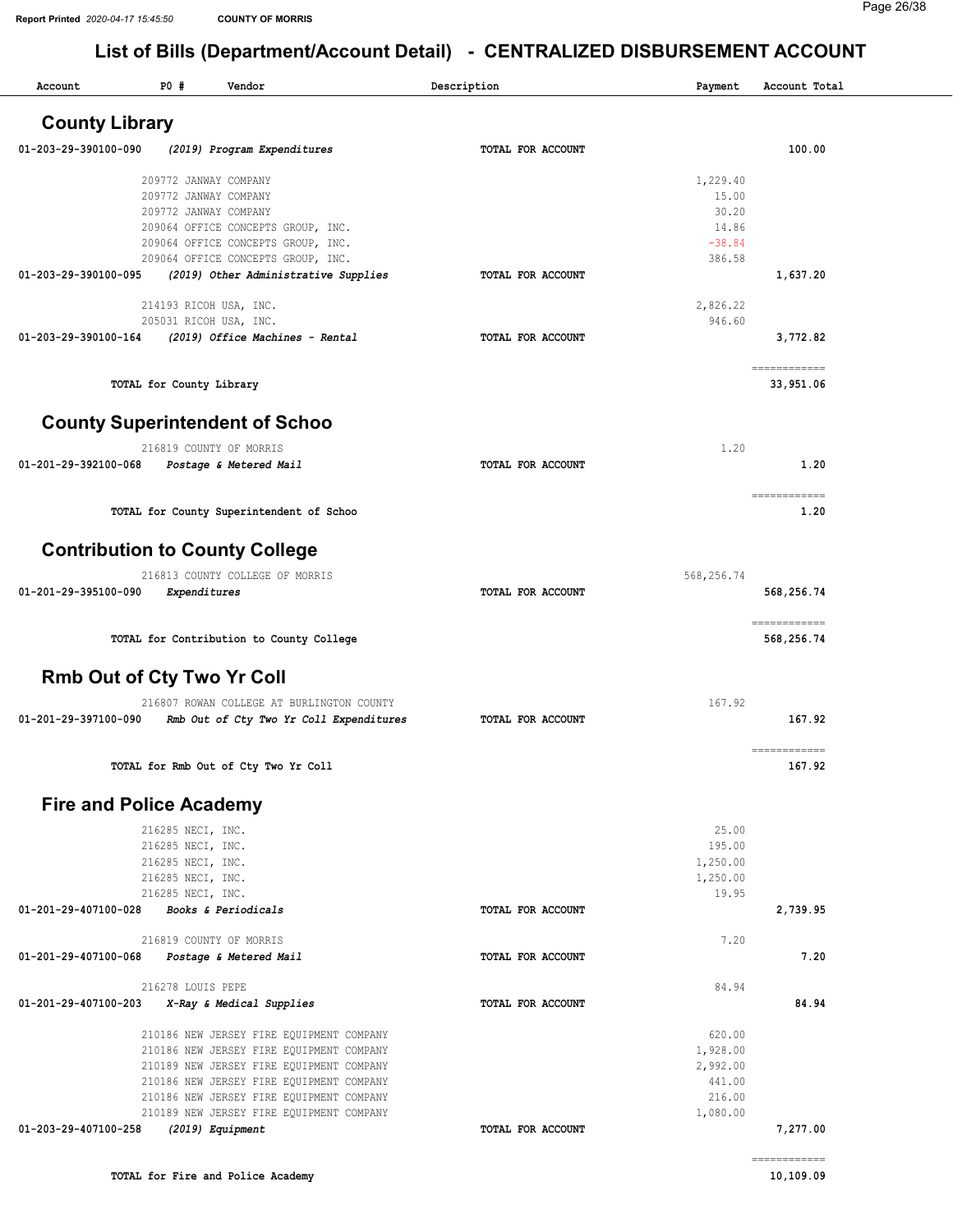## List of Bills (Department/Account Detail) - CENTRALIZED DISBURSEMENT ACCOUNT

| Account | PO # | Vendor | Description | Payment | Account Total |
|---|---|---|---|---|---|

### County Library

| Account | PO # | Vendor | Description | Payment | Account Total |
|---|---|---|---|---|---|
| 01-203-29-390100-090 | | *(2019) Program Expenditures* | TOTAL FOR ACCOUNT | | 100.00 |
| | 209772 | JANWAY COMPANY | | 1,229.40 | |
| | 209772 | JANWAY COMPANY | | 15.00 | |
| | 209772 | JANWAY COMPANY | | 30.20 | |
| | 209064 | OFFICE CONCEPTS GROUP, INC. | | 14.86 | |
| | 209064 | OFFICE CONCEPTS GROUP, INC. | | -38.84 | |
| | 209064 | OFFICE CONCEPTS GROUP, INC. | | 386.58 | |
| 01-203-29-390100-095 | | *(2019) Other Administrative Supplies* | TOTAL FOR ACCOUNT | | 1,637.20 |
| | 214193 | RICOH USA, INC. | | 2,826.22 | |
| | 205031 | RICOH USA, INC. | | 946.60 | |
| 01-203-29-390100-164 | | *(2019) Office Machines - Rental* | TOTAL FOR ACCOUNT | | 3,772.82 |
| | | TOTAL for County Library | | | 33,951.06 |

### County Superintendent of Schoo

| Account | PO # | Vendor | Description | Payment | Account Total |
|---|---|---|---|---|---|
| | 216819 | COUNTY OF MORRIS | | 1.20 | |
| 01-201-29-392100-068 | | *Postage & Metered Mail* | TOTAL FOR ACCOUNT | | 1.20 |
| | | TOTAL for County Superintendent of Schoo | | | 1.20 |

### Contribution to County College

| Account | PO # | Vendor | Description | Payment | Account Total |
|---|---|---|---|---|---|
| | 216813 | COUNTY COLLEGE OF MORRIS | | 568,256.74 | |
| 01-201-29-395100-090 | | *Expenditures* | TOTAL FOR ACCOUNT | | 568,256.74 |
| | | TOTAL for Contribution to County College | | | 568,256.74 |

### Rmb Out of Cty Two Yr Coll

| Account | PO # | Vendor | Description | Payment | Account Total |
|---|---|---|---|---|---|
| | 216807 | ROWAN COLLEGE AT BURLINGTON COUNTY | | 167.92 | |
| 01-201-29-397100-090 | | *Rmb Out of Cty Two Yr Coll Expenditures* | TOTAL FOR ACCOUNT | | 167.92 |
| | | TOTAL for Rmb Out of Cty Two Yr Coll | | | 167.92 |

### Fire and Police Academy

| Account | PO # | Vendor | Description | Payment | Account Total |
|---|---|---|---|---|---|
| | 216285 | NECI, INC. | | 25.00 | |
| | 216285 | NECI, INC. | | 195.00 | |
| | 216285 | NECI, INC. | | 1,250.00 | |
| | 216285 | NECI, INC. | | 1,250.00 | |
| | 216285 | NECI, INC. | | 19.95 | |
| 01-201-29-407100-028 | | *Books & Periodicals* | TOTAL FOR ACCOUNT | | 2,739.95 |
| | 216819 | COUNTY OF MORRIS | | 7.20 | |
| 01-201-29-407100-068 | | *Postage & Metered Mail* | TOTAL FOR ACCOUNT | | 7.20 |
| | 216278 | LOUIS PEPE | | 84.94 | |
| 01-201-29-407100-203 | | *X-Ray & Medical Supplies* | TOTAL FOR ACCOUNT | | 84.94 |
| | 210186 | NEW JERSEY FIRE EQUIPMENT COMPANY | | 620.00 | |
| | 210186 | NEW JERSEY FIRE EQUIPMENT COMPANY | | 1,928.00 | |
| | 210189 | NEW JERSEY FIRE EQUIPMENT COMPANY | | 2,992.00 | |
| | 210186 | NEW JERSEY FIRE EQUIPMENT COMPANY | | 441.00 | |
| | 210186 | NEW JERSEY FIRE EQUIPMENT COMPANY | | 216.00 | |
| | 210189 | NEW JERSEY FIRE EQUIPMENT COMPANY | | 1,080.00 | |
| 01-203-29-407100-258 | | *(2019) Equipment* | TOTAL FOR ACCOUNT | | 7,277.00 |
| | | TOTAL for Fire and Police Academy | | | 10,109.09 |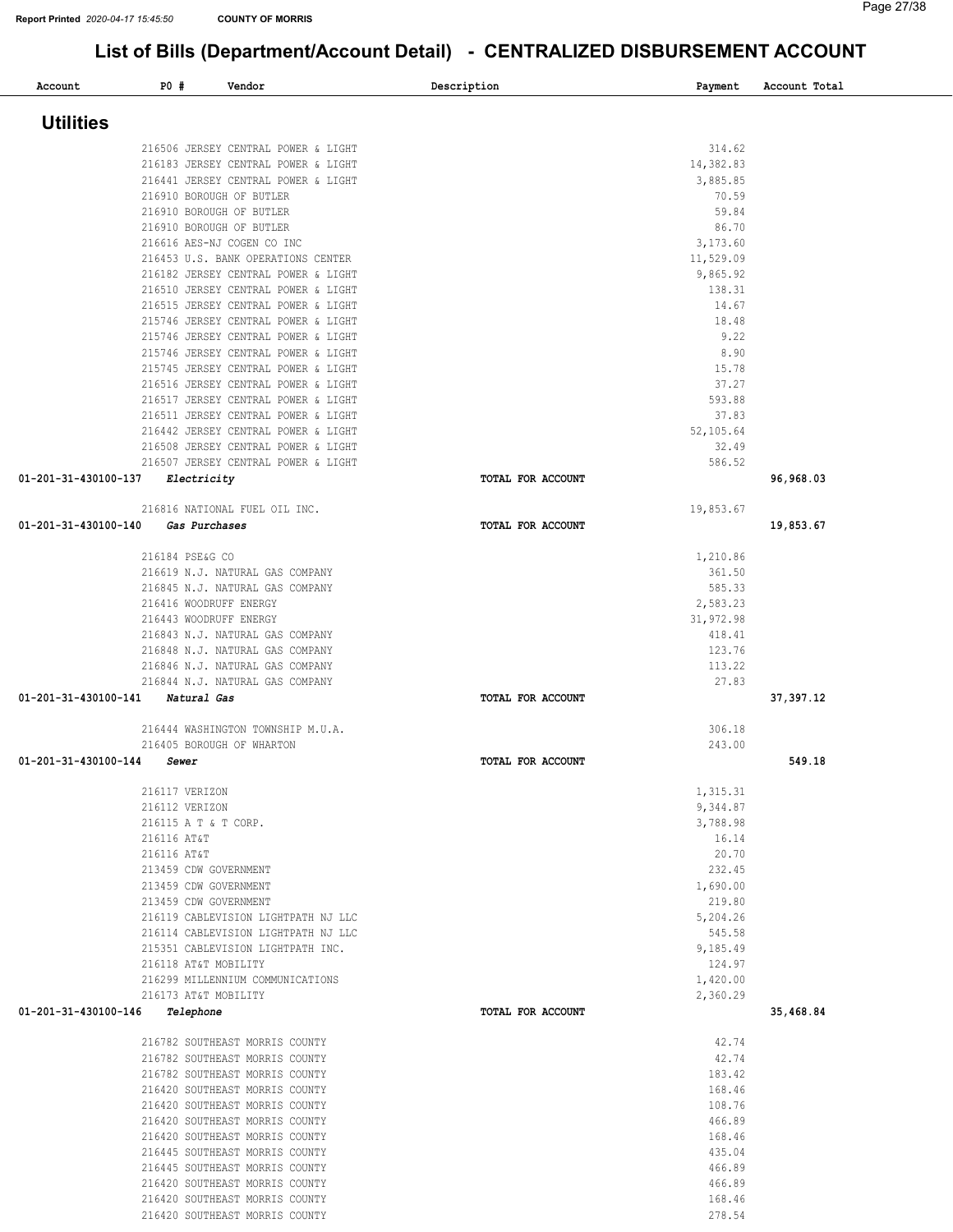# List of Bills (Department/Account Detail) - CENTRALIZED DISBURSEMENT ACCOUNT

| Account | PO # Vendor | Description | Payment | Account Total |
|---|---|---|---|---|
| **Utilities** | | | | |
| | 216506 JERSEY CENTRAL POWER & LIGHT | | 314.62 | |
| | 216183 JERSEY CENTRAL POWER & LIGHT | | 14,382.83 | |
| | 216441 JERSEY CENTRAL POWER & LIGHT | | 3,885.85 | |
| | 216910 BOROUGH OF BUTLER | | 70.59 | |
| | 216910 BOROUGH OF BUTLER | | 59.84 | |
| | 216910 BOROUGH OF BUTLER | | 86.70 | |
| | 216616 AES-NJ COGEN CO INC | | 3,173.60 | |
| | 216453 U.S. BANK OPERATIONS CENTER | | 11,529.09 | |
| | 216182 JERSEY CENTRAL POWER & LIGHT | | 9,865.92 | |
| | 216510 JERSEY CENTRAL POWER & LIGHT | | 138.31 | |
| | 216515 JERSEY CENTRAL POWER & LIGHT | | 14.67 | |
| | 215746 JERSEY CENTRAL POWER & LIGHT | | 18.48 | |
| | 215746 JERSEY CENTRAL POWER & LIGHT | | 9.22 | |
| | 215746 JERSEY CENTRAL POWER & LIGHT | | 8.90 | |
| | 215745 JERSEY CENTRAL POWER & LIGHT | | 15.78 | |
| | 216516 JERSEY CENTRAL POWER & LIGHT | | 37.27 | |
| | 216517 JERSEY CENTRAL POWER & LIGHT | | 593.88 | |
| | 216511 JERSEY CENTRAL POWER & LIGHT | | 37.83 | |
| | 216442 JERSEY CENTRAL POWER & LIGHT | | 52,105.64 | |
| | 216508 JERSEY CENTRAL POWER & LIGHT | | 32.49 | |
| | 216507 JERSEY CENTRAL POWER & LIGHT | | 586.52 | |
| **01-201-31-430100-137** | ***Electricity*** | **TOTAL FOR ACCOUNT** | | **96,968.03** |
| | 216816 NATIONAL FUEL OIL INC. | | 19,853.67 | |
| **01-201-31-430100-140** | ***Gas Purchases*** | **TOTAL FOR ACCOUNT** | | **19,853.67** |
| | 216184 PSE&G CO | | 1,210.86 | |
| | 216619 N.J. NATURAL GAS COMPANY | | 361.50 | |
| | 216845 N.J. NATURAL GAS COMPANY | | 585.33 | |
| | 216416 WOODRUFF ENERGY | | 2,583.23 | |
| | 216443 WOODRUFF ENERGY | | 31,972.98 | |
| | 216843 N.J. NATURAL GAS COMPANY | | 418.41 | |
| | 216848 N.J. NATURAL GAS COMPANY | | 123.76 | |
| | 216846 N.J. NATURAL GAS COMPANY | | 113.22 | |
| | 216844 N.J. NATURAL GAS COMPANY | | 27.83 | |
| **01-201-31-430100-141** | ***Natural Gas*** | **TOTAL FOR ACCOUNT** | | **37,397.12** |
| | 216444 WASHINGTON TOWNSHIP M.U.A. | | 306.18 | |
| | 216405 BOROUGH OF WHARTON | | 243.00 | |
| **01-201-31-430100-144** | ***Sewer*** | **TOTAL FOR ACCOUNT** | | **549.18** |
| | 216117 VERIZON | | 1,315.31 | |
| | 216112 VERIZON | | 9,344.87 | |
| | 216115 A T & T CORP. | | 3,788.98 | |
| | 216116 AT&T | | 16.14 | |
| | 216116 AT&T | | 20.70 | |
| | 213459 CDW GOVERNMENT | | 232.45 | |
| | 213459 CDW GOVERNMENT | | 1,690.00 | |
| | 213459 CDW GOVERNMENT | | 219.80 | |
| | 216119 CABLEVISION LIGHTPATH NJ LLC | | 5,204.26 | |
| | 216114 CABLEVISION LIGHTPATH NJ LLC | | 545.58 | |
| | 215351 CABLEVISION LIGHTPATH INC. | | 9,185.49 | |
| | 216118 AT&T MOBILITY | | 124.97 | |
| | 216299 MILLENNIUM COMMUNICATIONS | | 1,420.00 | |
| | 216173 AT&T MOBILITY | | 2,360.29 | |
| **01-201-31-430100-146** | ***Telephone*** | **TOTAL FOR ACCOUNT** | | **35,468.84** |
| | 216782 SOUTHEAST MORRIS COUNTY | | 42.74 | |
| | 216782 SOUTHEAST MORRIS COUNTY | | 42.74 | |
| | 216782 SOUTHEAST MORRIS COUNTY | | 183.42 | |
| | 216420 SOUTHEAST MORRIS COUNTY | | 168.46 | |
| | 216420 SOUTHEAST MORRIS COUNTY | | 108.76 | |
| | 216420 SOUTHEAST MORRIS COUNTY | | 466.89 | |
| | 216420 SOUTHEAST MORRIS COUNTY | | 168.46 | |
| | 216445 SOUTHEAST MORRIS COUNTY | | 435.04 | |
| | 216445 SOUTHEAST MORRIS COUNTY | | 466.89 | |
| | 216420 SOUTHEAST MORRIS COUNTY | | 466.89 | |
| | 216420 SOUTHEAST MORRIS COUNTY | | 168.46 | |
| | 216420 SOUTHEAST MORRIS COUNTY | | 278.54 | |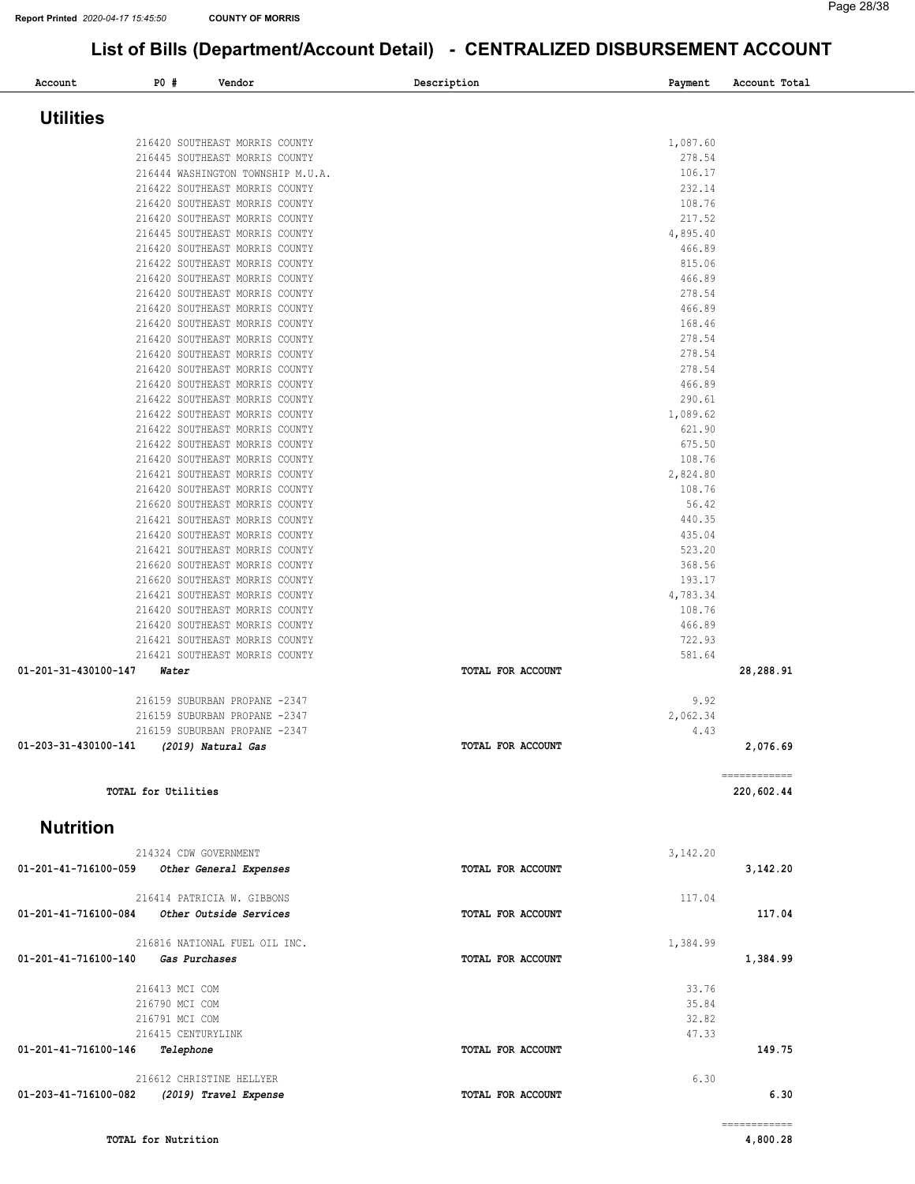Report Printed 2020-04-17 15:45:50 COUNTY OF MORRIS

# List of Bills (Department/Account Detail) - CENTRALIZED DISBURSEMENT ACCOUNT

| Account | PO # | Vendor | Description | Payment | Account Total |
|---|---|---|---|---|---|

## Utilities

| Account | PO # | Vendor | Description | Payment | Account Total |
|---|---|---|---|---|---|
| | 216420 | SOUTHEAST MORRIS COUNTY | | 1,087.60 | |
| | 216445 | SOUTHEAST MORRIS COUNTY | | 278.54 | |
| | 216444 | WASHINGTON TOWNSHIP M.U.A. | | 106.17 | |
| | 216422 | SOUTHEAST MORRIS COUNTY | | 232.14 | |
| | 216420 | SOUTHEAST MORRIS COUNTY | | 108.76 | |
| | 216420 | SOUTHEAST MORRIS COUNTY | | 217.52 | |
| | 216445 | SOUTHEAST MORRIS COUNTY | | 4,895.40 | |
| | 216420 | SOUTHEAST MORRIS COUNTY | | 466.89 | |
| | 216422 | SOUTHEAST MORRIS COUNTY | | 815.06 | |
| | 216420 | SOUTHEAST MORRIS COUNTY | | 466.89 | |
| | 216420 | SOUTHEAST MORRIS COUNTY | | 278.54 | |
| | 216420 | SOUTHEAST MORRIS COUNTY | | 466.89 | |
| | 216420 | SOUTHEAST MORRIS COUNTY | | 168.46 | |
| | 216420 | SOUTHEAST MORRIS COUNTY | | 278.54 | |
| | 216420 | SOUTHEAST MORRIS COUNTY | | 278.54 | |
| | 216420 | SOUTHEAST MORRIS COUNTY | | 278.54 | |
| | 216420 | SOUTHEAST MORRIS COUNTY | | 466.89 | |
| | 216422 | SOUTHEAST MORRIS COUNTY | | 290.61 | |
| | 216422 | SOUTHEAST MORRIS COUNTY | | 1,089.62 | |
| | 216422 | SOUTHEAST MORRIS COUNTY | | 621.90 | |
| | 216422 | SOUTHEAST MORRIS COUNTY | | 675.50 | |
| | 216420 | SOUTHEAST MORRIS COUNTY | | 108.76 | |
| | 216421 | SOUTHEAST MORRIS COUNTY | | 2,824.80 | |
| | 216420 | SOUTHEAST MORRIS COUNTY | | 108.76 | |
| | 216620 | SOUTHEAST MORRIS COUNTY | | 56.42 | |
| | 216421 | SOUTHEAST MORRIS COUNTY | | 440.35 | |
| | 216420 | SOUTHEAST MORRIS COUNTY | | 435.04 | |
| | 216421 | SOUTHEAST MORRIS COUNTY | | 523.20 | |
| | 216620 | SOUTHEAST MORRIS COUNTY | | 368.56 | |
| | 216620 | SOUTHEAST MORRIS COUNTY | | 193.17 | |
| | 216421 | SOUTHEAST MORRIS COUNTY | | 4,783.34 | |
| | 216420 | SOUTHEAST MORRIS COUNTY | | 108.76 | |
| | 216420 | SOUTHEAST MORRIS COUNTY | | 466.89 | |
| | 216421 | SOUTHEAST MORRIS COUNTY | | 722.93 | |
| | 216421 | SOUTHEAST MORRIS COUNTY | | 581.64 | |
| **01-201-31-430100-147** | | ***Water*** | **TOTAL FOR ACCOUNT** | | **28,288.91** |
| | 216159 | SUBURBAN PROPANE -2347 | | 9.92 | |
| | 216159 | SUBURBAN PROPANE -2347 | | 2,062.34 | |
| | 216159 | SUBURBAN PROPANE -2347 | | 4.43 | |
| **01-203-31-430100-141** | | ***(2019) Natural Gas*** | **TOTAL FOR ACCOUNT** | | **2,076.69** |
| | | | | | ============ |
| | **TOTAL for Utilities** | | | | **220,602.44** |

## Nutrition

| Account | PO # | Vendor | Description | Payment | Account Total |
|---|---|---|---|---|---|
| | 214324 | CDW GOVERNMENT | | 3,142.20 | |
| **01-201-41-716100-059** | | ***Other General Expenses*** | **TOTAL FOR ACCOUNT** | | **3,142.20** |
| | 216414 | PATRICIA W. GIBBONS | | 117.04 | |
| **01-201-41-716100-084** | | ***Other Outside Services*** | **TOTAL FOR ACCOUNT** | | **117.04** |
| | 216816 | NATIONAL FUEL OIL INC. | | 1,384.99 | |
| **01-201-41-716100-140** | | ***Gas Purchases*** | **TOTAL FOR ACCOUNT** | | **1,384.99** |
| | 216413 | MCI COM | | 33.76 | |
| | 216790 | MCI COM | | 35.84 | |
| | 216791 | MCI COM | | 32.82 | |
| | 216415 | CENTURYLINK | | 47.33 | |
| **01-201-41-716100-146** | | ***Telephone*** | **TOTAL FOR ACCOUNT** | | **149.75** |
| | 216612 | CHRISTINE HELLYER | | 6.30 | |
| **01-203-41-716100-082** | | ***(2019) Travel Expense*** | **TOTAL FOR ACCOUNT** | | **6.30** |
| | | | | | ============ |
| | **TOTAL for Nutrition** | | | | **4,800.28** |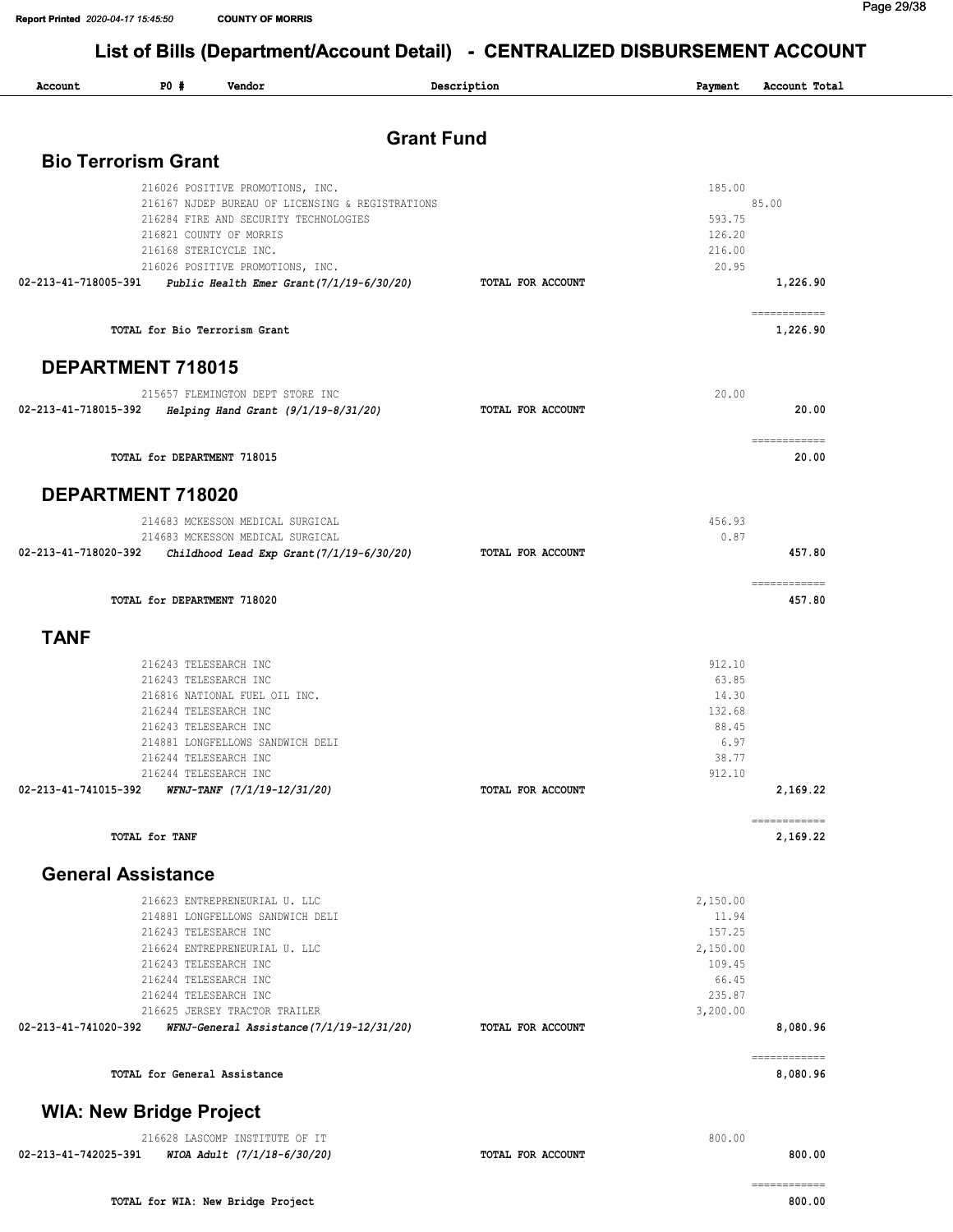# List of Bills (Department/Account Detail) - CENTRALIZED DISBURSEMENT ACCOUNT

Report Printed 2020-04-17 15:45:50 COUNTY OF MORRIS

## Grant Fund

### Bio Terrorism Grant

| Account | PO # | Vendor | Description | Payment | Account Total |
|---|---|---|---|---|---|
| | 216026 | POSITIVE PROMOTIONS, INC. | | 185.00 | |
| | 216167 | NJDEP BUREAU OF LICENSING & REGISTRATIONS | | 85.00 | |
| | 216284 | FIRE AND SECURITY TECHNOLOGIES | | 593.75 | |
| | 216821 | COUNTY OF MORRIS | | 126.20 | |
| | 216168 | STERICYCLE INC. | | 216.00 | |
| | 216026 | POSITIVE PROMOTIONS, INC. | | 20.95 | |
| 02-213-41-718005-391 | | *Public Health Emer Grant(7/1/19-6/30/20)* | TOTAL FOR ACCOUNT | | 1,226.90 |
| | | TOTAL for Bio Terrorism Grant | | | 1,226.90 |

### DEPARTMENT 718015

| Account | PO # | Vendor | Description | Payment | Account Total |
|---|---|---|---|---|---|
| | 215657 | FLEMINGTON DEPT STORE INC | | 20.00 | |
| 02-213-41-718015-392 | | *Helping Hand Grant (9/1/19-8/31/20)* | TOTAL FOR ACCOUNT | | 20.00 |
| | | TOTAL for DEPARTMENT 718015 | | | 20.00 |

### DEPARTMENT 718020

| Account | PO # | Vendor | Description | Payment | Account Total |
|---|---|---|---|---|---|
| | 214683 | MCKESSON MEDICAL SURGICAL | | 456.93 | |
| | 214683 | MCKESSON MEDICAL SURGICAL | | 0.87 | |
| 02-213-41-718020-392 | | *Childhood Lead Exp Grant(7/1/19-6/30/20)* | TOTAL FOR ACCOUNT | | 457.80 |
| | | TOTAL for DEPARTMENT 718020 | | | 457.80 |

### TANF

| Account | PO # | Vendor | Description | Payment | Account Total |
|---|---|---|---|---|---|
| | 216243 | TELESEARCH INC | | 912.10 | |
| | 216243 | TELESEARCH INC | | 63.85 | |
| | 216816 | NATIONAL FUEL OIL INC. | | 14.30 | |
| | 216244 | TELESEARCH INC | | 132.68 | |
| | 216243 | TELESEARCH INC | | 88.45 | |
| | 214881 | LONGFELLOWS SANDWICH DELI | | 6.97 | |
| | 216244 | TELESEARCH INC | | 38.77 | |
| | 216244 | TELESEARCH INC | | 912.10 | |
| 02-213-41-741015-392 | | *WFNJ-TANF (7/1/19-12/31/20)* | TOTAL FOR ACCOUNT | | 2,169.22 |
| | | TOTAL for TANF | | | 2,169.22 |

### General Assistance

| Account | PO # | Vendor | Description | Payment | Account Total |
|---|---|---|---|---|---|
| | 216623 | ENTREPRENEURIAL U. LLC | | 2,150.00 | |
| | 214881 | LONGFELLOWS SANDWICH DELI | | 11.94 | |
| | 216243 | TELESEARCH INC | | 157.25 | |
| | 216624 | ENTREPRENEURIAL U. LLC | | 2,150.00 | |
| | 216243 | TELESEARCH INC | | 109.45 | |
| | 216244 | TELESEARCH INC | | 66.45 | |
| | 216244 | TELESEARCH INC | | 235.87 | |
| | 216625 | JERSEY TRACTOR TRAILER | | 3,200.00 | |
| 02-213-41-741020-392 | | *WFNJ-General Assistance(7/1/19-12/31/20)* | TOTAL FOR ACCOUNT | | 8,080.96 |
| | | TOTAL for General Assistance | | | 8,080.96 |

### WIA: New Bridge Project

| Account | PO # | Vendor | Description | Payment | Account Total |
|---|---|---|---|---|---|
| | 216628 | LASCOMP INSTITUTE OF IT | | 800.00 | |
| 02-213-41-742025-391 | | *WIOA Adult (7/1/18-6/30/20)* | TOTAL FOR ACCOUNT | | 800.00 |
| | | TOTAL for WIA: New Bridge Project | | | 800.00 |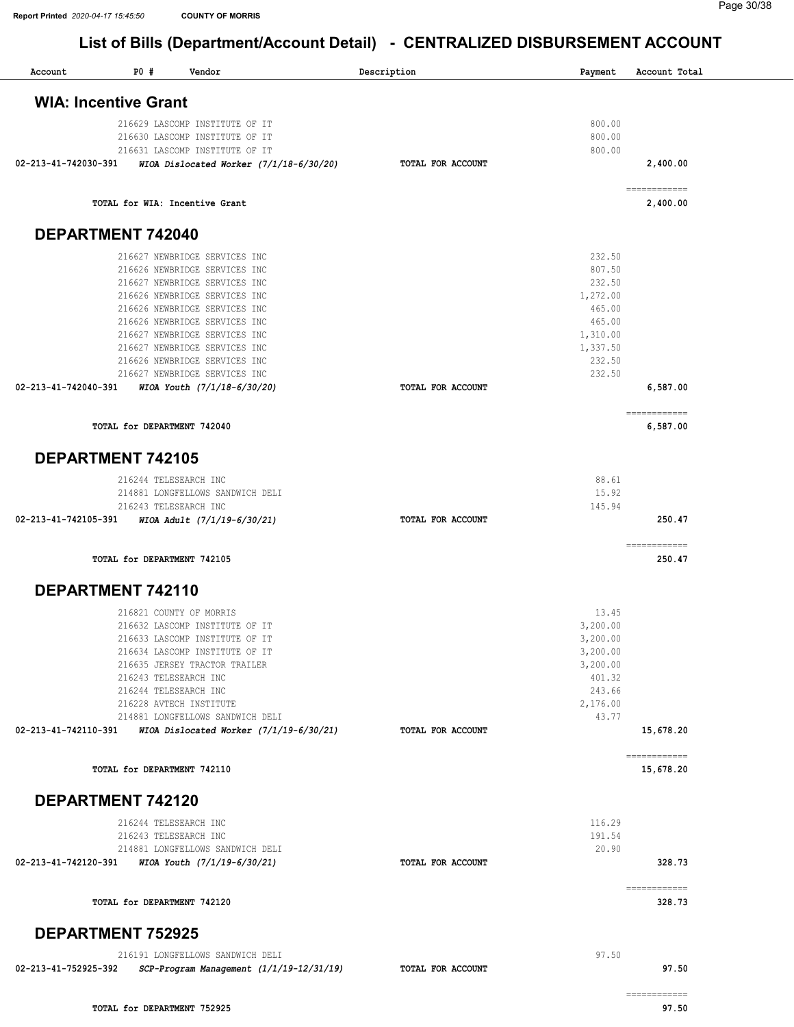# List of Bills (Department/Account Detail) - CENTRALIZED DISBURSEMENT ACCOUNT

| Account | PO # | Vendor | Description | Payment | Account Total |
|---|---|---|---|---|---|

## WIA: Incentive Grant

| Account | PO # | Vendor | Description | Payment | Account Total |
|---|---|---|---|---|---|
| | 216629 | LASCOMP INSTITUTE OF IT | | 800.00 | |
| | 216630 | LASCOMP INSTITUTE OF IT | | 800.00 | |
| | 216631 | LASCOMP INSTITUTE OF IT | | 800.00 | |
| **02-213-41-742030-391** | | ***WIOA Dislocated Worker (7/1/18-6/30/20)*** | **TOTAL FOR ACCOUNT** | | **2,400.00** |

**TOTAL for WIA: Incentive Grant** — **2,400.00**

## DEPARTMENT 742040

| Account | PO # | Vendor | Description | Payment | Account Total |
|---|---|---|---|---|---|
| | 216627 | NEWBRIDGE SERVICES INC | | 232.50 | |
| | 216626 | NEWBRIDGE SERVICES INC | | 807.50 | |
| | 216627 | NEWBRIDGE SERVICES INC | | 232.50 | |
| | 216626 | NEWBRIDGE SERVICES INC | | 1,272.00 | |
| | 216626 | NEWBRIDGE SERVICES INC | | 465.00 | |
| | 216626 | NEWBRIDGE SERVICES INC | | 465.00 | |
| | 216627 | NEWBRIDGE SERVICES INC | | 1,310.00 | |
| | 216627 | NEWBRIDGE SERVICES INC | | 1,337.50 | |
| | 216626 | NEWBRIDGE SERVICES INC | | 232.50 | |
| | 216627 | NEWBRIDGE SERVICES INC | | 232.50 | |
| **02-213-41-742040-391** | | ***WIOA Youth (7/1/18-6/30/20)*** | **TOTAL FOR ACCOUNT** | | **6,587.00** |

**TOTAL for DEPARTMENT 742040** — **6,587.00**

## DEPARTMENT 742105

| Account | PO # | Vendor | Description | Payment | Account Total |
|---|---|---|---|---|---|
| | 216244 | TELESEARCH INC | | 88.61 | |
| | 214881 | LONGFELLOWS SANDWICH DELI | | 15.92 | |
| | 216243 | TELESEARCH INC | | 145.94 | |
| **02-213-41-742105-391** | | ***WIOA Adult (7/1/19-6/30/21)*** | **TOTAL FOR ACCOUNT** | | **250.47** |

**TOTAL for DEPARTMENT 742105** — **250.47**

## DEPARTMENT 742110

| Account | PO # | Vendor | Description | Payment | Account Total |
|---|---|---|---|---|---|
| | 216821 | COUNTY OF MORRIS | | 13.45 | |
| | 216632 | LASCOMP INSTITUTE OF IT | | 3,200.00 | |
| | 216633 | LASCOMP INSTITUTE OF IT | | 3,200.00 | |
| | 216634 | LASCOMP INSTITUTE OF IT | | 3,200.00 | |
| | 216635 | JERSEY TRACTOR TRAILER | | 3,200.00 | |
| | 216243 | TELESEARCH INC | | 401.32 | |
| | 216244 | TELESEARCH INC | | 243.66 | |
| | 216228 | AVTECH INSTITUTE | | 2,176.00 | |
| | 214881 | LONGFELLOWS SANDWICH DELI | | 43.77 | |
| **02-213-41-742110-391** | | ***WIOA Dislocated Worker (7/1/19-6/30/21)*** | **TOTAL FOR ACCOUNT** | | **15,678.20** |

**TOTAL for DEPARTMENT 742110** — **15,678.20**

## DEPARTMENT 742120

| Account | PO # | Vendor | Description | Payment | Account Total |
|---|---|---|---|---|---|
| | 216244 | TELESEARCH INC | | 116.29 | |
| | 216243 | TELESEARCH INC | | 191.54 | |
| | 214881 | LONGFELLOWS SANDWICH DELI | | 20.90 | |
| **02-213-41-742120-391** | | ***WIOA Youth (7/1/19-6/30/21)*** | **TOTAL FOR ACCOUNT** | | **328.73** |

**TOTAL for DEPARTMENT 742120** — **328.73**

## DEPARTMENT 752925

| Account | PO # | Vendor | Description | Payment | Account Total |
|---|---|---|---|---|---|
| | 216191 | LONGFELLOWS SANDWICH DELI | | 97.50 | |
| **02-213-41-752925-392** | | ***SCP-Program Management (1/1/19-12/31/19)*** | **TOTAL FOR ACCOUNT** | | **97.50** |

**TOTAL for DEPARTMENT 752925** — **97.50**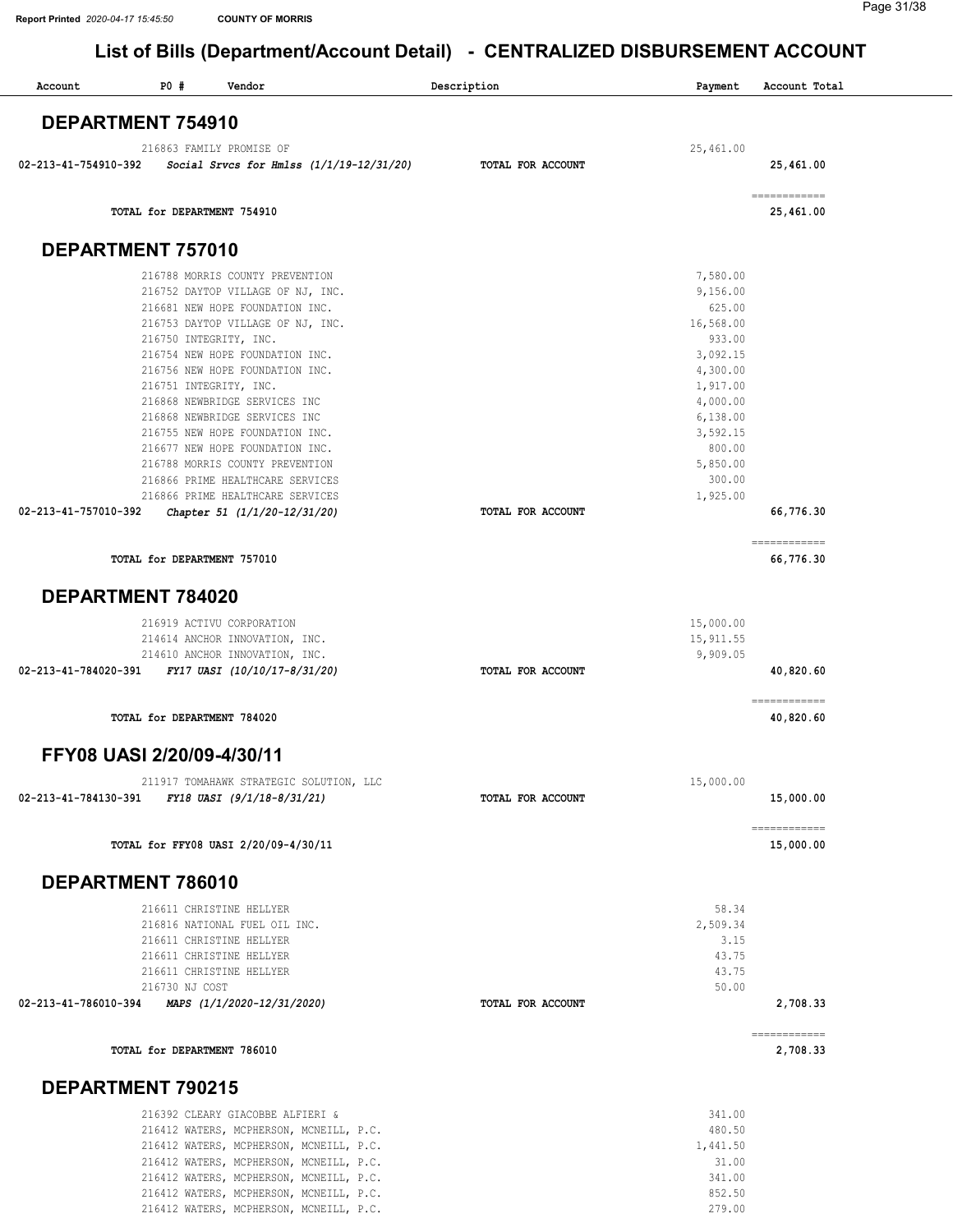## List of Bills (Department/Account Detail) - CENTRALIZED DISBURSEMENT ACCOUNT

| Account | PO # | Vendor | Description | Payment | Account Total |
|---|---|---|---|---|---|

### DEPARTMENT 754910

| Account | PO # | Vendor | Description | Payment | Account Total |
|---|---|---|---|---|---|
| | 216863 | FAMILY PROMISE OF | | 25,461.00 | |
| 02-213-41-754910-392 | | *Social Srvcs for Hmlss (1/1/19-12/31/20)* | TOTAL FOR ACCOUNT | | 25,461.00 |
| | | | | | ============ |
| | | TOTAL for DEPARTMENT 754910 | | | 25,461.00 |

### DEPARTMENT 757010

| Account | PO # | Vendor | Description | Payment | Account Total |
|---|---|---|---|---|---|
| | 216788 | MORRIS COUNTY PREVENTION | | 7,580.00 | |
| | 216752 | DAYTOP VILLAGE OF NJ, INC. | | 9,156.00 | |
| | 216681 | NEW HOPE FOUNDATION INC. | | 625.00 | |
| | 216753 | DAYTOP VILLAGE OF NJ, INC. | | 16,568.00 | |
| | 216750 | INTEGRITY, INC. | | 933.00 | |
| | 216754 | NEW HOPE FOUNDATION INC. | | 3,092.15 | |
| | 216756 | NEW HOPE FOUNDATION INC. | | 4,300.00 | |
| | 216751 | INTEGRITY, INC. | | 1,917.00 | |
| | 216868 | NEWBRIDGE SERVICES INC | | 4,000.00 | |
| | 216868 | NEWBRIDGE SERVICES INC | | 6,138.00 | |
| | 216755 | NEW HOPE FOUNDATION INC. | | 3,592.15 | |
| | 216677 | NEW HOPE FOUNDATION INC. | | 800.00 | |
| | 216788 | MORRIS COUNTY PREVENTION | | 5,850.00 | |
| | 216866 | PRIME HEALTHCARE SERVICES | | 300.00 | |
| | 216866 | PRIME HEALTHCARE SERVICES | | 1,925.00 | |
| 02-213-41-757010-392 | | *Chapter 51 (1/1/20-12/31/20)* | TOTAL FOR ACCOUNT | | 66,776.30 |
| | | | | | ============ |
| | | TOTAL for DEPARTMENT 757010 | | | 66,776.30 |

### DEPARTMENT 784020

| Account | PO # | Vendor | Description | Payment | Account Total |
|---|---|---|---|---|---|
| | 216919 | ACTIVU CORPORATION | | 15,000.00 | |
| | 214614 | ANCHOR INNOVATION, INC. | | 15,911.55 | |
| | 214610 | ANCHOR INNOVATION, INC. | | 9,909.05 | |
| 02-213-41-784020-391 | | *FY17 UASI (10/10/17-8/31/20)* | TOTAL FOR ACCOUNT | | 40,820.60 |
| | | | | | ============ |
| | | TOTAL for DEPARTMENT 784020 | | | 40,820.60 |

### FFY08 UASI 2/20/09-4/30/11

| Account | PO # | Vendor | Description | Payment | Account Total |
|---|---|---|---|---|---|
| | 211917 | TOMAHAWK STRATEGIC SOLUTION, LLC | | 15,000.00 | |
| 02-213-41-784130-391 | | *FY18 UASI (9/1/18-8/31/21)* | TOTAL FOR ACCOUNT | | 15,000.00 |
| | | | | | ============ |
| | | TOTAL for FFY08 UASI 2/20/09-4/30/11 | | | 15,000.00 |

### DEPARTMENT 786010

| Account | PO # | Vendor | Description | Payment | Account Total |
|---|---|---|---|---|---|
| | 216611 | CHRISTINE HELLYER | | 58.34 | |
| | 216816 | NATIONAL FUEL OIL INC. | | 2,509.34 | |
| | 216611 | CHRISTINE HELLYER | | 3.15 | |
| | 216611 | CHRISTINE HELLYER | | 43.75 | |
| | 216611 | CHRISTINE HELLYER | | 43.75 | |
| | 216730 | NJ COST | | 50.00 | |
| 02-213-41-786010-394 | | *MAPS (1/1/2020-12/31/2020)* | TOTAL FOR ACCOUNT | | 2,708.33 |
| | | | | | ============ |
| | | TOTAL for DEPARTMENT 786010 | | | 2,708.33 |

### DEPARTMENT 790215

| Account | PO # | Vendor | Description | Payment | Account Total |
|---|---|---|---|---|---|
| | 216392 | CLEARY GIACOBBE ALFIERI & | | 341.00 | |
| | 216412 | WATERS, MCPHERSON, MCNEILL, P.C. | | 480.50 | |
| | 216412 | WATERS, MCPHERSON, MCNEILL, P.C. | | 1,441.50 | |
| | 216412 | WATERS, MCPHERSON, MCNEILL, P.C. | | 31.00 | |
| | 216412 | WATERS, MCPHERSON, MCNEILL, P.C. | | 341.00 | |
| | 216412 | WATERS, MCPHERSON, MCNEILL, P.C. | | 852.50 | |
| | 216412 | WATERS, MCPHERSON, MCNEILL, P.C. | | 279.00 | |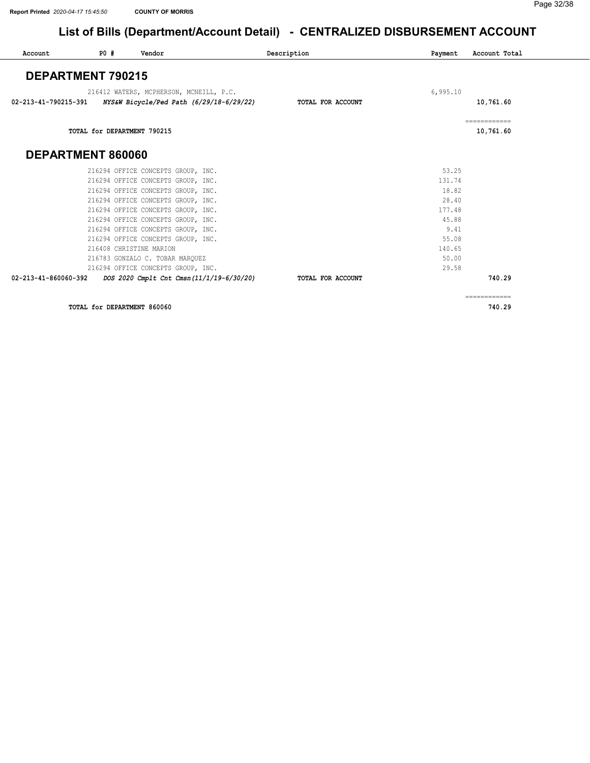# List of Bills (Department/Account Detail) - CENTRALIZED DISBURSEMENT ACCOUNT

| Account | PO # | Vendor | Description | Payment | Account Total |
|---|---|---|---|---|---|

## DEPARTMENT 790215

| Account | PO # | Vendor | Description | Payment | Account Total |
|---|---|---|---|---|---|
| | 216412 | WATERS, MCPHERSON, MCNEILL, P.C. | | 6,995.10 | |
| 02-213-41-790215-391 | | *NYS&W Bicycle/Ped Path (6/29/18-6/29/22)* | TOTAL FOR ACCOUNT | | 10,761.60 |
| | | | | | ============ |
| | | TOTAL for DEPARTMENT 790215 | | | 10,761.60 |

## DEPARTMENT 860060

| Account | PO # | Vendor | Description | Payment | Account Total |
|---|---|---|---|---|---|
| | 216294 | OFFICE CONCEPTS GROUP, INC. | | 53.25 | |
| | 216294 | OFFICE CONCEPTS GROUP, INC. | | 131.74 | |
| | 216294 | OFFICE CONCEPTS GROUP, INC. | | 18.82 | |
| | 216294 | OFFICE CONCEPTS GROUP, INC. | | 28.40 | |
| | 216294 | OFFICE CONCEPTS GROUP, INC. | | 177.48 | |
| | 216294 | OFFICE CONCEPTS GROUP, INC. | | 45.88 | |
| | 216294 | OFFICE CONCEPTS GROUP, INC. | | 9.41 | |
| | 216294 | OFFICE CONCEPTS GROUP, INC. | | 55.08 | |
| | 216408 | CHRISTINE MARION | | 140.65 | |
| | 216783 | GONZALO C. TOBAR MARQUEZ | | 50.00 | |
| | 216294 | OFFICE CONCEPTS GROUP, INC. | | 29.58 | |
| 02-213-41-860060-392 | | *DOS 2020 Cmplt Cnt Cmsn(11/1/19-6/30/20)* | TOTAL FOR ACCOUNT | | 740.29 |
| | | | | | ============ |
| | | TOTAL for DEPARTMENT 860060 | | | 740.29 |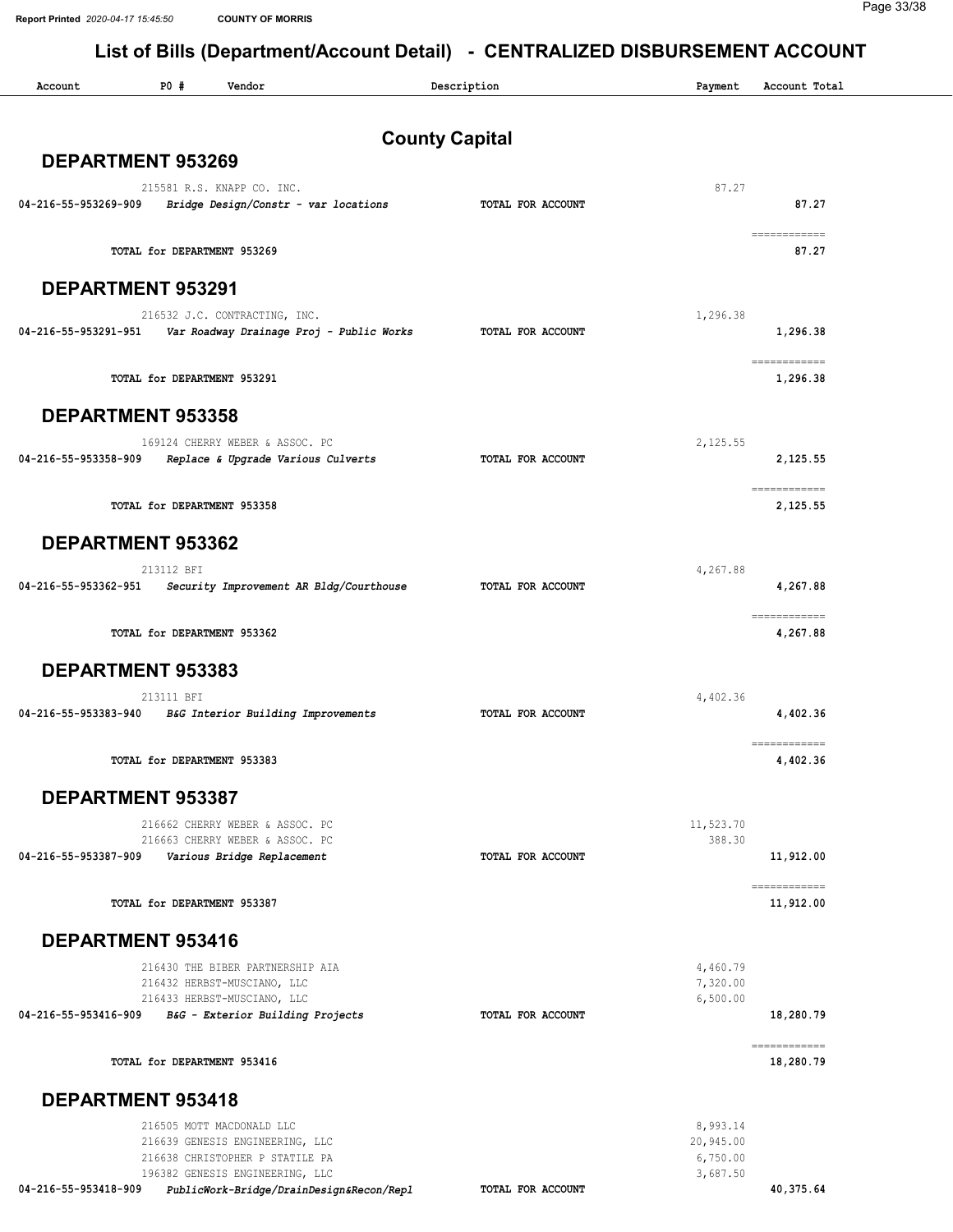## List of Bills (Department/Account Detail) - CENTRALIZED DISBURSEMENT ACCOUNT

| Account | PO # | Vendor | Description | Payment | Account Total |
|---|---|---|---|---|---|

# County Capital

## DEPARTMENT 953269

| | | | |
|---|---|---|---|
| | 215581 R.S. KNAPP CO. INC. | 87.27 | |
| 04-216-55-953269-909 | *Bridge Design/Constr - var locations* TOTAL FOR ACCOUNT | | 87.27 |
| | TOTAL for DEPARTMENT 953269 | | 87.27 |

## DEPARTMENT 953291

| | | | |
|---|---|---|---|
| | 216532 J.C. CONTRACTING, INC. | 1,296.38 | |
| 04-216-55-953291-951 | *Var Roadway Drainage Proj - Public Works* TOTAL FOR ACCOUNT | | 1,296.38 |
| | TOTAL for DEPARTMENT 953291 | | 1,296.38 |

## DEPARTMENT 953358

| | | | |
|---|---|---|---|
| | 169124 CHERRY WEBER & ASSOC. PC | 2,125.55 | |
| 04-216-55-953358-909 | *Replace & Upgrade Various Culverts* TOTAL FOR ACCOUNT | | 2,125.55 |
| | TOTAL for DEPARTMENT 953358 | | 2,125.55 |

## DEPARTMENT 953362

| | | | |
|---|---|---|---|
| | 213112 BFI | 4,267.88 | |
| 04-216-55-953362-951 | *Security Improvement AR Bldg/Courthouse* TOTAL FOR ACCOUNT | | 4,267.88 |
| | TOTAL for DEPARTMENT 953362 | | 4,267.88 |

## DEPARTMENT 953383

| | | | |
|---|---|---|---|
| | 213111 BFI | 4,402.36 | |
| 04-216-55-953383-940 | *B&G Interior Building Improvements* TOTAL FOR ACCOUNT | | 4,402.36 |
| | TOTAL for DEPARTMENT 953383 | | 4,402.36 |

## DEPARTMENT 953387

| | | | |
|---|---|---|---|
| | 216662 CHERRY WEBER & ASSOC. PC | 11,523.70 | |
| | 216663 CHERRY WEBER & ASSOC. PC | 388.30 | |
| 04-216-55-953387-909 | *Various Bridge Replacement* TOTAL FOR ACCOUNT | | 11,912.00 |
| | TOTAL for DEPARTMENT 953387 | | 11,912.00 |

## DEPARTMENT 953416

| | | | |
|---|---|---|---|
| | 216430 THE BIBER PARTNERSHIP AIA | 4,460.79 | |
| | 216432 HERBST-MUSCIANO, LLC | 7,320.00 | |
| | 216433 HERBST-MUSCIANO, LLC | 6,500.00 | |
| 04-216-55-953416-909 | *B&G - Exterior Building Projects* TOTAL FOR ACCOUNT | | 18,280.79 |
| | TOTAL for DEPARTMENT 953416 | | 18,280.79 |

## DEPARTMENT 953418

| | | | |
|---|---|---|---|
| | 216505 MOTT MACDONALD LLC | 8,993.14 | |
| | 216639 GENESIS ENGINEERING, LLC | 20,945.00 | |
| | 216638 CHRISTOPHER P STATILE PA | 6,750.00 | |
| | 196382 GENESIS ENGINEERING, LLC | 3,687.50 | |
| 04-216-55-953418-909 | *PublicWork-Bridge/DrainDesign&Recon/Repl* TOTAL FOR ACCOUNT | | 40,375.64 |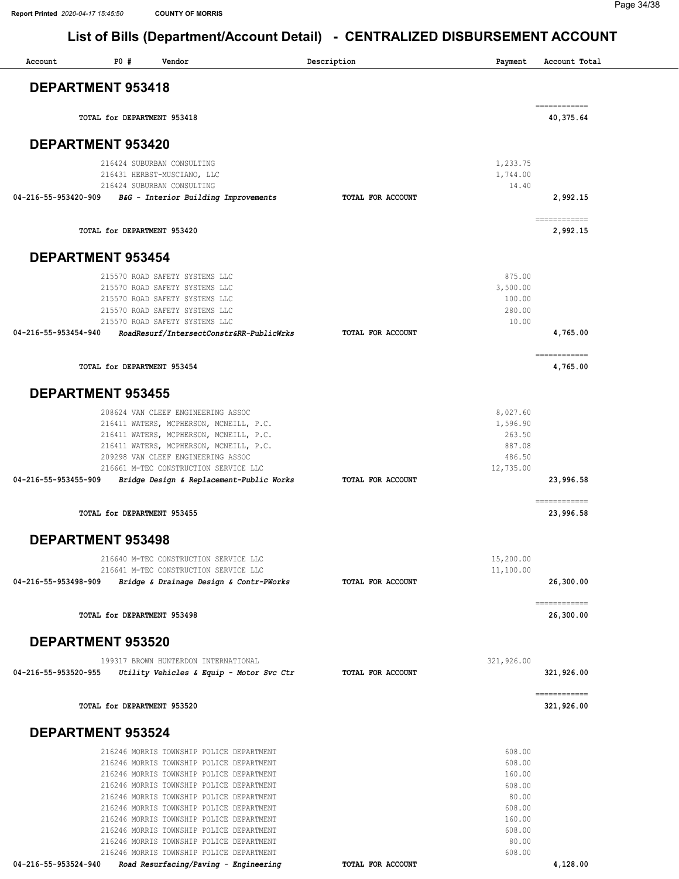# List of Bills (Department/Account Detail) - CENTRALIZED DISBURSEMENT ACCOUNT

| Account | PO # | Vendor | Description | Payment | Account Total |
|---|---|---|---|---|---|

## DEPARTMENT 953418

| | | | | | |
|---|---|---|---|---|---|
| | TOTAL for DEPARTMENT 953418 | | | | 40,375.64 |

## DEPARTMENT 953420

| | | | | | |
|---|---|---|---|---|---|
| | 216424 | SUBURBAN CONSULTING | | 1,233.75 | |
| | 216431 | HERBST-MUSCIANO, LLC | | 1,744.00 | |
| | 216424 | SUBURBAN CONSULTING | | 14.40 | |
| 04-216-55-953420-909 | | *B&G - Interior Building Improvements* | TOTAL FOR ACCOUNT | | 2,992.15 |
| | TOTAL for DEPARTMENT 953420 | | | | 2,992.15 |

## DEPARTMENT 953454

| | | | | | |
|---|---|---|---|---|---|
| | 215570 | ROAD SAFETY SYSTEMS LLC | | 875.00 | |
| | 215570 | ROAD SAFETY SYSTEMS LLC | | 3,500.00 | |
| | 215570 | ROAD SAFETY SYSTEMS LLC | | 100.00 | |
| | 215570 | ROAD SAFETY SYSTEMS LLC | | 280.00 | |
| | 215570 | ROAD SAFETY SYSTEMS LLC | | 10.00 | |
| 04-216-55-953454-940 | | *RoadResurf/IntersectConstr&RR-PublicWrks* | TOTAL FOR ACCOUNT | | 4,765.00 |
| | TOTAL for DEPARTMENT 953454 | | | | 4,765.00 |

## DEPARTMENT 953455

| | | | | | |
|---|---|---|---|---|---|
| | 208624 | VAN CLEEF ENGINEERING ASSOC | | 8,027.60 | |
| | 216411 | WATERS, MCPHERSON, MCNEILL, P.C. | | 1,596.90 | |
| | 216411 | WATERS, MCPHERSON, MCNEILL, P.C. | | 263.50 | |
| | 216411 | WATERS, MCPHERSON, MCNEILL, P.C. | | 887.08 | |
| | 209298 | VAN CLEEF ENGINEERING ASSOC | | 486.50 | |
| | 216661 | M-TEC CONSTRUCTION SERVICE LLC | | 12,735.00 | |
| 04-216-55-953455-909 | | *Bridge Design & Replacement-Public Works* | TOTAL FOR ACCOUNT | | 23,996.58 |
| | TOTAL for DEPARTMENT 953455 | | | | 23,996.58 |

## DEPARTMENT 953498

| | | | | | |
|---|---|---|---|---|---|
| | 216640 | M-TEC CONSTRUCTION SERVICE LLC | | 15,200.00 | |
| | 216641 | M-TEC CONSTRUCTION SERVICE LLC | | 11,100.00 | |
| 04-216-55-953498-909 | | *Bridge & Drainage Design & Contr-PWorks* | TOTAL FOR ACCOUNT | | 26,300.00 |
| | TOTAL for DEPARTMENT 953498 | | | | 26,300.00 |

## DEPARTMENT 953520

| | | | | | |
|---|---|---|---|---|---|
| | 199317 | BROWN HUNTERDON INTERNATIONAL | | 321,926.00 | |
| 04-216-55-953520-955 | | *Utility Vehicles & Equip - Motor Svc Ctr* | TOTAL FOR ACCOUNT | | 321,926.00 |
| | TOTAL for DEPARTMENT 953520 | | | | 321,926.00 |

## DEPARTMENT 953524

| | | | | | |
|---|---|---|---|---|---|
| | 216246 | MORRIS TOWNSHIP POLICE DEPARTMENT | | 608.00 | |
| | 216246 | MORRIS TOWNSHIP POLICE DEPARTMENT | | 608.00 | |
| | 216246 | MORRIS TOWNSHIP POLICE DEPARTMENT | | 160.00 | |
| | 216246 | MORRIS TOWNSHIP POLICE DEPARTMENT | | 608.00 | |
| | 216246 | MORRIS TOWNSHIP POLICE DEPARTMENT | | 80.00 | |
| | 216246 | MORRIS TOWNSHIP POLICE DEPARTMENT | | 608.00 | |
| | 216246 | MORRIS TOWNSHIP POLICE DEPARTMENT | | 160.00 | |
| | 216246 | MORRIS TOWNSHIP POLICE DEPARTMENT | | 608.00 | |
| | 216246 | MORRIS TOWNSHIP POLICE DEPARTMENT | | 80.00 | |
| | 216246 | MORRIS TOWNSHIP POLICE DEPARTMENT | | 608.00 | |
| 04-216-55-953524-940 | | *Road Resurfacing/Paving - Engineering* | TOTAL FOR ACCOUNT | | 4,128.00 |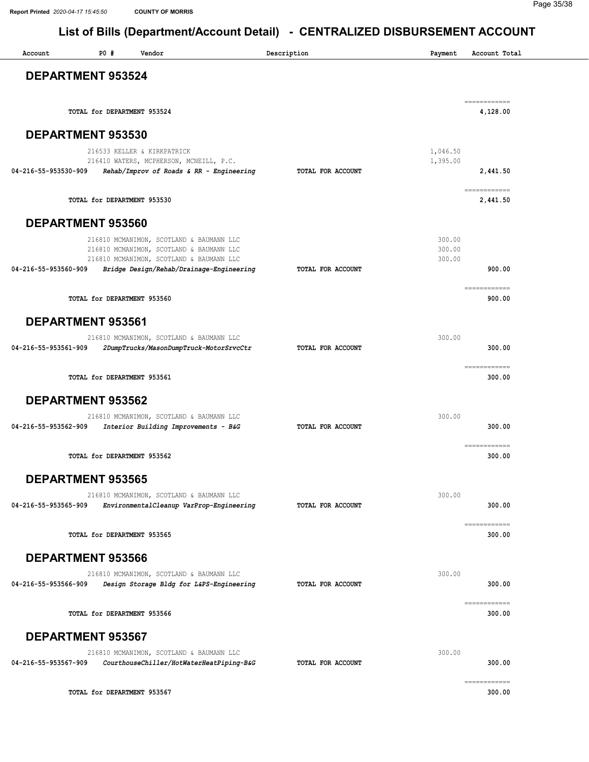## List of Bills (Department/Account Detail) - CENTRALIZED DISBURSEMENT ACCOUNT

| Account | PO # | Vendor | Description | Payment | Account Total |
|---|---|---|---|---|---|

### DEPARTMENT 953524

| | | | | | |
|---|---|---|---|---|---|
| | TOTAL for DEPARTMENT 953524 | | | | ============ 4,128.00 |

### DEPARTMENT 953530

| | | | | | |
|---|---|---|---|---|---|
| | 216533 | KELLER & KIRKPATRICK | | 1,046.50 | |
| | 216410 | WATERS, MCPHERSON, MCNEILL, P.C. | | 1,395.00 | |
| 04-216-55-953530-909 | | *Rehab/Improv of Roads & RR - Engineering* | TOTAL FOR ACCOUNT | | 2,441.50 |
| | TOTAL for DEPARTMENT 953530 | | | | ============ 2,441.50 |

### DEPARTMENT 953560

| | | | | | |
|---|---|---|---|---|---|
| | 216810 | MCMANIMON, SCOTLAND & BAUMANN LLC | | 300.00 | |
| | 216810 | MCMANIMON, SCOTLAND & BAUMANN LLC | | 300.00 | |
| | 216810 | MCMANIMON, SCOTLAND & BAUMANN LLC | | 300.00 | |
| 04-216-55-953560-909 | | *Bridge Design/Rehab/Drainage-Engineering* | TOTAL FOR ACCOUNT | | 900.00 |
| | TOTAL for DEPARTMENT 953560 | | | | ============ 900.00 |

### DEPARTMENT 953561

| | | | | | |
|---|---|---|---|---|---|
| | 216810 | MCMANIMON, SCOTLAND & BAUMANN LLC | | 300.00 | |
| 04-216-55-953561-909 | | *2DumpTrucks/MasonDumpTruck-MotorSrvcCtr* | TOTAL FOR ACCOUNT | | 300.00 |
| | TOTAL for DEPARTMENT 953561 | | | | ============ 300.00 |

### DEPARTMENT 953562

| | | | | | |
|---|---|---|---|---|---|
| | 216810 | MCMANIMON, SCOTLAND & BAUMANN LLC | | 300.00 | |
| 04-216-55-953562-909 | | *Interior Building Improvements - B&G* | TOTAL FOR ACCOUNT | | 300.00 |
| | TOTAL for DEPARTMENT 953562 | | | | ============ 300.00 |

### DEPARTMENT 953565

| | | | | | |
|---|---|---|---|---|---|
| | 216810 | MCMANIMON, SCOTLAND & BAUMANN LLC | | 300.00 | |
| 04-216-55-953565-909 | | *EnvironmentalCleanup VarProp-Engineering* | TOTAL FOR ACCOUNT | | 300.00 |
| | TOTAL for DEPARTMENT 953565 | | | | ============ 300.00 |

### DEPARTMENT 953566

| | | | | | |
|---|---|---|---|---|---|
| | 216810 | MCMANIMON, SCOTLAND & BAUMANN LLC | | 300.00 | |
| 04-216-55-953566-909 | | *Design Storage Bldg for L&PS-Engineering* | TOTAL FOR ACCOUNT | | 300.00 |
| | TOTAL for DEPARTMENT 953566 | | | | ============ 300.00 |

### DEPARTMENT 953567

| | | | | | |
|---|---|---|---|---|---|
| | 216810 | MCMANIMON, SCOTLAND & BAUMANN LLC | | 300.00 | |
| 04-216-55-953567-909 | | *CourthouseChiller/HotWaterHeatPiping-B&G* | TOTAL FOR ACCOUNT | | 300.00 |
| | TOTAL for DEPARTMENT 953567 | | | | ============ 300.00 |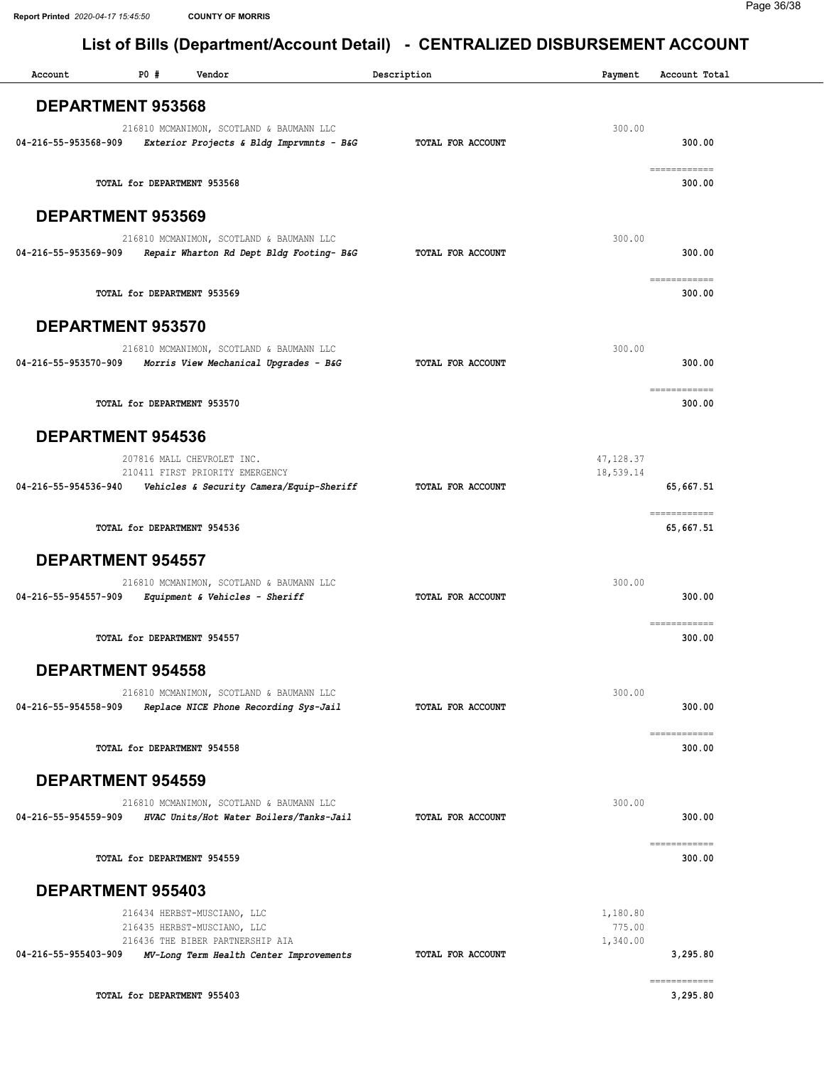# List of Bills (Department/Account Detail) - CENTRALIZED DISBURSEMENT ACCOUNT

| Account | PO # | Vendor | Description | Payment | Account Total |
|---|---|---|---|---|---|

## DEPARTMENT 953568

| Account | PO # | Vendor | Description | Payment | Account Total |
|---|---|---|---|---|---|
| | 216810 | MCMANIMON, SCOTLAND & BAUMANN LLC | | 300.00 | |
| 04-216-55-953568-909 | | *Exterior Projects & Bldg Imprvmnts - B&G* | TOTAL FOR ACCOUNT | | 300.00 |
| | | TOTAL for DEPARTMENT 953568 | | | 300.00 |

## DEPARTMENT 953569

| Account | PO # | Vendor | Description | Payment | Account Total |
|---|---|---|---|---|---|
| | 216810 | MCMANIMON, SCOTLAND & BAUMANN LLC | | 300.00 | |
| 04-216-55-953569-909 | | *Repair Wharton Rd Dept Bldg Footing- B&G* | TOTAL FOR ACCOUNT | | 300.00 |
| | | TOTAL for DEPARTMENT 953569 | | | 300.00 |

## DEPARTMENT 953570

| Account | PO # | Vendor | Description | Payment | Account Total |
|---|---|---|---|---|---|
| | 216810 | MCMANIMON, SCOTLAND & BAUMANN LLC | | 300.00 | |
| 04-216-55-953570-909 | | *Morris View Mechanical Upgrades - B&G* | TOTAL FOR ACCOUNT | | 300.00 |
| | | TOTAL for DEPARTMENT 953570 | | | 300.00 |

## DEPARTMENT 954536

| Account | PO # | Vendor | Description | Payment | Account Total |
|---|---|---|---|---|---|
| | 207816 | MALL CHEVROLET INC. | | 47,128.37 | |
| | 210411 | FIRST PRIORITY EMERGENCY | | 18,539.14 | |
| 04-216-55-954536-940 | | *Vehicles & Security Camera/Equip-Sheriff* | TOTAL FOR ACCOUNT | | 65,667.51 |
| | | TOTAL for DEPARTMENT 954536 | | | 65,667.51 |

## DEPARTMENT 954557

| Account | PO # | Vendor | Description | Payment | Account Total |
|---|---|---|---|---|---|
| | 216810 | MCMANIMON, SCOTLAND & BAUMANN LLC | | 300.00 | |
| 04-216-55-954557-909 | | *Equipment & Vehicles - Sheriff* | TOTAL FOR ACCOUNT | | 300.00 |
| | | TOTAL for DEPARTMENT 954557 | | | 300.00 |

## DEPARTMENT 954558

| Account | PO # | Vendor | Description | Payment | Account Total |
|---|---|---|---|---|---|
| | 216810 | MCMANIMON, SCOTLAND & BAUMANN LLC | | 300.00 | |
| 04-216-55-954558-909 | | *Replace NICE Phone Recording Sys-Jail* | TOTAL FOR ACCOUNT | | 300.00 |
| | | TOTAL for DEPARTMENT 954558 | | | 300.00 |

## DEPARTMENT 954559

| Account | PO # | Vendor | Description | Payment | Account Total |
|---|---|---|---|---|---|
| | 216810 | MCMANIMON, SCOTLAND & BAUMANN LLC | | 300.00 | |
| 04-216-55-954559-909 | | *HVAC Units/Hot Water Boilers/Tanks-Jail* | TOTAL FOR ACCOUNT | | 300.00 |
| | | TOTAL for DEPARTMENT 954559 | | | 300.00 |

## DEPARTMENT 955403

| Account | PO # | Vendor | Description | Payment | Account Total |
|---|---|---|---|---|---|
| | 216434 | HERBST-MUSCIANO, LLC | | 1,180.80 | |
| | 216435 | HERBST-MUSCIANO, LLC | | 775.00 | |
| | 216436 | THE BIBER PARTNERSHIP AIA | | 1,340.00 | |
| 04-216-55-955403-909 | | *MV-Long Term Health Center Improvements* | TOTAL FOR ACCOUNT | | 3,295.80 |
| | | TOTAL for DEPARTMENT 955403 | | | 3,295.80 |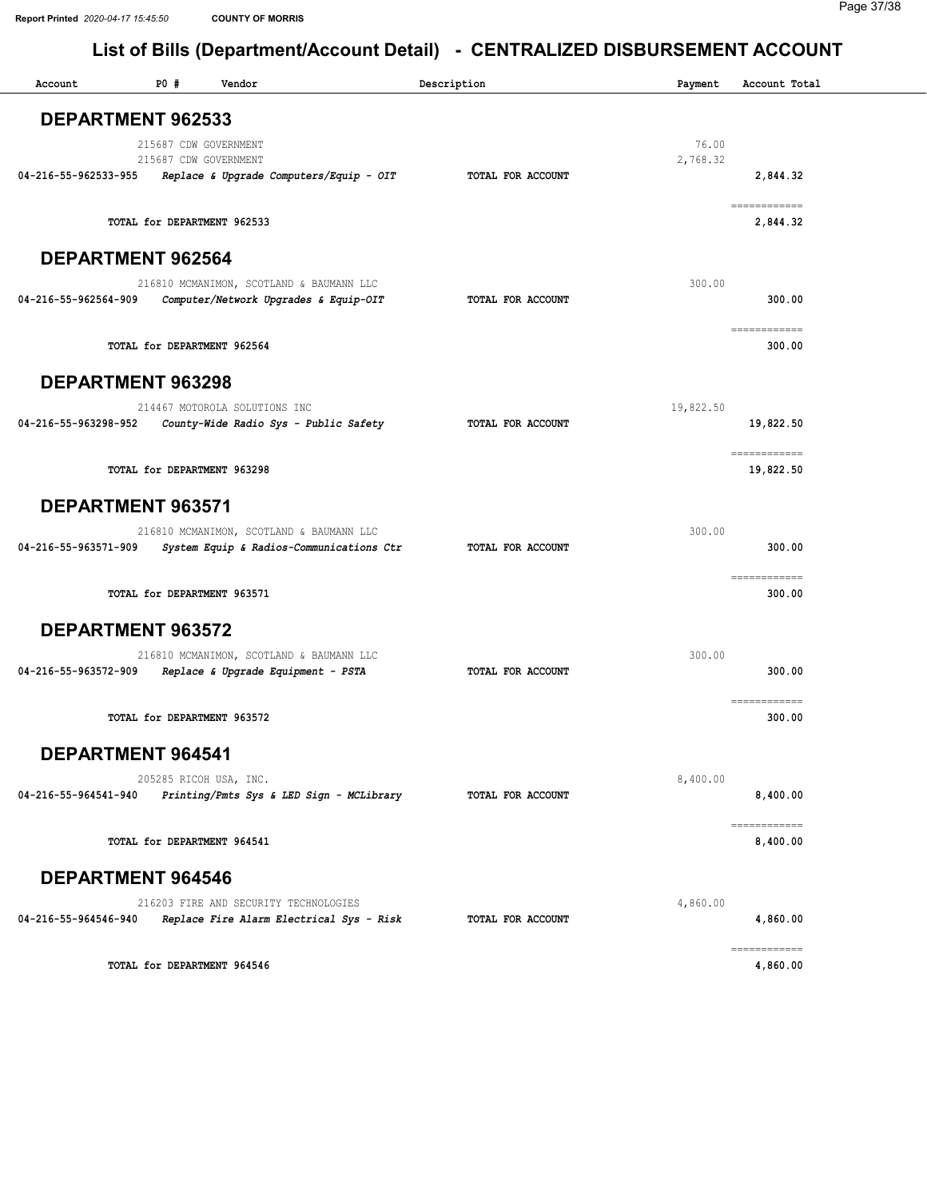Report Printed 2020-04-17 15:45:50 COUNTY OF MORRIS

# List of Bills (Department/Account Detail) - CENTRALIZED DISBURSEMENT ACCOUNT

| Account | PO # | Vendor | Description | Payment | Account Total |
|---|---|---|---|---|---|

## DEPARTMENT 962533

| Account | PO # | Vendor | Description | Payment | Account Total |
|---|---|---|---|---|---|
| | 215687 | CDW GOVERNMENT | | 76.00 | |
| | 215687 | CDW GOVERNMENT | | 2,768.32 | |
| 04-216-55-962533-955 | | *Replace & Upgrade Computers/Equip - OIT* | **TOTAL FOR ACCOUNT** | | **2,844.32** |
| | | **TOTAL for DEPARTMENT 962533** | | | **2,844.32** |

## DEPARTMENT 962564

| Account | PO # | Vendor | Description | Payment | Account Total |
|---|---|---|---|---|---|
| | 216810 | MCMANIMON, SCOTLAND & BAUMANN LLC | | 300.00 | |
| 04-216-55-962564-909 | | *Computer/Network Upgrades & Equip-OIT* | **TOTAL FOR ACCOUNT** | | **300.00** |
| | | **TOTAL for DEPARTMENT 962564** | | | **300.00** |

## DEPARTMENT 963298

| Account | PO # | Vendor | Description | Payment | Account Total |
|---|---|---|---|---|---|
| | 214467 | MOTOROLA SOLUTIONS INC | | 19,822.50 | |
| 04-216-55-963298-952 | | *County-Wide Radio Sys - Public Safety* | **TOTAL FOR ACCOUNT** | | **19,822.50** |
| | | **TOTAL for DEPARTMENT 963298** | | | **19,822.50** |

## DEPARTMENT 963571

| Account | PO # | Vendor | Description | Payment | Account Total |
|---|---|---|---|---|---|
| | 216810 | MCMANIMON, SCOTLAND & BAUMANN LLC | | 300.00 | |
| 04-216-55-963571-909 | | *System Equip & Radios-Communications Ctr* | **TOTAL FOR ACCOUNT** | | **300.00** |
| | | **TOTAL for DEPARTMENT 963571** | | | **300.00** |

## DEPARTMENT 963572

| Account | PO # | Vendor | Description | Payment | Account Total |
|---|---|---|---|---|---|
| | 216810 | MCMANIMON, SCOTLAND & BAUMANN LLC | | 300.00 | |
| 04-216-55-963572-909 | | *Replace & Upgrade Equipment - PSTA* | **TOTAL FOR ACCOUNT** | | **300.00** |
| | | **TOTAL for DEPARTMENT 963572** | | | **300.00** |

## DEPARTMENT 964541

| Account | PO # | Vendor | Description | Payment | Account Total |
|---|---|---|---|---|---|
| | 205285 | RICOH USA, INC. | | 8,400.00 | |
| 04-216-55-964541-940 | | *Printing/Pmts Sys & LED Sign - MCLibrary* | **TOTAL FOR ACCOUNT** | | **8,400.00** |
| | | **TOTAL for DEPARTMENT 964541** | | | **8,400.00** |

## DEPARTMENT 964546

| Account | PO # | Vendor | Description | Payment | Account Total |
|---|---|---|---|---|---|
| | 216203 | FIRE AND SECURITY TECHNOLOGIES | | 4,860.00 | |
| 04-216-55-964546-940 | | *Replace Fire Alarm Electrical Sys - Risk* | **TOTAL FOR ACCOUNT** | | **4,860.00** |
| | | **TOTAL for DEPARTMENT 964546** | | | **4,860.00** |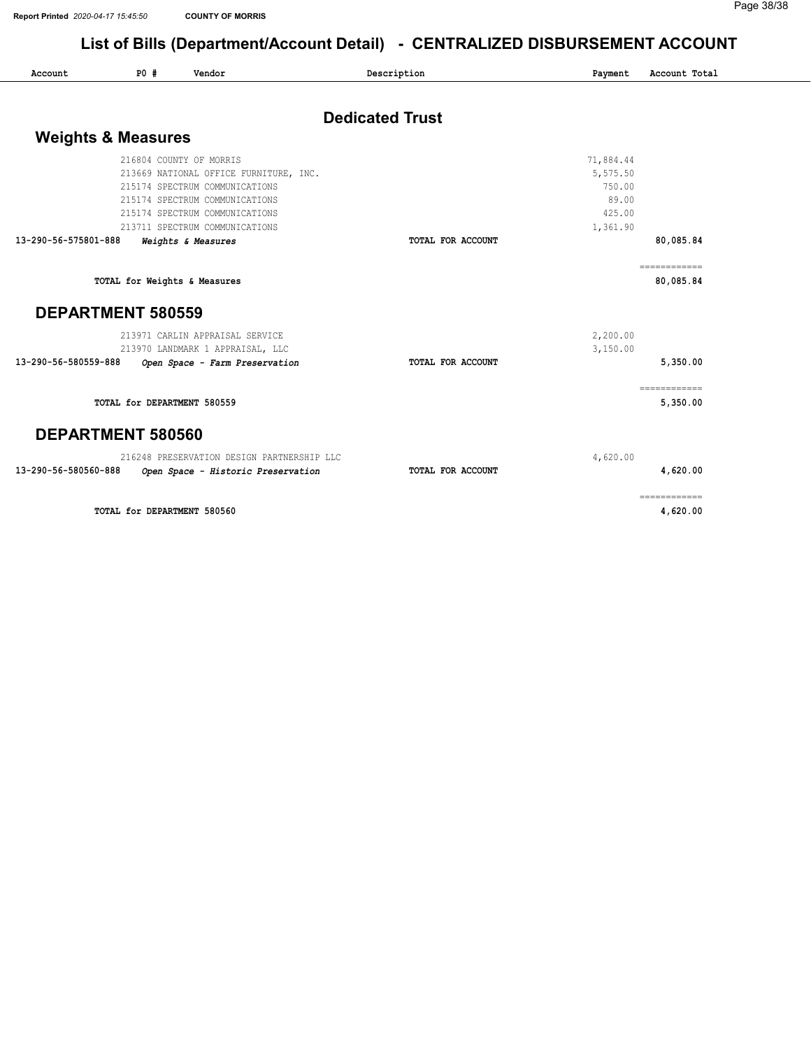## List of Bills (Department/Account Detail) - CENTRALIZED DISBURSEMENT ACCOUNT

| Account | PO # | Vendor | Description | Payment | Account Total |
|---|---|---|---|---|---|

### Dedicated Trust

### Weights & Measures

| Account | PO # | Vendor | Description | Payment | Account Total |
|---|---|---|---|---|---|
| | 216804 | COUNTY OF MORRIS | | 71,884.44 | |
| | 213669 | NATIONAL OFFICE FURNITURE, INC. | | 5,575.50 | |
| | 215174 | SPECTRUM COMMUNICATIONS | | 750.00 | |
| | 215174 | SPECTRUM COMMUNICATIONS | | 89.00 | |
| | 215174 | SPECTRUM COMMUNICATIONS | | 425.00 | |
| | 213711 | SPECTRUM COMMUNICATIONS | | 1,361.90 | |
| 13-290-56-575801-888 | | *Weights & Measures* | TOTAL FOR ACCOUNT | | 80,085.84 |
| | | TOTAL for Weights & Measures | | | 80,085.84 |

### DEPARTMENT 580559

| Account | PO # | Vendor | Description | Payment | Account Total |
|---|---|---|---|---|---|
| | 213971 | CARLIN APPRAISAL SERVICE | | 2,200.00 | |
| | 213970 | LANDMARK 1 APPRAISAL, LLC | | 3,150.00 | |
| 13-290-56-580559-888 | | *Open Space - Farm Preservation* | TOTAL FOR ACCOUNT | | 5,350.00 |
| | | TOTAL for DEPARTMENT 580559 | | | 5,350.00 |

### DEPARTMENT 580560

| Account | PO # | Vendor | Description | Payment | Account Total |
|---|---|---|---|---|---|
| | 216248 | PRESERVATION DESIGN PARTNERSHIP LLC | | 4,620.00 | |
| 13-290-56-580560-888 | | *Open Space - Historic Preservation* | TOTAL FOR ACCOUNT | | 4,620.00 |
| | | TOTAL for DEPARTMENT 580560 | | | 4,620.00 |